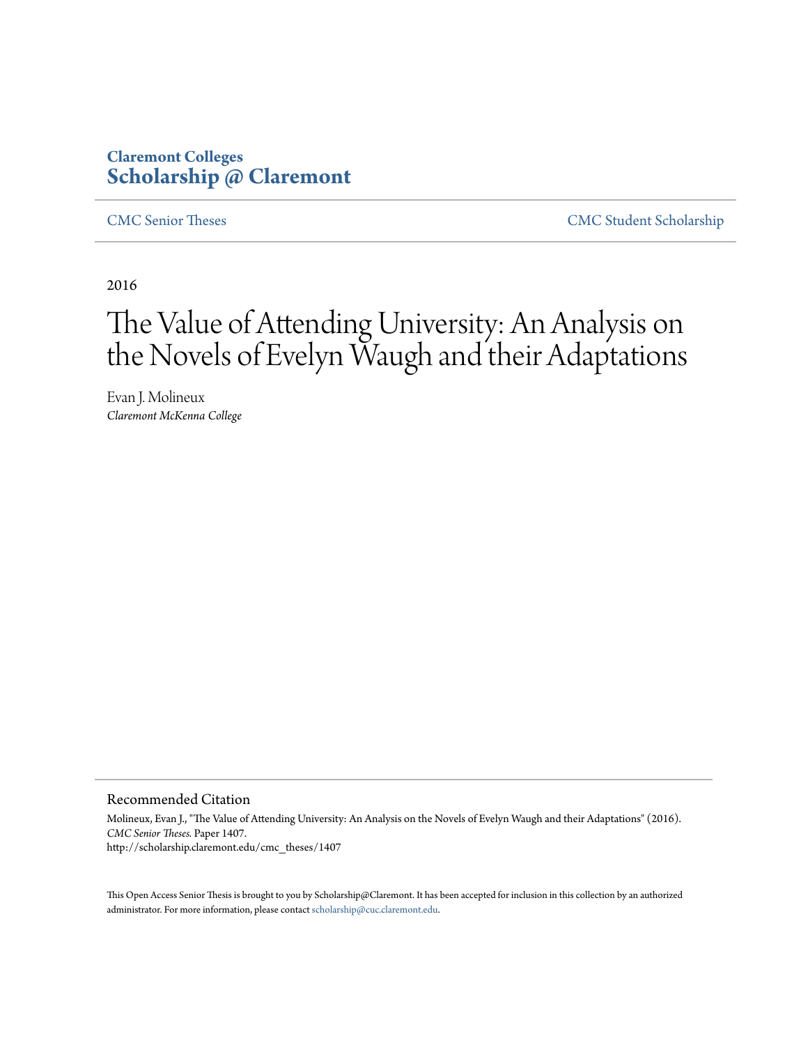Claremont Colleges
**Scholarship @ Claremont**

CMC Senior Theses | CMC Student Scholarship

2016

# The Value of Attending University: An Analysis on the Novels of Evelyn Waugh and their Adaptations

Evan J. Molineux
*Claremont McKenna College*

## Recommended Citation

Molineux, Evan J., "The Value of Attending University: An Analysis on the Novels of Evelyn Waugh and their Adaptations" (2016). *CMC Senior Theses*. Paper 1407.
http://scholarship.claremont.edu/cmc_theses/1407

This Open Access Senior Thesis is brought to you by Scholarship@Claremont. It has been accepted for inclusion in this collection by an authorized administrator. For more information, please contact scholarship@cuc.claremont.edu.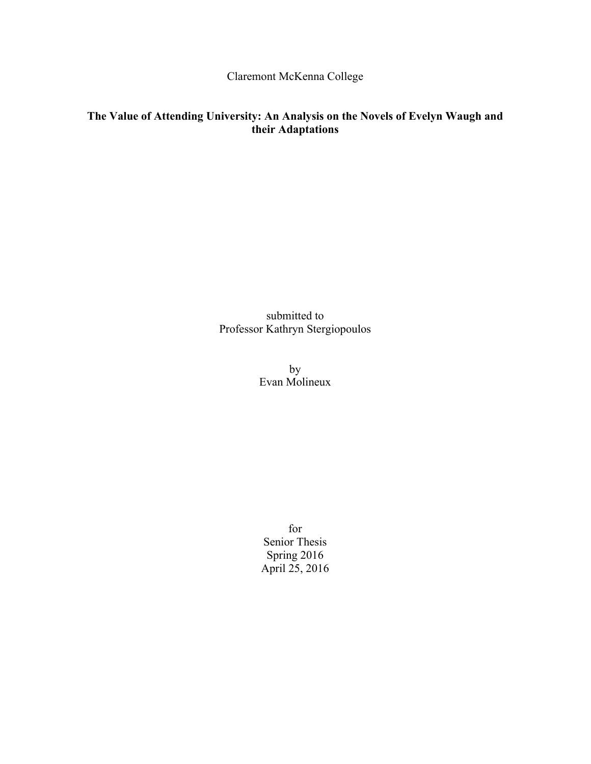Claremont McKenna College

# The Value of Attending University: An Analysis on the Novels of Evelyn Waugh and their Adaptations

submitted to
Professor Kathryn Stergiopoulos

by
Evan Molineux

for
Senior Thesis
Spring 2016
April 25, 2016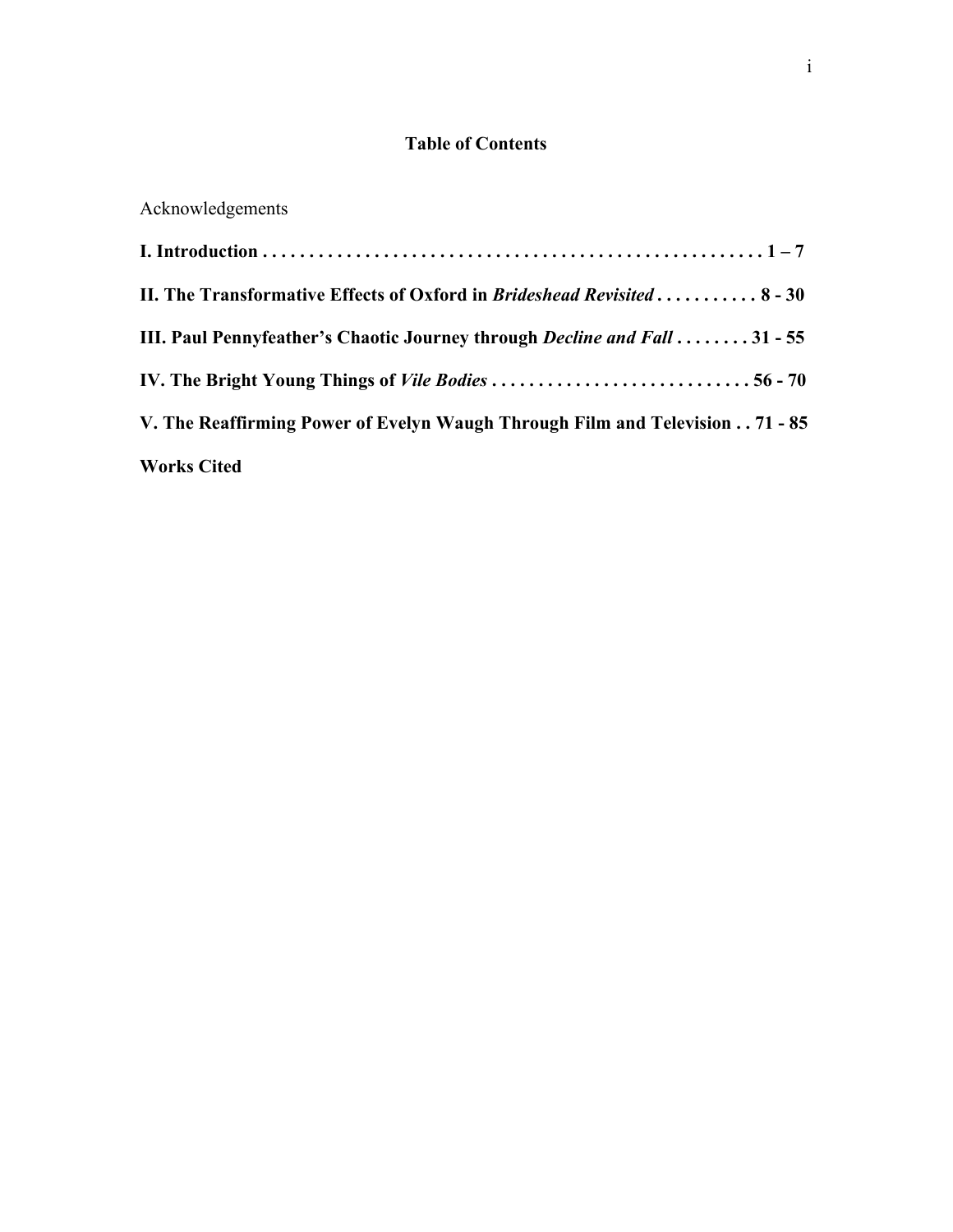# Table of Contents

Acknowledgements

**I. Introduction . . . . . . . . . . . . . . . . . . . . . . . . . . . . . . . . . . . . . . . . . . . . . . . . . . . . . 1 – 7**

**II. The Transformative Effects of Oxford in *Brideshead Revisited* . . . . . . . . . . . 8 - 30**

**III. Paul Pennyfeather's Chaotic Journey through *Decline and Fall* . . . . . . . . 31 - 55**

**IV. The Bright Young Things of *Vile Bodies* . . . . . . . . . . . . . . . . . . . . . . . . . . . . 56 - 70**

**V. The Reaffirming Power of Evelyn Waugh Through Film and Television . . 71 - 85**

**Works Cited**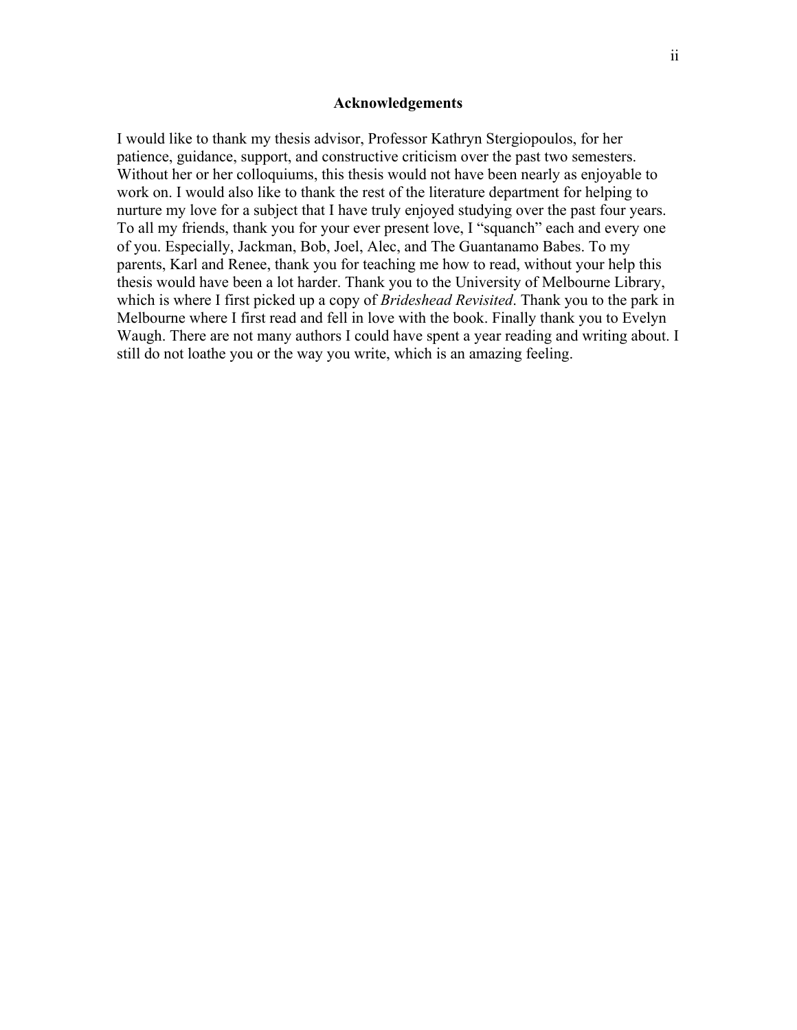## Acknowledgements

I would like to thank my thesis advisor, Professor Kathryn Stergiopoulos, for her patience, guidance, support, and constructive criticism over the past two semesters. Without her or her colloquiums, this thesis would not have been nearly as enjoyable to work on. I would also like to thank the rest of the literature department for helping to nurture my love for a subject that I have truly enjoyed studying over the past four years. To all my friends, thank you for your ever present love, I "squanch" each and every one of you. Especially, Jackman, Bob, Joel, Alec, and The Guantanamo Babes. To my parents, Karl and Renee, thank you for teaching me how to read, without your help this thesis would have been a lot harder. Thank you to the University of Melbourne Library, which is where I first picked up a copy of *Brideshead Revisited*. Thank you to the park in Melbourne where I first read and fell in love with the book. Finally thank you to Evelyn Waugh. There are not many authors I could have spent a year reading and writing about. I still do not loathe you or the way you write, which is an amazing feeling.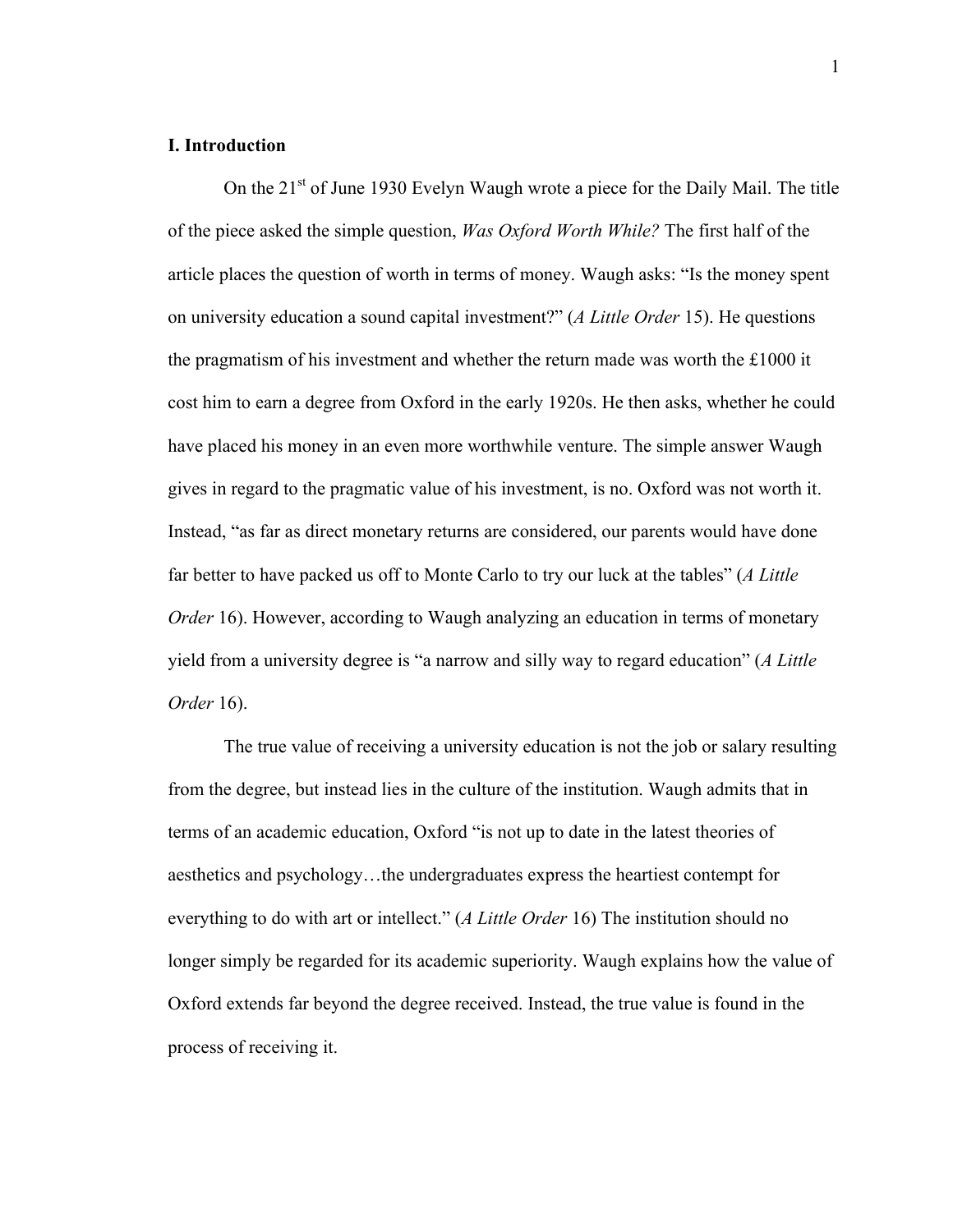## I. Introduction

On the 21st of June 1930 Evelyn Waugh wrote a piece for the Daily Mail. The title of the piece asked the simple question, *Was Oxford Worth While?* The first half of the article places the question of worth in terms of money. Waugh asks: "Is the money spent on university education a sound capital investment?" (*A Little Order* 15). He questions the pragmatism of his investment and whether the return made was worth the £1000 it cost him to earn a degree from Oxford in the early 1920s. He then asks, whether he could have placed his money in an even more worthwhile venture. The simple answer Waugh gives in regard to the pragmatic value of his investment, is no. Oxford was not worth it. Instead, "as far as direct monetary returns are considered, our parents would have done far better to have packed us off to Monte Carlo to try our luck at the tables" (*A Little Order* 16). However, according to Waugh analyzing an education in terms of monetary yield from a university degree is "a narrow and silly way to regard education" (*A Little Order* 16).

The true value of receiving a university education is not the job or salary resulting from the degree, but instead lies in the culture of the institution. Waugh admits that in terms of an academic education, Oxford "is not up to date in the latest theories of aesthetics and psychology…the undergraduates express the heartiest contempt for everything to do with art or intellect." (*A Little Order* 16) The institution should no longer simply be regarded for its academic superiority. Waugh explains how the value of Oxford extends far beyond the degree received. Instead, the true value is found in the process of receiving it.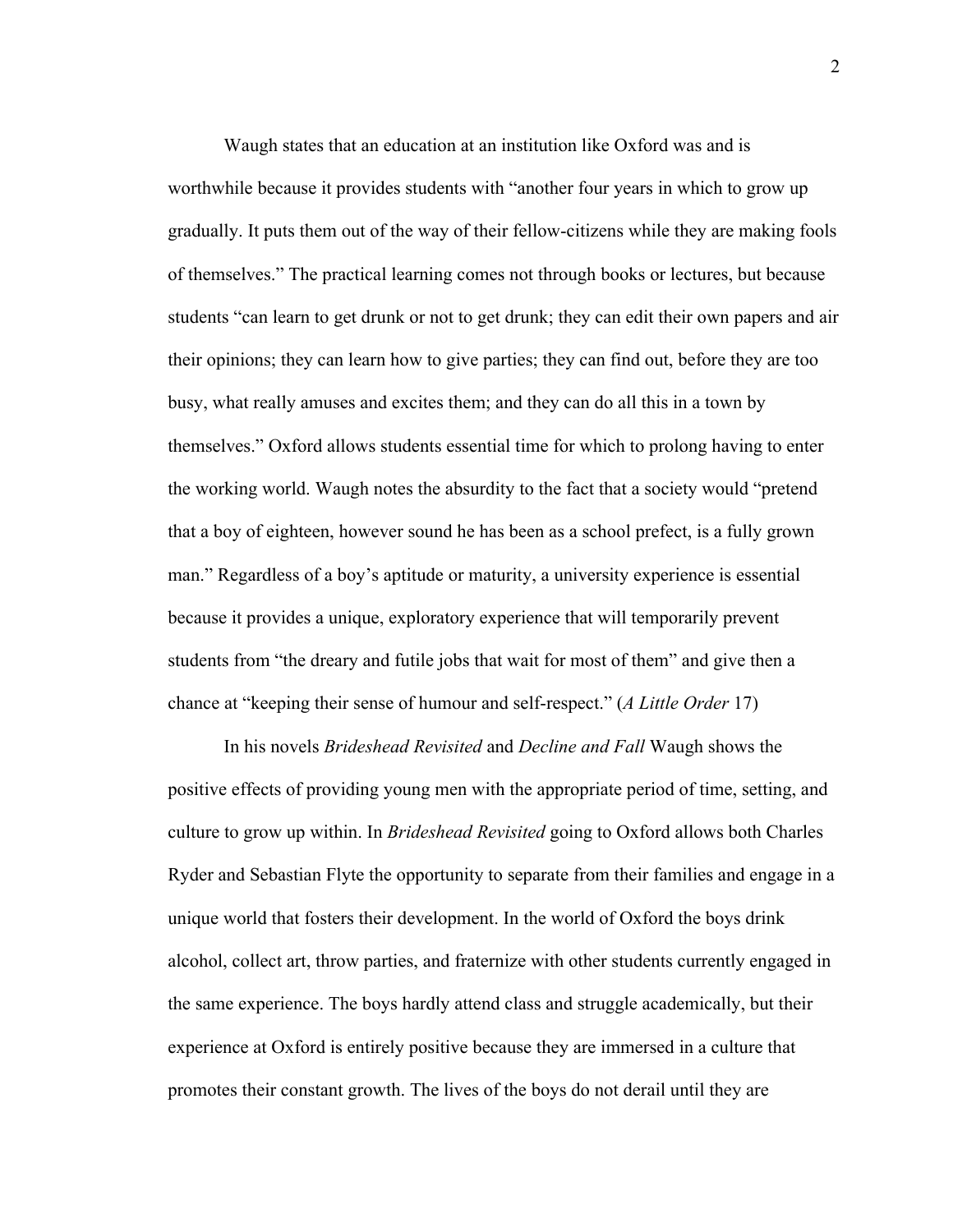Waugh states that an education at an institution like Oxford was and is worthwhile because it provides students with “another four years in which to grow up gradually. It puts them out of the way of their fellow-citizens while they are making fools of themselves.” The practical learning comes not through books or lectures, but because students “can learn to get drunk or not to get drunk; they can edit their own papers and air their opinions; they can learn how to give parties; they can find out, before they are too busy, what really amuses and excites them; and they can do all this in a town by themselves.” Oxford allows students essential time for which to prolong having to enter the working world. Waugh notes the absurdity to the fact that a society would “pretend that a boy of eighteen, however sound he has been as a school prefect, is a fully grown man.” Regardless of a boy’s aptitude or maturity, a university experience is essential because it provides a unique, exploratory experience that will temporarily prevent students from “the dreary and futile jobs that wait for most of them” and give then a chance at “keeping their sense of humour and self-respect.” (*A Little Order* 17)

In his novels *Brideshead Revisited* and *Decline and Fall* Waugh shows the positive effects of providing young men with the appropriate period of time, setting, and culture to grow up within. In *Brideshead Revisited* going to Oxford allows both Charles Ryder and Sebastian Flyte the opportunity to separate from their families and engage in a unique world that fosters their development. In the world of Oxford the boys drink alcohol, collect art, throw parties, and fraternize with other students currently engaged in the same experience. The boys hardly attend class and struggle academically, but their experience at Oxford is entirely positive because they are immersed in a culture that promotes their constant growth. The lives of the boys do not derail until they are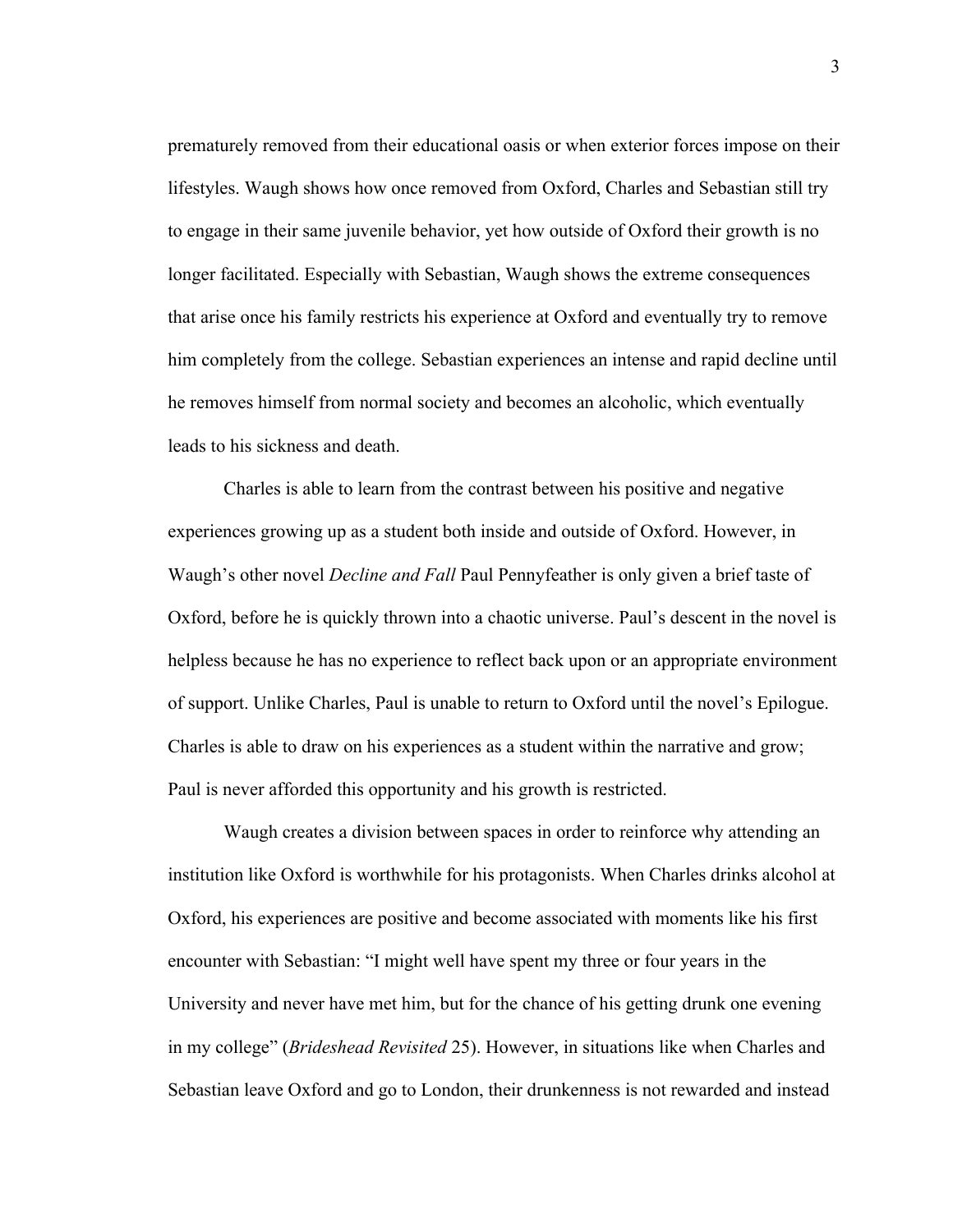prematurely removed from their educational oasis or when exterior forces impose on their lifestyles. Waugh shows how once removed from Oxford, Charles and Sebastian still try to engage in their same juvenile behavior, yet how outside of Oxford their growth is no longer facilitated. Especially with Sebastian, Waugh shows the extreme consequences that arise once his family restricts his experience at Oxford and eventually try to remove him completely from the college. Sebastian experiences an intense and rapid decline until he removes himself from normal society and becomes an alcoholic, which eventually leads to his sickness and death.

Charles is able to learn from the contrast between his positive and negative experiences growing up as a student both inside and outside of Oxford. However, in Waugh's other novel *Decline and Fall* Paul Pennyfeather is only given a brief taste of Oxford, before he is quickly thrown into a chaotic universe. Paul's descent in the novel is helpless because he has no experience to reflect back upon or an appropriate environment of support. Unlike Charles, Paul is unable to return to Oxford until the novel's Epilogue. Charles is able to draw on his experiences as a student within the narrative and grow; Paul is never afforded this opportunity and his growth is restricted.

Waugh creates a division between spaces in order to reinforce why attending an institution like Oxford is worthwhile for his protagonists. When Charles drinks alcohol at Oxford, his experiences are positive and become associated with moments like his first encounter with Sebastian: "I might well have spent my three or four years in the University and never have met him, but for the chance of his getting drunk one evening in my college" (*Brideshead Revisited* 25). However, in situations like when Charles and Sebastian leave Oxford and go to London, their drunkenness is not rewarded and instead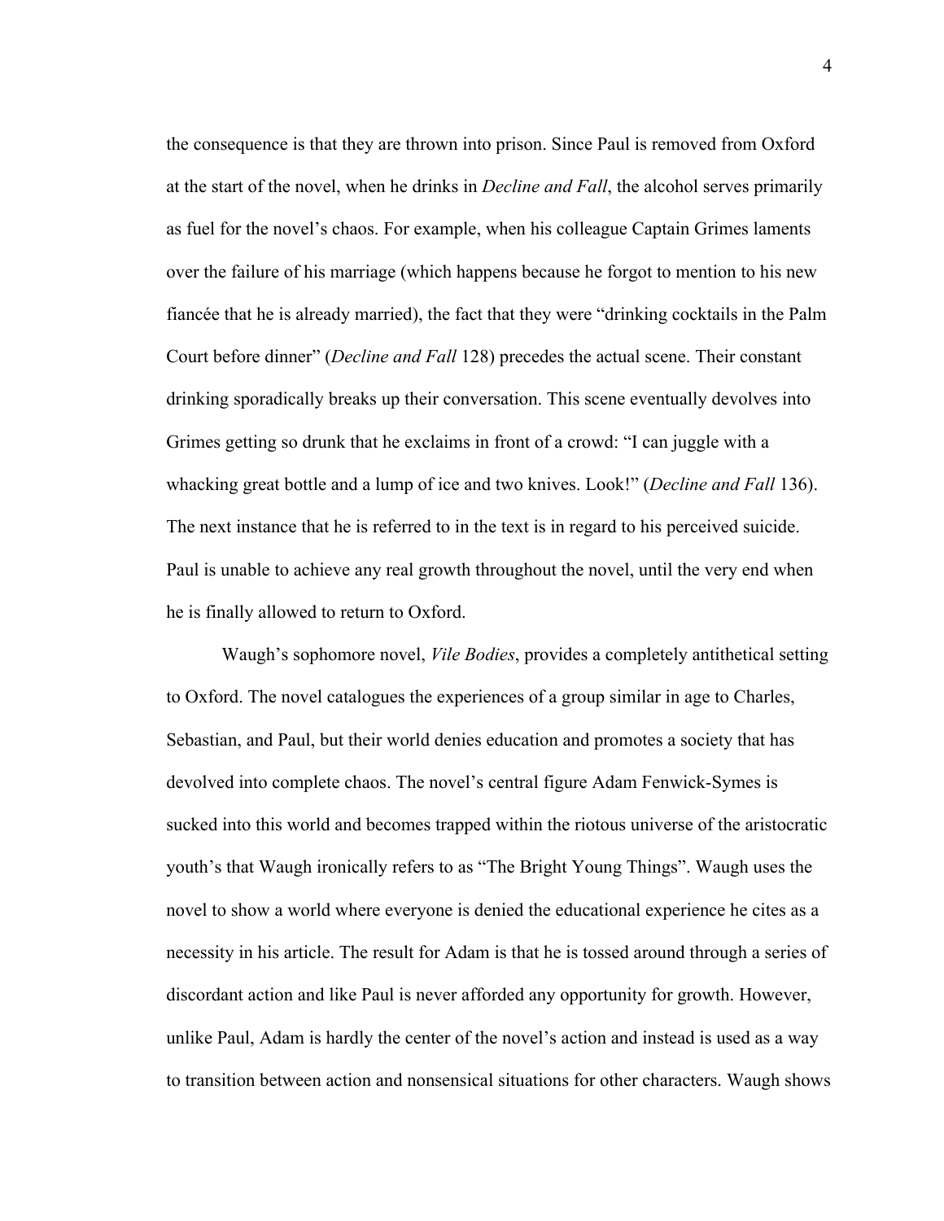the consequence is that they are thrown into prison. Since Paul is removed from Oxford at the start of the novel, when he drinks in *Decline and Fall*, the alcohol serves primarily as fuel for the novel's chaos. For example, when his colleague Captain Grimes laments over the failure of his marriage (which happens because he forgot to mention to his new fiancée that he is already married), the fact that they were "drinking cocktails in the Palm Court before dinner" (*Decline and Fall* 128) precedes the actual scene. Their constant drinking sporadically breaks up their conversation. This scene eventually devolves into Grimes getting so drunk that he exclaims in front of a crowd: "I can juggle with a whacking great bottle and a lump of ice and two knives. Look!" (*Decline and Fall* 136). The next instance that he is referred to in the text is in regard to his perceived suicide. Paul is unable to achieve any real growth throughout the novel, until the very end when he is finally allowed to return to Oxford.

Waugh's sophomore novel, *Vile Bodies*, provides a completely antithetical setting to Oxford. The novel catalogues the experiences of a group similar in age to Charles, Sebastian, and Paul, but their world denies education and promotes a society that has devolved into complete chaos. The novel's central figure Adam Fenwick-Symes is sucked into this world and becomes trapped within the riotous universe of the aristocratic youth's that Waugh ironically refers to as "The Bright Young Things". Waugh uses the novel to show a world where everyone is denied the educational experience he cites as a necessity in his article. The result for Adam is that he is tossed around through a series of discordant action and like Paul is never afforded any opportunity for growth. However, unlike Paul, Adam is hardly the center of the novel's action and instead is used as a way to transition between action and nonsensical situations for other characters. Waugh shows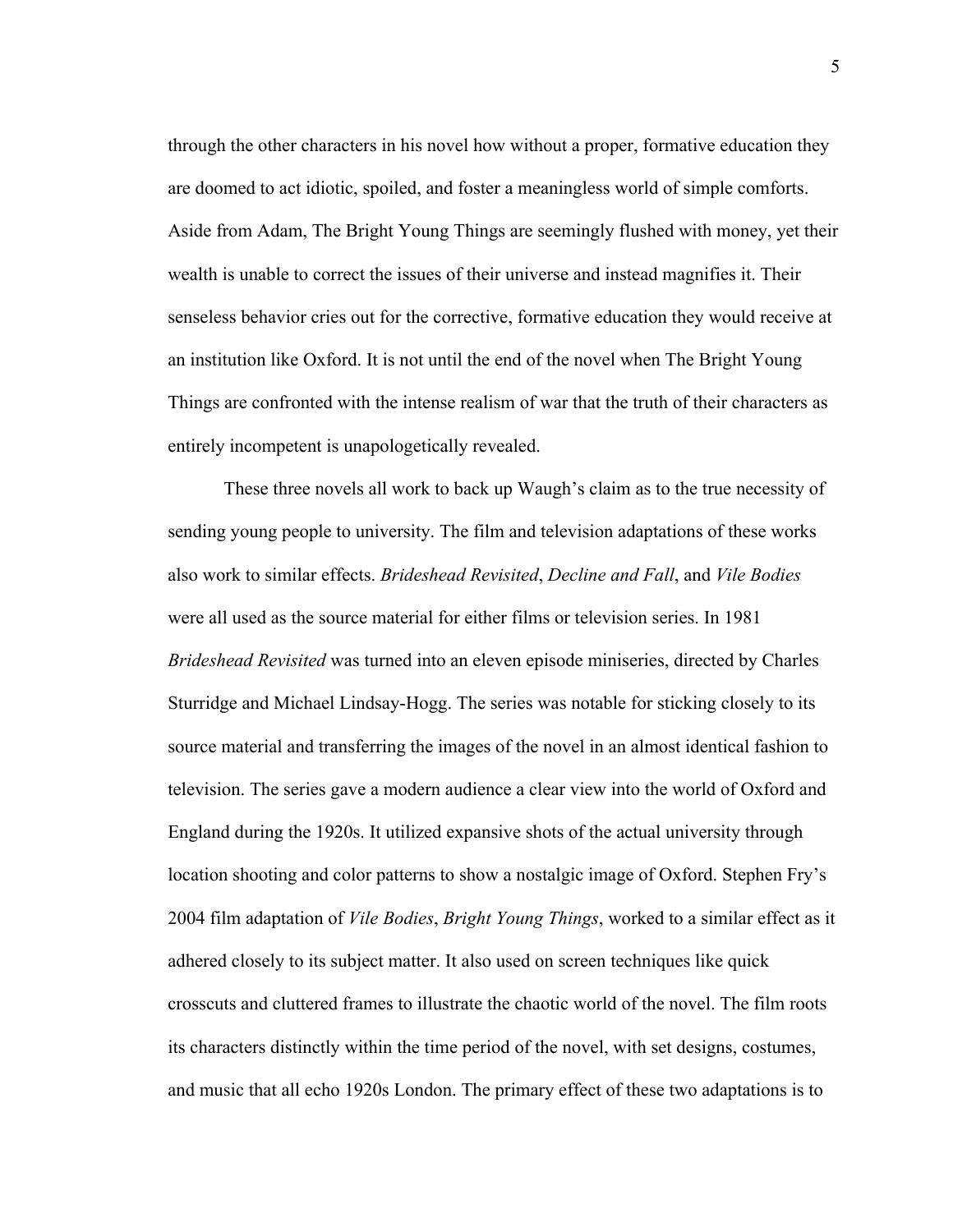through the other characters in his novel how without a proper, formative education they are doomed to act idiotic, spoiled, and foster a meaningless world of simple comforts. Aside from Adam, The Bright Young Things are seemingly flushed with money, yet their wealth is unable to correct the issues of their universe and instead magnifies it. Their senseless behavior cries out for the corrective, formative education they would receive at an institution like Oxford. It is not until the end of the novel when The Bright Young Things are confronted with the intense realism of war that the truth of their characters as entirely incompetent is unapologetically revealed.

These three novels all work to back up Waugh's claim as to the true necessity of sending young people to university. The film and television adaptations of these works also work to similar effects. *Brideshead Revisited*, *Decline and Fall*, and *Vile Bodies* were all used as the source material for either films or television series. In 1981 *Brideshead Revisited* was turned into an eleven episode miniseries, directed by Charles Sturridge and Michael Lindsay-Hogg. The series was notable for sticking closely to its source material and transferring the images of the novel in an almost identical fashion to television. The series gave a modern audience a clear view into the world of Oxford and England during the 1920s. It utilized expansive shots of the actual university through location shooting and color patterns to show a nostalgic image of Oxford. Stephen Fry's 2004 film adaptation of *Vile Bodies*, *Bright Young Things*, worked to a similar effect as it adhered closely to its subject matter. It also used on screen techniques like quick crosscuts and cluttered frames to illustrate the chaotic world of the novel. The film roots its characters distinctly within the time period of the novel, with set designs, costumes, and music that all echo 1920s London. The primary effect of these two adaptations is to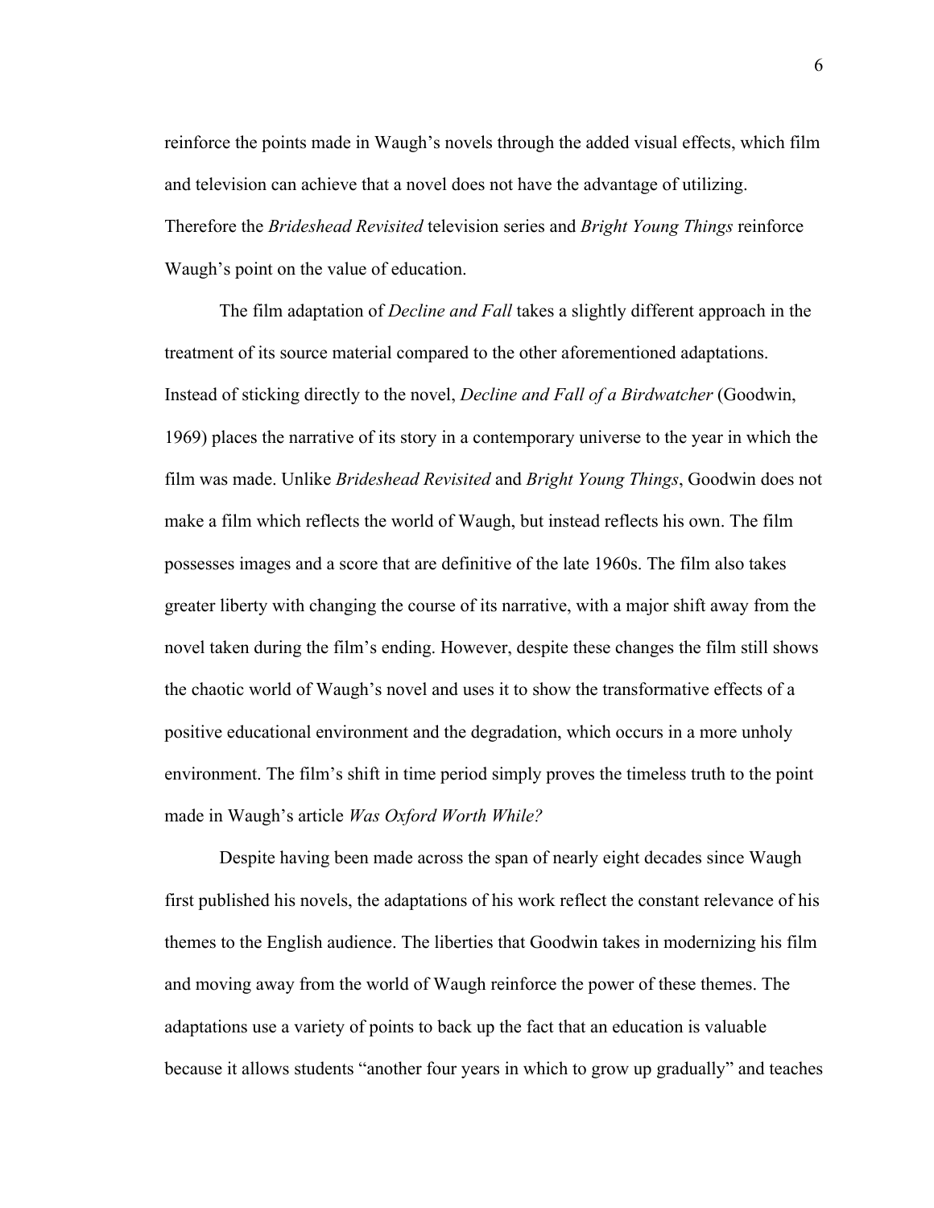reinforce the points made in Waugh's novels through the added visual effects, which film and television can achieve that a novel does not have the advantage of utilizing. Therefore the *Brideshead Revisited* television series and *Bright Young Things* reinforce Waugh's point on the value of education.

The film adaptation of *Decline and Fall* takes a slightly different approach in the treatment of its source material compared to the other aforementioned adaptations. Instead of sticking directly to the novel, *Decline and Fall of a Birdwatcher* (Goodwin, 1969) places the narrative of its story in a contemporary universe to the year in which the film was made. Unlike *Brideshead Revisited* and *Bright Young Things*, Goodwin does not make a film which reflects the world of Waugh, but instead reflects his own. The film possesses images and a score that are definitive of the late 1960s. The film also takes greater liberty with changing the course of its narrative, with a major shift away from the novel taken during the film's ending. However, despite these changes the film still shows the chaotic world of Waugh's novel and uses it to show the transformative effects of a positive educational environment and the degradation, which occurs in a more unholy environment. The film's shift in time period simply proves the timeless truth to the point made in Waugh's article *Was Oxford Worth While?*

Despite having been made across the span of nearly eight decades since Waugh first published his novels, the adaptations of his work reflect the constant relevance of his themes to the English audience. The liberties that Goodwin takes in modernizing his film and moving away from the world of Waugh reinforce the power of these themes. The adaptations use a variety of points to back up the fact that an education is valuable because it allows students "another four years in which to grow up gradually" and teaches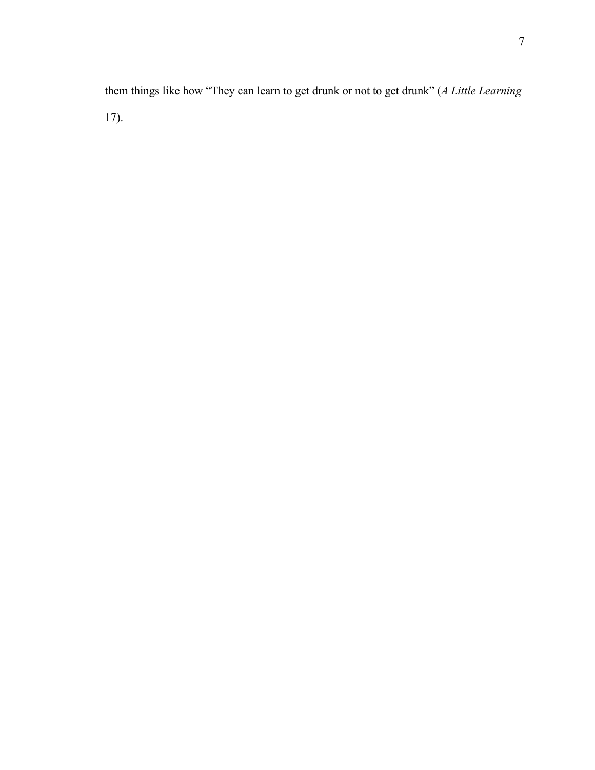them things like how “They can learn to get drunk or not to get drunk” (*A Little Learning* 17).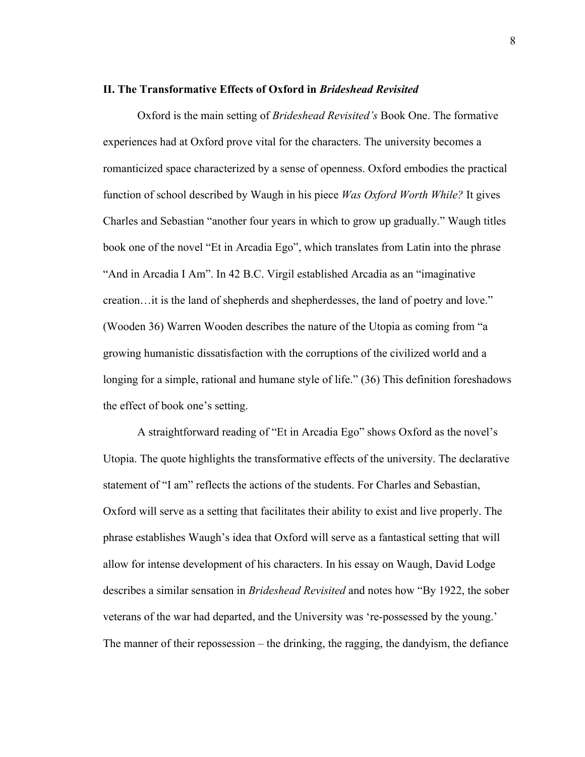## II. The Transformative Effects of Oxford in *Brideshead Revisited*

Oxford is the main setting of *Brideshead Revisited's* Book One. The formative experiences had at Oxford prove vital for the characters. The university becomes a romanticized space characterized by a sense of openness. Oxford embodies the practical function of school described by Waugh in his piece *Was Oxford Worth While?* It gives Charles and Sebastian "another four years in which to grow up gradually." Waugh titles book one of the novel "Et in Arcadia Ego", which translates from Latin into the phrase "And in Arcadia I Am". In 42 B.C. Virgil established Arcadia as an "imaginative creation…it is the land of shepherds and shepherdesses, the land of poetry and love." (Wooden 36) Warren Wooden describes the nature of the Utopia as coming from "a growing humanistic dissatisfaction with the corruptions of the civilized world and a longing for a simple, rational and humane style of life." (36) This definition foreshadows the effect of book one's setting.

A straightforward reading of "Et in Arcadia Ego" shows Oxford as the novel's Utopia. The quote highlights the transformative effects of the university. The declarative statement of "I am" reflects the actions of the students. For Charles and Sebastian, Oxford will serve as a setting that facilitates their ability to exist and live properly. The phrase establishes Waugh's idea that Oxford will serve as a fantastical setting that will allow for intense development of his characters. In his essay on Waugh, David Lodge describes a similar sensation in *Brideshead Revisited* and notes how "By 1922, the sober veterans of the war had departed, and the University was 're-possessed by the young.' The manner of their repossession – the drinking, the ragging, the dandyism, the defiance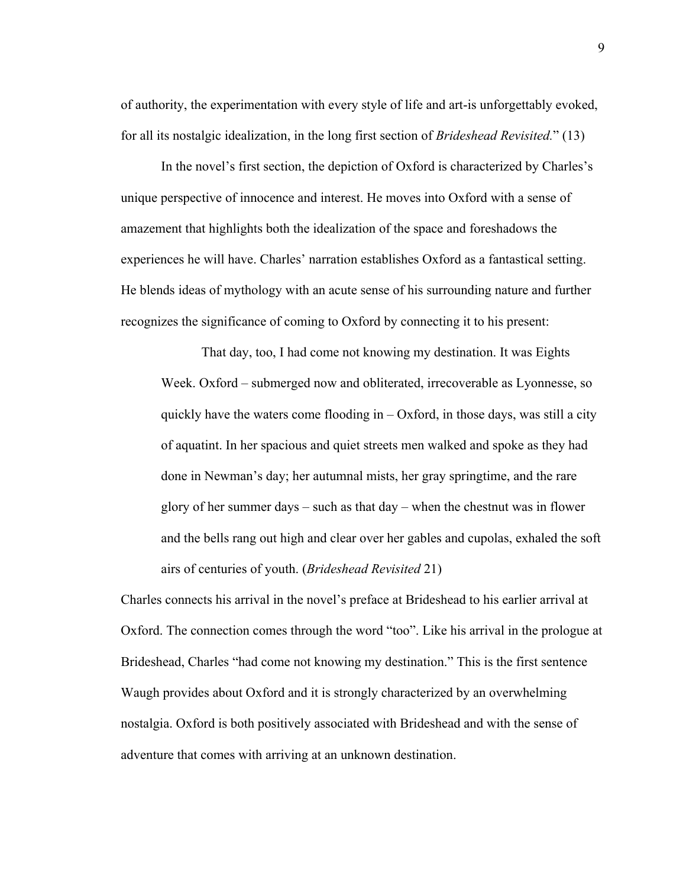of authority, the experimentation with every style of life and art-is unforgettably evoked, for all its nostalgic idealization, in the long first section of *Brideshead Revisited.*" (13)

In the novel's first section, the depiction of Oxford is characterized by Charles's unique perspective of innocence and interest. He moves into Oxford with a sense of amazement that highlights both the idealization of the space and foreshadows the experiences he will have. Charles' narration establishes Oxford as a fantastical setting. He blends ideas of mythology with an acute sense of his surrounding nature and further recognizes the significance of coming to Oxford by connecting it to his present:

> That day, too, I had come not knowing my destination. It was Eights Week. Oxford – submerged now and obliterated, irrecoverable as Lyonnesse, so quickly have the waters come flooding in – Oxford, in those days, was still a city of aquatint. In her spacious and quiet streets men walked and spoke as they had done in Newman's day; her autumnal mists, her gray springtime, and the rare glory of her summer days – such as that day – when the chestnut was in flower and the bells rang out high and clear over her gables and cupolas, exhaled the soft airs of centuries of youth. (*Brideshead Revisited* 21)

Charles connects his arrival in the novel's preface at Brideshead to his earlier arrival at Oxford. The connection comes through the word "too". Like his arrival in the prologue at Brideshead, Charles "had come not knowing my destination." This is the first sentence Waugh provides about Oxford and it is strongly characterized by an overwhelming nostalgia. Oxford is both positively associated with Brideshead and with the sense of adventure that comes with arriving at an unknown destination.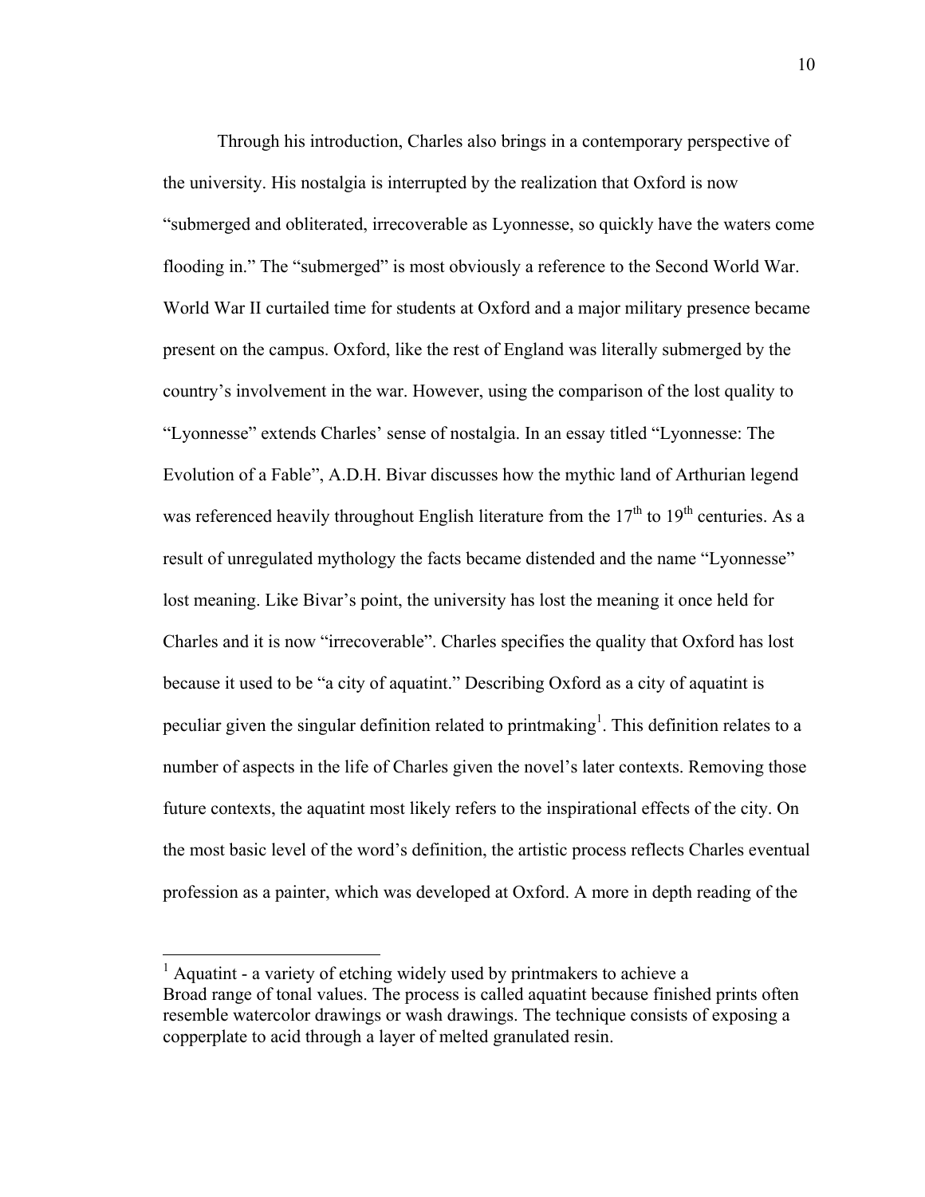Through his introduction, Charles also brings in a contemporary perspective of the university. His nostalgia is interrupted by the realization that Oxford is now "submerged and obliterated, irrecoverable as Lyonnesse, so quickly have the waters come flooding in." The "submerged" is most obviously a reference to the Second World War. World War II curtailed time for students at Oxford and a major military presence became present on the campus. Oxford, like the rest of England was literally submerged by the country's involvement in the war. However, using the comparison of the lost quality to "Lyonnesse" extends Charles' sense of nostalgia. In an essay titled "Lyonnesse: The Evolution of a Fable", A.D.H. Bivar discusses how the mythic land of Arthurian legend was referenced heavily throughout English literature from the 17th to 19th centuries. As a result of unregulated mythology the facts became distended and the name "Lyonnesse" lost meaning. Like Bivar's point, the university has lost the meaning it once held for Charles and it is now "irrecoverable". Charles specifies the quality that Oxford has lost because it used to be "a city of aquatint." Describing Oxford as a city of aquatint is peculiar given the singular definition related to printmaking[1]. This definition relates to a number of aspects in the life of Charles given the novel's later contexts. Removing those future contexts, the aquatint most likely refers to the inspirational effects of the city. On the most basic level of the word's definition, the artistic process reflects Charles eventual profession as a painter, which was developed at Oxford. A more in depth reading of the

---

[1] Aquatint - a variety of etching widely used by printmakers to achieve a Broad range of tonal values. The process is called aquatint because finished prints often resemble watercolor drawings or wash drawings. The technique consists of exposing a copperplate to acid through a layer of melted granulated resin.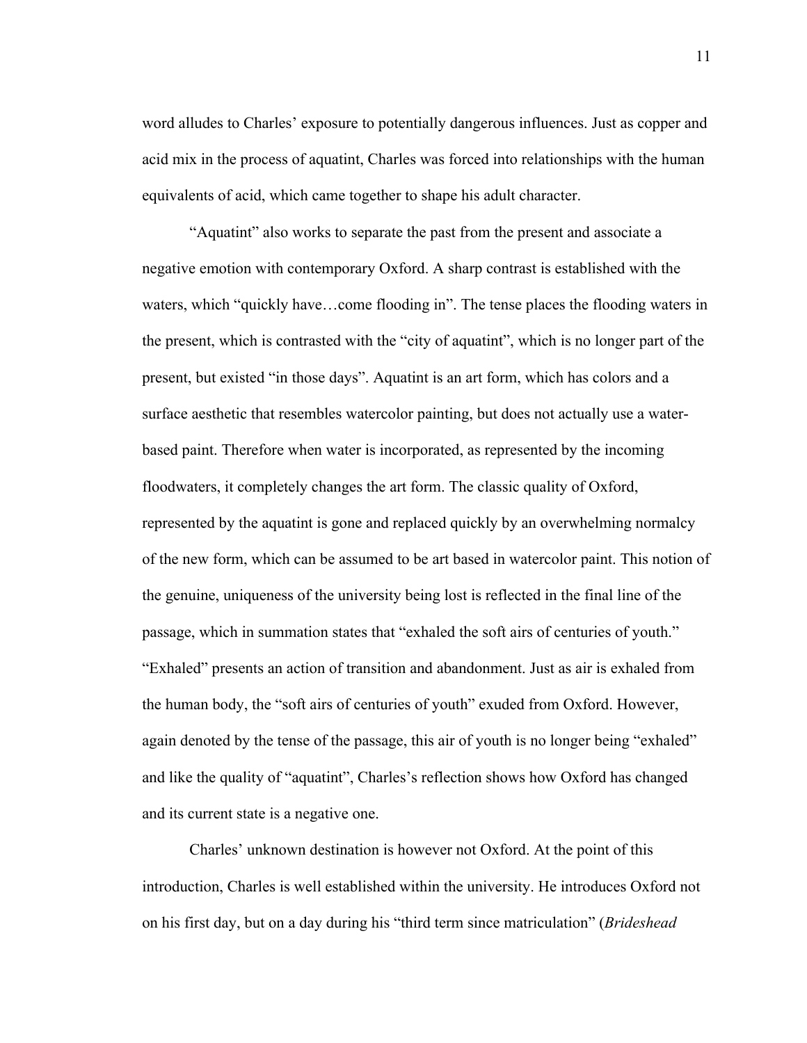word alludes to Charles' exposure to potentially dangerous influences. Just as copper and acid mix in the process of aquatint, Charles was forced into relationships with the human equivalents of acid, which came together to shape his adult character.

"Aquatint" also works to separate the past from the present and associate a negative emotion with contemporary Oxford. A sharp contrast is established with the waters, which "quickly have…come flooding in". The tense places the flooding waters in the present, which is contrasted with the "city of aquatint", which is no longer part of the present, but existed "in those days". Aquatint is an art form, which has colors and a surface aesthetic that resembles watercolor painting, but does not actually use a water-based paint. Therefore when water is incorporated, as represented by the incoming floodwaters, it completely changes the art form. The classic quality of Oxford, represented by the aquatint is gone and replaced quickly by an overwhelming normalcy of the new form, which can be assumed to be art based in watercolor paint. This notion of the genuine, uniqueness of the university being lost is reflected in the final line of the passage, which in summation states that "exhaled the soft airs of centuries of youth." "Exhaled" presents an action of transition and abandonment. Just as air is exhaled from the human body, the "soft airs of centuries of youth" exuded from Oxford. However, again denoted by the tense of the passage, this air of youth is no longer being "exhaled" and like the quality of "aquatint", Charles's reflection shows how Oxford has changed and its current state is a negative one.

Charles' unknown destination is however not Oxford. At the point of this introduction, Charles is well established within the university. He introduces Oxford not on his first day, but on a day during his "third term since matriculation" (*Brideshead*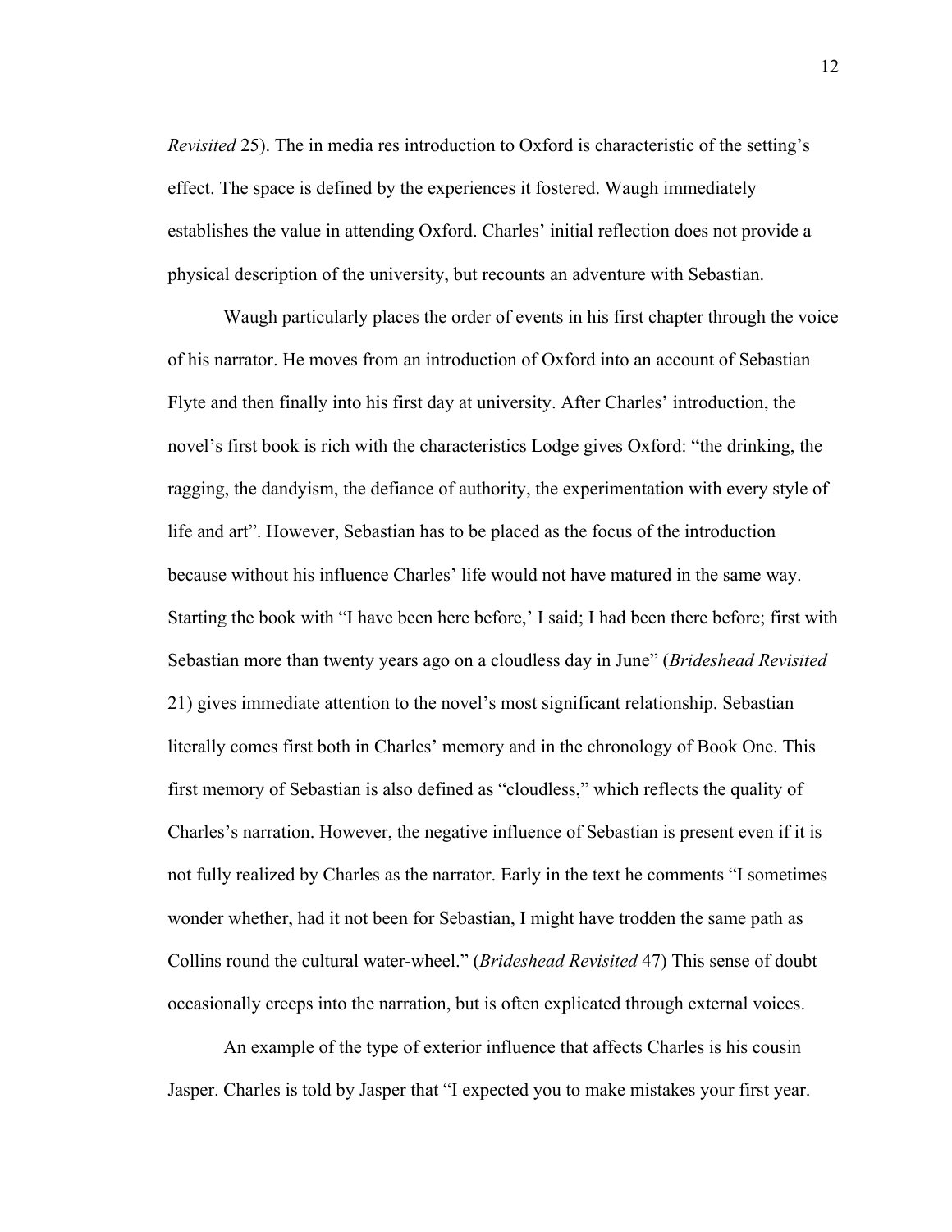*Revisited* 25). The in media res introduction to Oxford is characteristic of the setting's effect. The space is defined by the experiences it fostered. Waugh immediately establishes the value in attending Oxford. Charles' initial reflection does not provide a physical description of the university, but recounts an adventure with Sebastian.

Waugh particularly places the order of events in his first chapter through the voice of his narrator. He moves from an introduction of Oxford into an account of Sebastian Flyte and then finally into his first day at university. After Charles' introduction, the novel's first book is rich with the characteristics Lodge gives Oxford: "the drinking, the ragging, the dandyism, the defiance of authority, the experimentation with every style of life and art". However, Sebastian has to be placed as the focus of the introduction because without his influence Charles' life would not have matured in the same way. Starting the book with "I have been here before,' I said; I had been there before; first with Sebastian more than twenty years ago on a cloudless day in June" (*Brideshead Revisited* 21) gives immediate attention to the novel's most significant relationship. Sebastian literally comes first both in Charles' memory and in the chronology of Book One. This first memory of Sebastian is also defined as "cloudless," which reflects the quality of Charles's narration. However, the negative influence of Sebastian is present even if it is not fully realized by Charles as the narrator. Early in the text he comments "I sometimes wonder whether, had it not been for Sebastian, I might have trodden the same path as Collins round the cultural water-wheel." (*Brideshead Revisited* 47) This sense of doubt occasionally creeps into the narration, but is often explicated through external voices.

An example of the type of exterior influence that affects Charles is his cousin Jasper. Charles is told by Jasper that "I expected you to make mistakes your first year.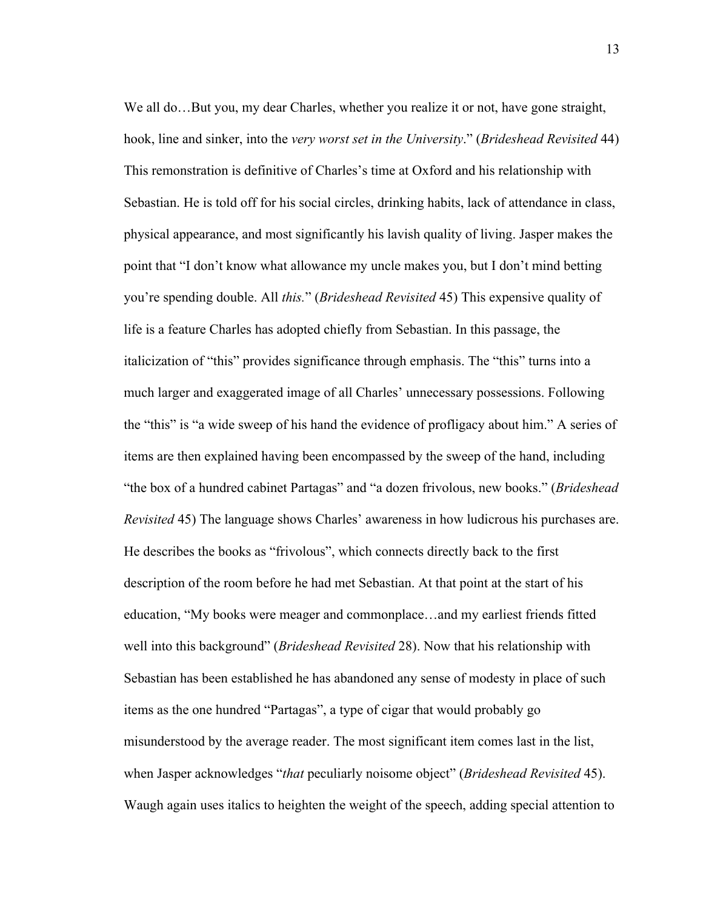We all do…But you, my dear Charles, whether you realize it or not, have gone straight, hook, line and sinker, into the *very worst set in the University*." (*Brideshead Revisited* 44) This remonstration is definitive of Charles's time at Oxford and his relationship with Sebastian. He is told off for his social circles, drinking habits, lack of attendance in class, physical appearance, and most significantly his lavish quality of living. Jasper makes the point that "I don't know what allowance my uncle makes you, but I don't mind betting you're spending double. All *this.*" (*Brideshead Revisited* 45) This expensive quality of life is a feature Charles has adopted chiefly from Sebastian. In this passage, the italicization of "this" provides significance through emphasis. The "this" turns into a much larger and exaggerated image of all Charles' unnecessary possessions. Following the "this" is "a wide sweep of his hand the evidence of profligacy about him." A series of items are then explained having been encompassed by the sweep of the hand, including "the box of a hundred cabinet Partagas" and "a dozen frivolous, new books." (*Brideshead Revisited* 45) The language shows Charles' awareness in how ludicrous his purchases are. He describes the books as "frivolous", which connects directly back to the first description of the room before he had met Sebastian. At that point at the start of his education, "My books were meager and commonplace…and my earliest friends fitted well into this background" (*Brideshead Revisited* 28). Now that his relationship with Sebastian has been established he has abandoned any sense of modesty in place of such items as the one hundred "Partagas", a type of cigar that would probably go misunderstood by the average reader. The most significant item comes last in the list, when Jasper acknowledges "*that* peculiarly noisome object" (*Brideshead Revisited* 45). Waugh again uses italics to heighten the weight of the speech, adding special attention to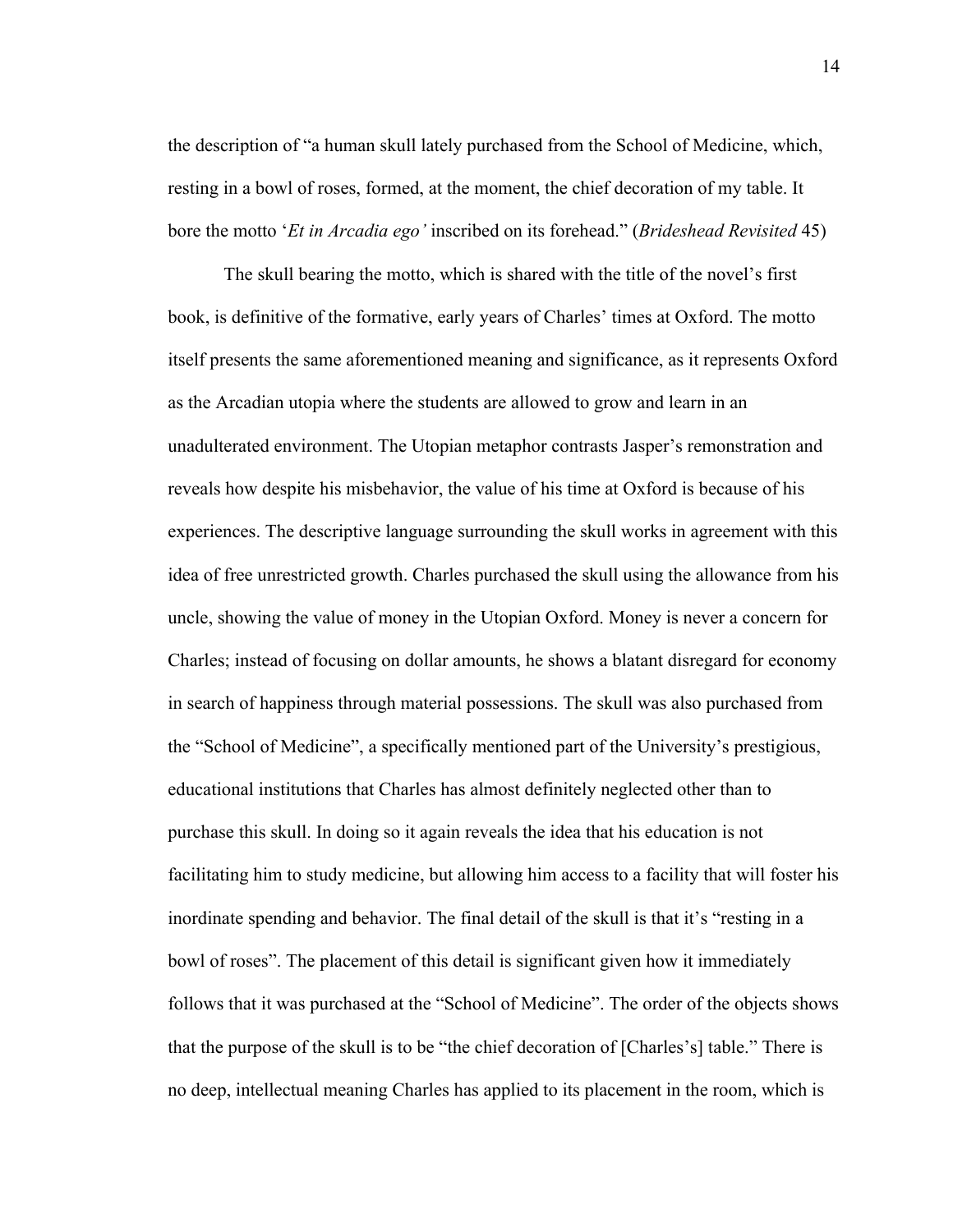the description of "a human skull lately purchased from the School of Medicine, which, resting in a bowl of roses, formed, at the moment, the chief decoration of my table. It bore the motto '*Et in Arcadia ego'* inscribed on its forehead." (*Brideshead Revisited* 45)

The skull bearing the motto, which is shared with the title of the novel's first book, is definitive of the formative, early years of Charles' times at Oxford. The motto itself presents the same aforementioned meaning and significance, as it represents Oxford as the Arcadian utopia where the students are allowed to grow and learn in an unadulterated environment. The Utopian metaphor contrasts Jasper's remonstration and reveals how despite his misbehavior, the value of his time at Oxford is because of his experiences. The descriptive language surrounding the skull works in agreement with this idea of free unrestricted growth. Charles purchased the skull using the allowance from his uncle, showing the value of money in the Utopian Oxford. Money is never a concern for Charles; instead of focusing on dollar amounts, he shows a blatant disregard for economy in search of happiness through material possessions. The skull was also purchased from the "School of Medicine", a specifically mentioned part of the University's prestigious, educational institutions that Charles has almost definitely neglected other than to purchase this skull. In doing so it again reveals the idea that his education is not facilitating him to study medicine, but allowing him access to a facility that will foster his inordinate spending and behavior. The final detail of the skull is that it's "resting in a bowl of roses". The placement of this detail is significant given how it immediately follows that it was purchased at the "School of Medicine". The order of the objects shows that the purpose of the skull is to be "the chief decoration of [Charles's] table." There is no deep, intellectual meaning Charles has applied to its placement in the room, which is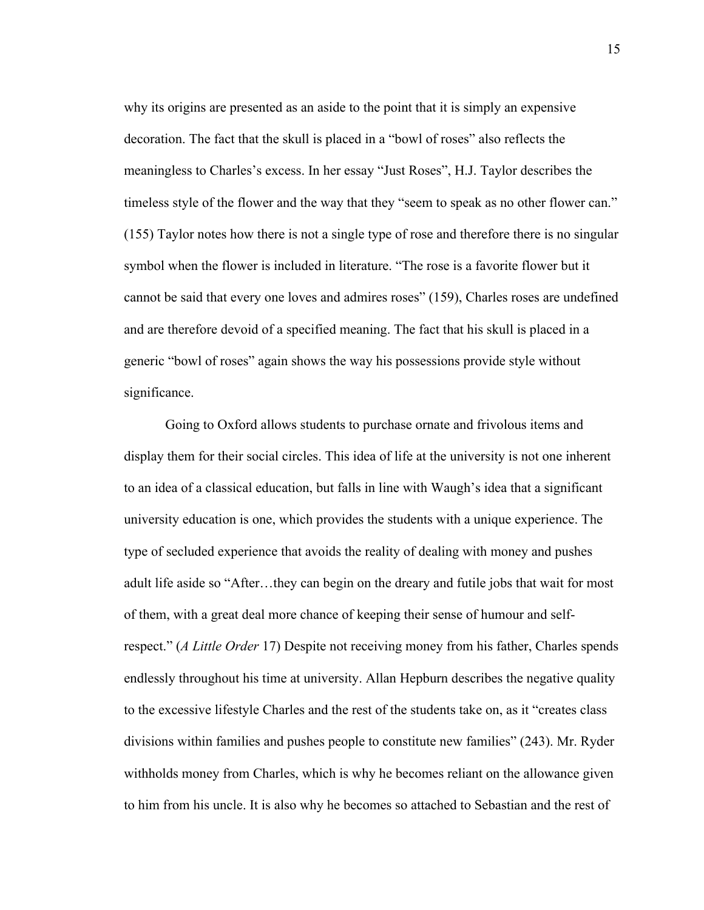why its origins are presented as an aside to the point that it is simply an expensive decoration. The fact that the skull is placed in a "bowl of roses" also reflects the meaningless to Charles's excess. In her essay "Just Roses", H.J. Taylor describes the timeless style of the flower and the way that they "seem to speak as no other flower can." (155) Taylor notes how there is not a single type of rose and therefore there is no singular symbol when the flower is included in literature. "The rose is a favorite flower but it cannot be said that every one loves and admires roses" (159), Charles roses are undefined and are therefore devoid of a specified meaning. The fact that his skull is placed in a generic "bowl of roses" again shows the way his possessions provide style without significance.

Going to Oxford allows students to purchase ornate and frivolous items and display them for their social circles. This idea of life at the university is not one inherent to an idea of a classical education, but falls in line with Waugh's idea that a significant university education is one, which provides the students with a unique experience. The type of secluded experience that avoids the reality of dealing with money and pushes adult life aside so "After…they can begin on the dreary and futile jobs that wait for most of them, with a great deal more chance of keeping their sense of humour and self-respect." (*A Little Order* 17) Despite not receiving money from his father, Charles spends endlessly throughout his time at university. Allan Hepburn describes the negative quality to the excessive lifestyle Charles and the rest of the students take on, as it "creates class divisions within families and pushes people to constitute new families" (243). Mr. Ryder withholds money from Charles, which is why he becomes reliant on the allowance given to him from his uncle. It is also why he becomes so attached to Sebastian and the rest of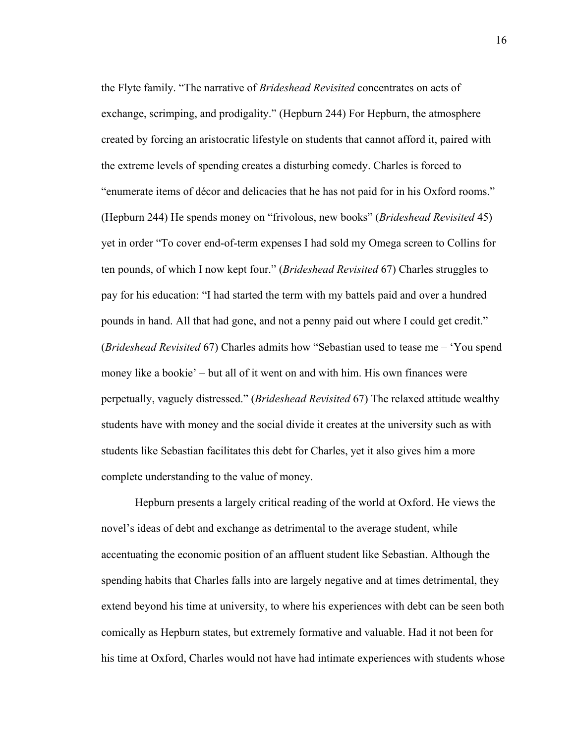the Flyte family. "The narrative of *Brideshead Revisited* concentrates on acts of exchange, scrimping, and prodigality." (Hepburn 244) For Hepburn, the atmosphere created by forcing an aristocratic lifestyle on students that cannot afford it, paired with the extreme levels of spending creates a disturbing comedy. Charles is forced to "enumerate items of décor and delicacies that he has not paid for in his Oxford rooms." (Hepburn 244) He spends money on "frivolous, new books" (*Brideshead Revisited* 45) yet in order "To cover end-of-term expenses I had sold my Omega screen to Collins for ten pounds, of which I now kept four." (*Brideshead Revisited* 67) Charles struggles to pay for his education: "I had started the term with my battels paid and over a hundred pounds in hand. All that had gone, and not a penny paid out where I could get credit." (*Brideshead Revisited* 67) Charles admits how "Sebastian used to tease me – 'You spend money like a bookie' – but all of it went on and with him. His own finances were perpetually, vaguely distressed." (*Brideshead Revisited* 67) The relaxed attitude wealthy students have with money and the social divide it creates at the university such as with students like Sebastian facilitates this debt for Charles, yet it also gives him a more complete understanding to the value of money.

Hepburn presents a largely critical reading of the world at Oxford. He views the novel's ideas of debt and exchange as detrimental to the average student, while accentuating the economic position of an affluent student like Sebastian. Although the spending habits that Charles falls into are largely negative and at times detrimental, they extend beyond his time at university, to where his experiences with debt can be seen both comically as Hepburn states, but extremely formative and valuable. Had it not been for his time at Oxford, Charles would not have had intimate experiences with students whose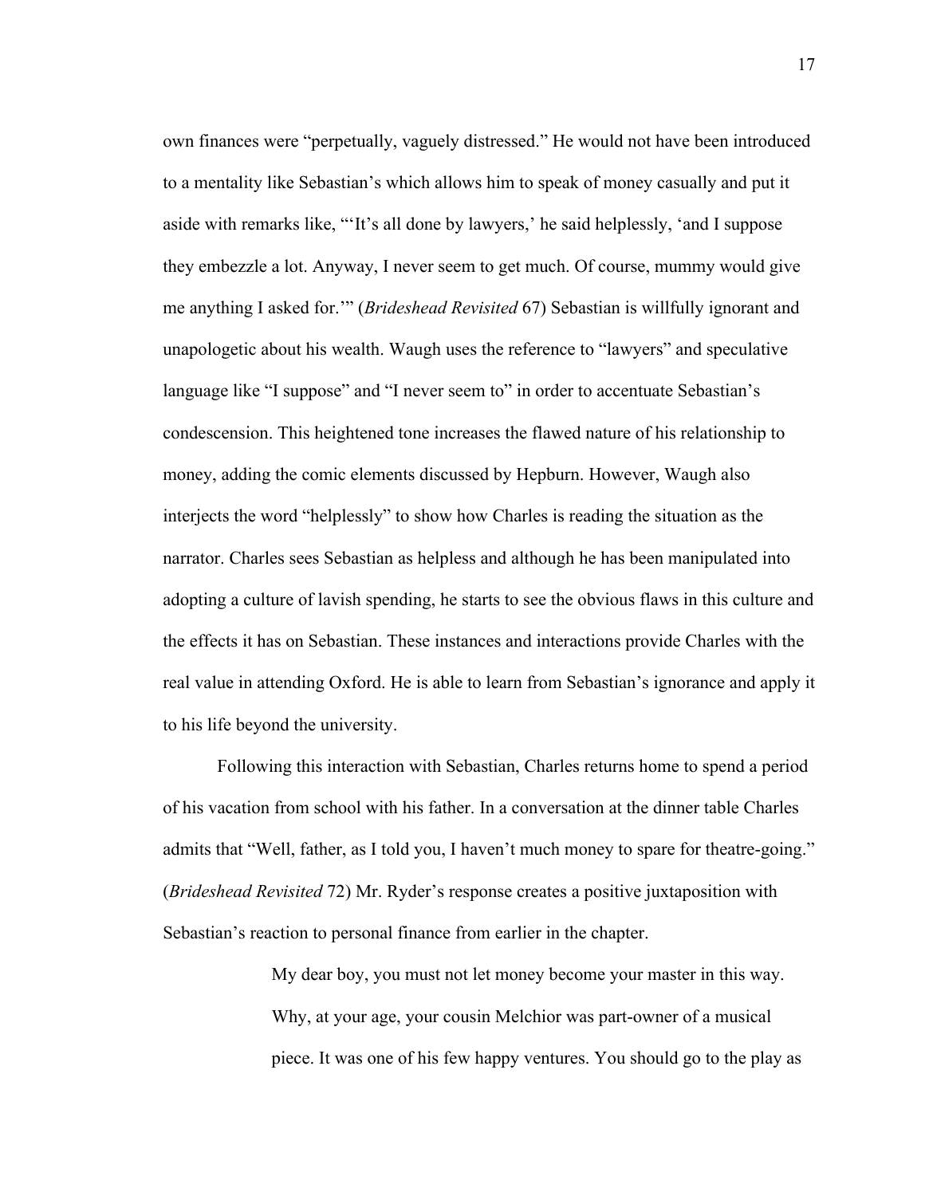own finances were "perpetually, vaguely distressed." He would not have been introduced to a mentality like Sebastian's which allows him to speak of money casually and put it aside with remarks like, "'It's all done by lawyers,' he said helplessly, 'and I suppose they embezzle a lot. Anyway, I never seem to get much. Of course, mummy would give me anything I asked for.'" (*Brideshead Revisited* 67) Sebastian is willfully ignorant and unapologetic about his wealth. Waugh uses the reference to "lawyers" and speculative language like "I suppose" and "I never seem to" in order to accentuate Sebastian's condescension. This heightened tone increases the flawed nature of his relationship to money, adding the comic elements discussed by Hepburn. However, Waugh also interjects the word "helplessly" to show how Charles is reading the situation as the narrator. Charles sees Sebastian as helpless and although he has been manipulated into adopting a culture of lavish spending, he starts to see the obvious flaws in this culture and the effects it has on Sebastian. These instances and interactions provide Charles with the real value in attending Oxford. He is able to learn from Sebastian's ignorance and apply it to his life beyond the university.

Following this interaction with Sebastian, Charles returns home to spend a period of his vacation from school with his father. In a conversation at the dinner table Charles admits that "Well, father, as I told you, I haven't much money to spare for theatre-going." (*Brideshead Revisited* 72) Mr. Ryder's response creates a positive juxtaposition with Sebastian's reaction to personal finance from earlier in the chapter.

> My dear boy, you must not let money become your master in this way. Why, at your age, your cousin Melchior was part-owner of a musical piece. It was one of his few happy ventures. You should go to the play as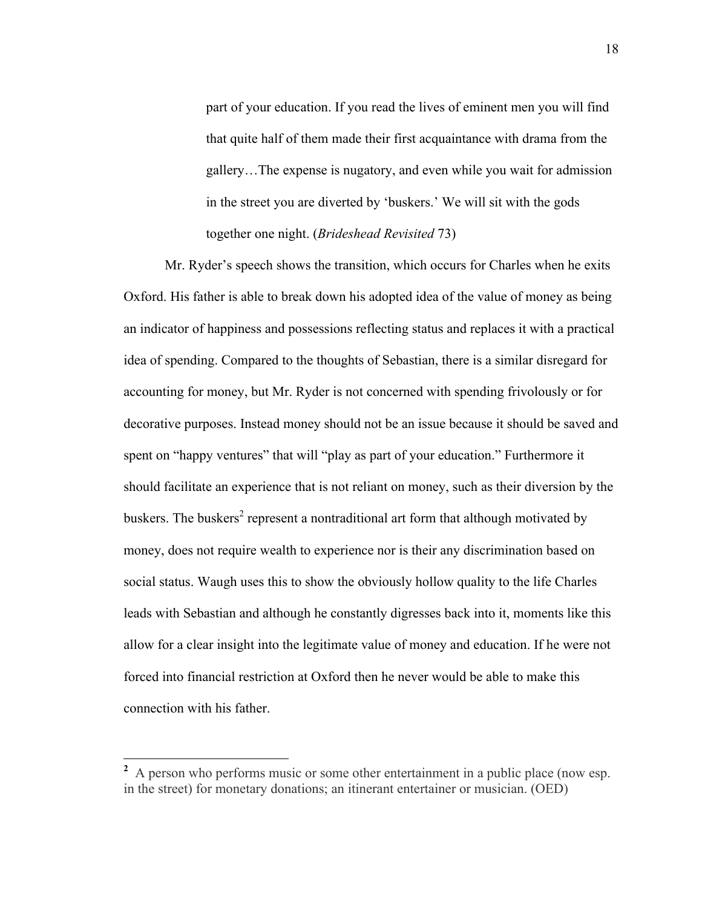> part of your education. If you read the lives of eminent men you will find that quite half of them made their first acquaintance with drama from the gallery…The expense is nugatory, and even while you wait for admission in the street you are diverted by 'buskers.' We will sit with the gods together one night. (*Brideshead Revisited* 73)

Mr. Ryder's speech shows the transition, which occurs for Charles when he exits Oxford. His father is able to break down his adopted idea of the value of money as being an indicator of happiness and possessions reflecting status and replaces it with a practical idea of spending. Compared to the thoughts of Sebastian, there is a similar disregard for accounting for money, but Mr. Ryder is not concerned with spending frivolously or for decorative purposes. Instead money should not be an issue because it should be saved and spent on "happy ventures" that will "play as part of your education." Furthermore it should facilitate an experience that is not reliant on money, such as their diversion by the buskers. The buskers[2] represent a nontraditional art form that although motivated by money, does not require wealth to experience nor is their any discrimination based on social status. Waugh uses this to show the obviously hollow quality to the life Charles leads with Sebastian and although he constantly digresses back into it, moments like this allow for a clear insight into the legitimate value of money and education. If he were not forced into financial restriction at Oxford then he never would be able to make this connection with his father.

---

[2] A person who performs music or some other entertainment in a public place (now esp. in the street) for monetary donations; an itinerant entertainer or musician. (OED)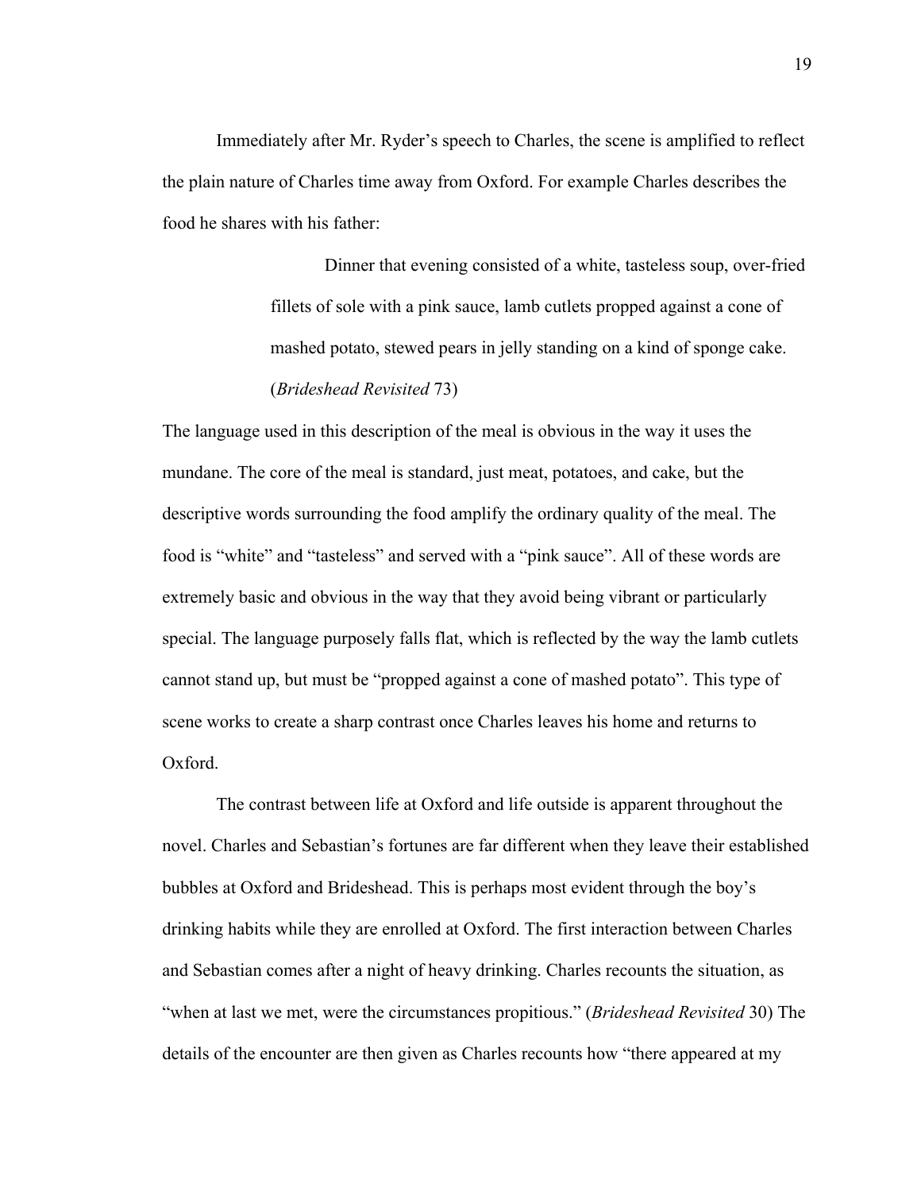Immediately after Mr. Ryder's speech to Charles, the scene is amplified to reflect the plain nature of Charles time away from Oxford. For example Charles describes the food he shares with his father:

> Dinner that evening consisted of a white, tasteless soup, over-fried fillets of sole with a pink sauce, lamb cutlets propped against a cone of mashed potato, stewed pears in jelly standing on a kind of sponge cake. (*Brideshead Revisited* 73)

The language used in this description of the meal is obvious in the way it uses the mundane. The core of the meal is standard, just meat, potatoes, and cake, but the descriptive words surrounding the food amplify the ordinary quality of the meal. The food is "white" and "tasteless" and served with a "pink sauce". All of these words are extremely basic and obvious in the way that they avoid being vibrant or particularly special. The language purposely falls flat, which is reflected by the way the lamb cutlets cannot stand up, but must be "propped against a cone of mashed potato". This type of scene works to create a sharp contrast once Charles leaves his home and returns to Oxford.

The contrast between life at Oxford and life outside is apparent throughout the novel. Charles and Sebastian's fortunes are far different when they leave their established bubbles at Oxford and Brideshead. This is perhaps most evident through the boy's drinking habits while they are enrolled at Oxford. The first interaction between Charles and Sebastian comes after a night of heavy drinking. Charles recounts the situation, as "when at last we met, were the circumstances propitious." (*Brideshead Revisited* 30) The details of the encounter are then given as Charles recounts how "there appeared at my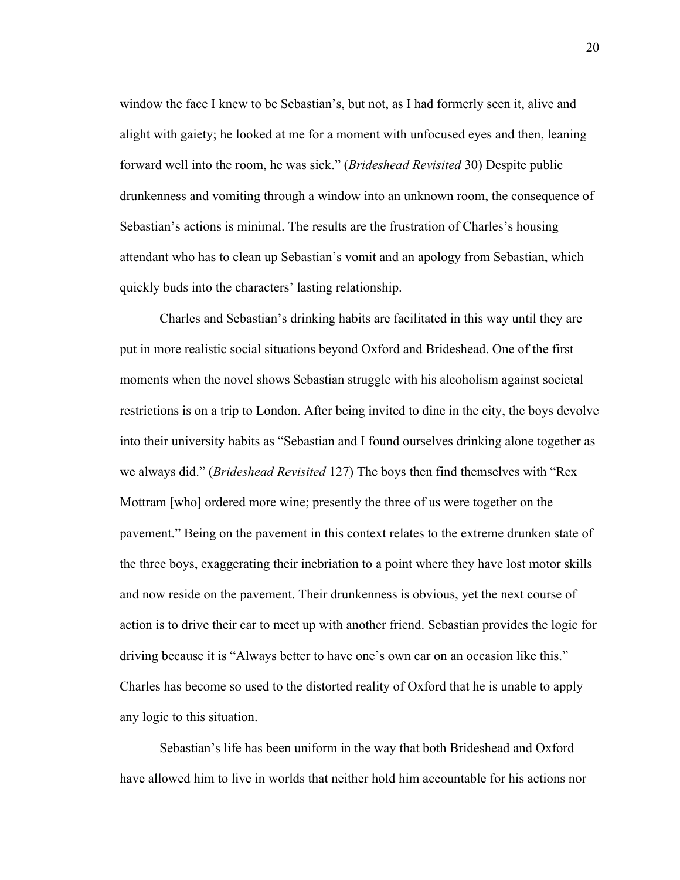window the face I knew to be Sebastian's, but not, as I had formerly seen it, alive and alight with gaiety; he looked at me for a moment with unfocused eyes and then, leaning forward well into the room, he was sick." (*Brideshead Revisited* 30) Despite public drunkenness and vomiting through a window into an unknown room, the consequence of Sebastian's actions is minimal. The results are the frustration of Charles's housing attendant who has to clean up Sebastian's vomit and an apology from Sebastian, which quickly buds into the characters' lasting relationship.

Charles and Sebastian's drinking habits are facilitated in this way until they are put in more realistic social situations beyond Oxford and Brideshead. One of the first moments when the novel shows Sebastian struggle with his alcoholism against societal restrictions is on a trip to London. After being invited to dine in the city, the boys devolve into their university habits as "Sebastian and I found ourselves drinking alone together as we always did." (*Brideshead Revisited* 127) The boys then find themselves with "Rex Mottram [who] ordered more wine; presently the three of us were together on the pavement." Being on the pavement in this context relates to the extreme drunken state of the three boys, exaggerating their inebriation to a point where they have lost motor skills and now reside on the pavement. Their drunkenness is obvious, yet the next course of action is to drive their car to meet up with another friend. Sebastian provides the logic for driving because it is "Always better to have one's own car on an occasion like this." Charles has become so used to the distorted reality of Oxford that he is unable to apply any logic to this situation.

Sebastian's life has been uniform in the way that both Brideshead and Oxford have allowed him to live in worlds that neither hold him accountable for his actions nor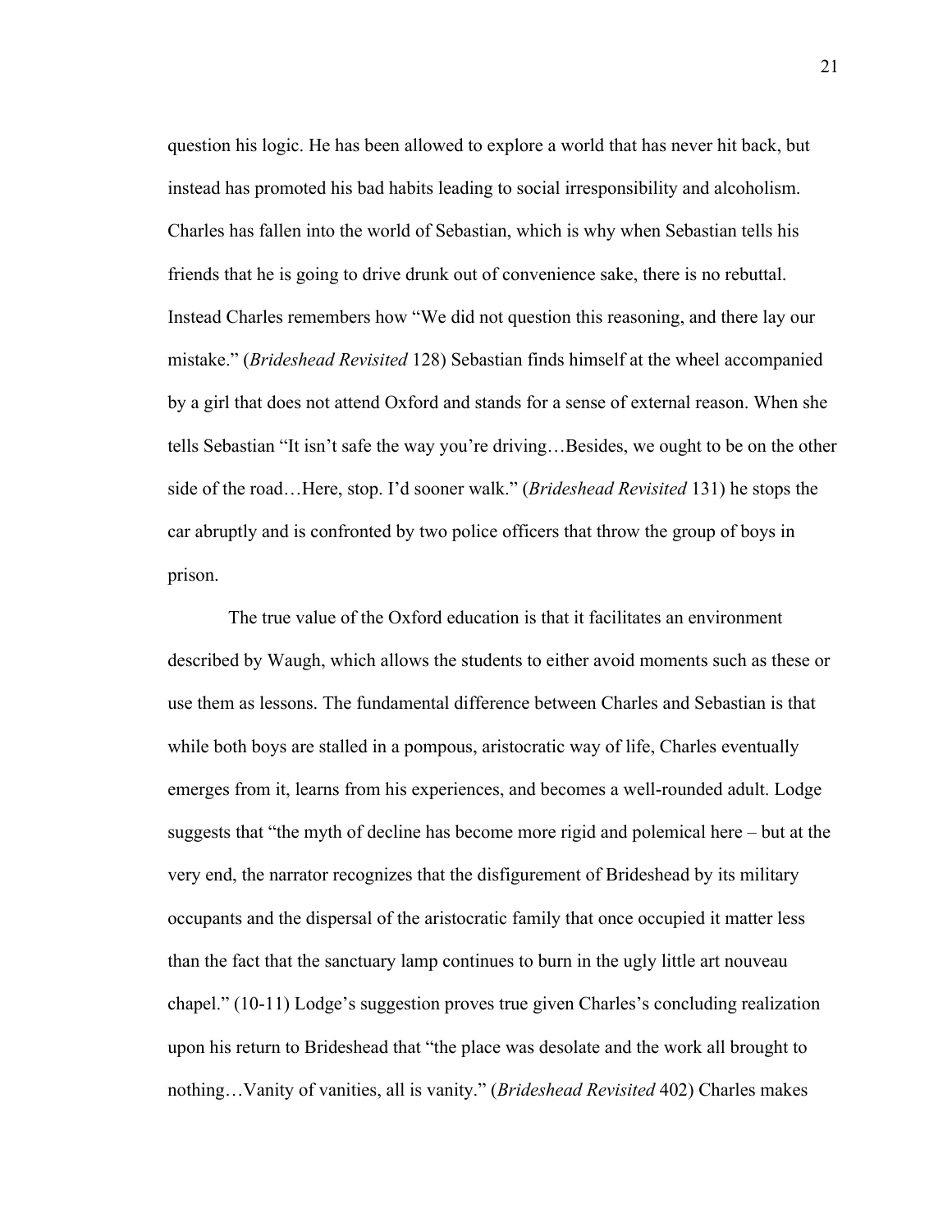question his logic. He has been allowed to explore a world that has never hit back, but instead has promoted his bad habits leading to social irresponsibility and alcoholism. Charles has fallen into the world of Sebastian, which is why when Sebastian tells his friends that he is going to drive drunk out of convenience sake, there is no rebuttal. Instead Charles remembers how "We did not question this reasoning, and there lay our mistake." (*Brideshead Revisited* 128) Sebastian finds himself at the wheel accompanied by a girl that does not attend Oxford and stands for a sense of external reason. When she tells Sebastian "It isn't safe the way you're driving…Besides, we ought to be on the other side of the road…Here, stop. I'd sooner walk." (*Brideshead Revisited* 131) he stops the car abruptly and is confronted by two police officers that throw the group of boys in prison.

The true value of the Oxford education is that it facilitates an environment described by Waugh, which allows the students to either avoid moments such as these or use them as lessons. The fundamental difference between Charles and Sebastian is that while both boys are stalled in a pompous, aristocratic way of life, Charles eventually emerges from it, learns from his experiences, and becomes a well-rounded adult. Lodge suggests that "the myth of decline has become more rigid and polemical here – but at the very end, the narrator recognizes that the disfigurement of Brideshead by its military occupants and the dispersal of the aristocratic family that once occupied it matter less than the fact that the sanctuary lamp continues to burn in the ugly little art nouveau chapel." (10-11) Lodge's suggestion proves true given Charles's concluding realization upon his return to Brideshead that "the place was desolate and the work all brought to nothing…Vanity of vanities, all is vanity." (*Brideshead Revisited* 402) Charles makes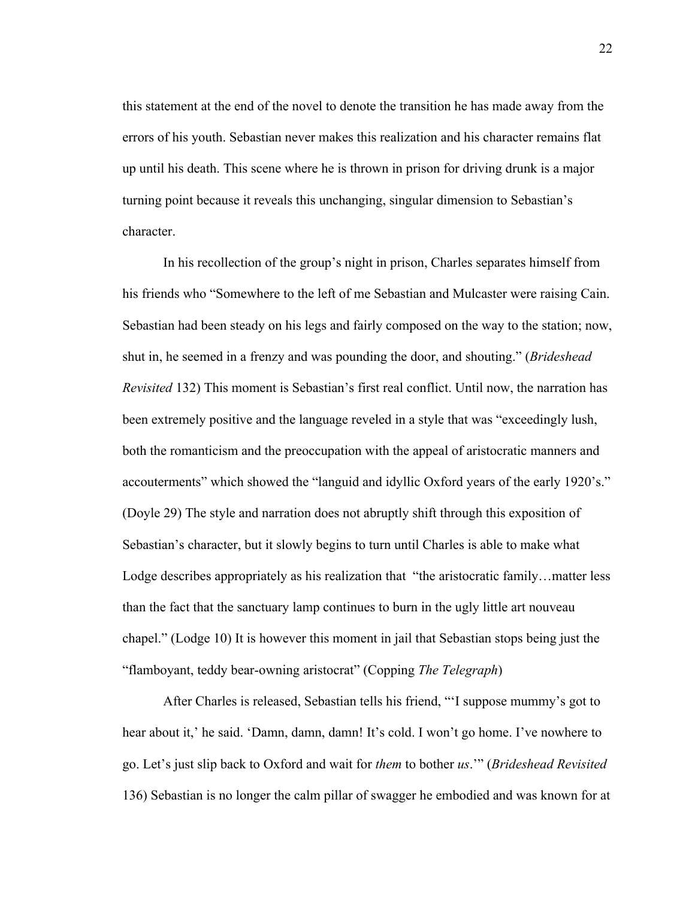this statement at the end of the novel to denote the transition he has made away from the errors of his youth. Sebastian never makes this realization and his character remains flat up until his death. This scene where he is thrown in prison for driving drunk is a major turning point because it reveals this unchanging, singular dimension to Sebastian's character.

In his recollection of the group's night in prison, Charles separates himself from his friends who "Somewhere to the left of me Sebastian and Mulcaster were raising Cain. Sebastian had been steady on his legs and fairly composed on the way to the station; now, shut in, he seemed in a frenzy and was pounding the door, and shouting." (*Brideshead Revisited* 132) This moment is Sebastian's first real conflict. Until now, the narration has been extremely positive and the language reveled in a style that was "exceedingly lush, both the romanticism and the preoccupation with the appeal of aristocratic manners and accouterments" which showed the "languid and idyllic Oxford years of the early 1920's." (Doyle 29) The style and narration does not abruptly shift through this exposition of Sebastian's character, but it slowly begins to turn until Charles is able to make what Lodge describes appropriately as his realization that "the aristocratic family…matter less than the fact that the sanctuary lamp continues to burn in the ugly little art nouveau chapel." (Lodge 10) It is however this moment in jail that Sebastian stops being just the "flamboyant, teddy bear-owning aristocrat" (Copping *The Telegraph*)

After Charles is released, Sebastian tells his friend, "'I suppose mummy's got to hear about it,' he said. 'Damn, damn, damn! It's cold. I won't go home. I've nowhere to go. Let's just slip back to Oxford and wait for *them* to bother *us*.'" (*Brideshead Revisited* 136) Sebastian is no longer the calm pillar of swagger he embodied and was known for at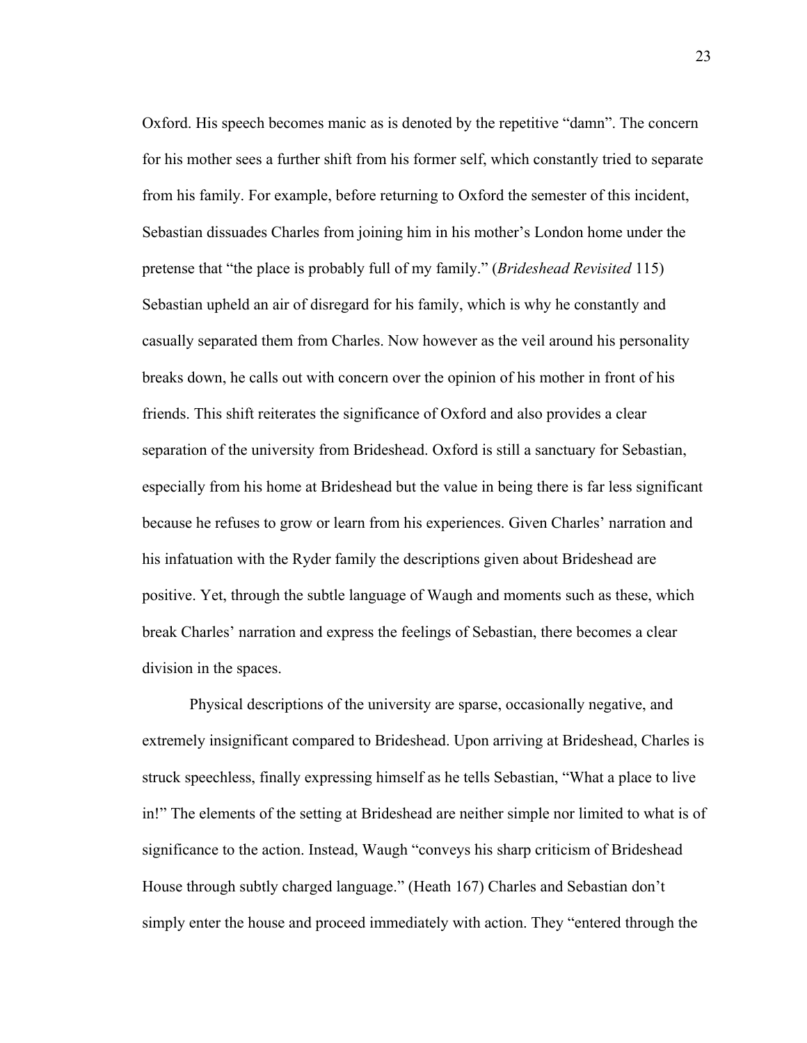Oxford. His speech becomes manic as is denoted by the repetitive "damn". The concern for his mother sees a further shift from his former self, which constantly tried to separate from his family. For example, before returning to Oxford the semester of this incident, Sebastian dissuades Charles from joining him in his mother's London home under the pretense that "the place is probably full of my family." (*Brideshead Revisited* 115) Sebastian upheld an air of disregard for his family, which is why he constantly and casually separated them from Charles. Now however as the veil around his personality breaks down, he calls out with concern over the opinion of his mother in front of his friends. This shift reiterates the significance of Oxford and also provides a clear separation of the university from Brideshead. Oxford is still a sanctuary for Sebastian, especially from his home at Brideshead but the value in being there is far less significant because he refuses to grow or learn from his experiences. Given Charles' narration and his infatuation with the Ryder family the descriptions given about Brideshead are positive. Yet, through the subtle language of Waugh and moments such as these, which break Charles' narration and express the feelings of Sebastian, there becomes a clear division in the spaces.

Physical descriptions of the university are sparse, occasionally negative, and extremely insignificant compared to Brideshead. Upon arriving at Brideshead, Charles is struck speechless, finally expressing himself as he tells Sebastian, "What a place to live in!" The elements of the setting at Brideshead are neither simple nor limited to what is of significance to the action. Instead, Waugh "conveys his sharp criticism of Brideshead House through subtly charged language." (Heath 167) Charles and Sebastian don't simply enter the house and proceed immediately with action. They "entered through the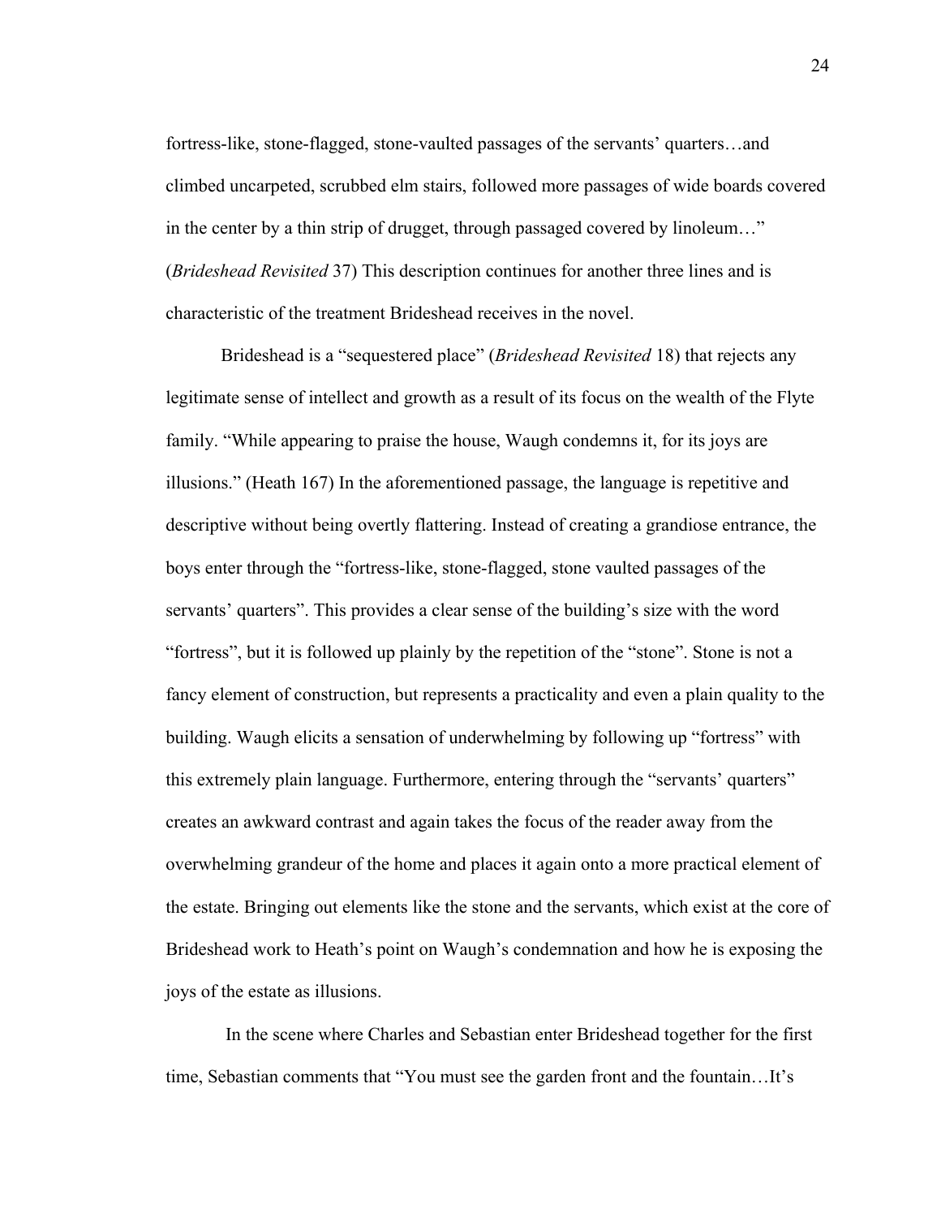fortress-like, stone-flagged, stone-vaulted passages of the servants' quarters…and climbed uncarpeted, scrubbed elm stairs, followed more passages of wide boards covered in the center by a thin strip of drugget, through passaged covered by linoleum…" (*Brideshead Revisited* 37) This description continues for another three lines and is characteristic of the treatment Brideshead receives in the novel.

Brideshead is a "sequestered place" (*Brideshead Revisited* 18) that rejects any legitimate sense of intellect and growth as a result of its focus on the wealth of the Flyte family. "While appearing to praise the house, Waugh condemns it, for its joys are illusions." (Heath 167) In the aforementioned passage, the language is repetitive and descriptive without being overtly flattering. Instead of creating a grandiose entrance, the boys enter through the "fortress-like, stone-flagged, stone vaulted passages of the servants' quarters". This provides a clear sense of the building's size with the word "fortress", but it is followed up plainly by the repetition of the "stone". Stone is not a fancy element of construction, but represents a practicality and even a plain quality to the building. Waugh elicits a sensation of underwhelming by following up "fortress" with this extremely plain language. Furthermore, entering through the "servants' quarters" creates an awkward contrast and again takes the focus of the reader away from the overwhelming grandeur of the home and places it again onto a more practical element of the estate. Bringing out elements like the stone and the servants, which exist at the core of Brideshead work to Heath's point on Waugh's condemnation and how he is exposing the joys of the estate as illusions.

In the scene where Charles and Sebastian enter Brideshead together for the first time, Sebastian comments that "You must see the garden front and the fountain…It's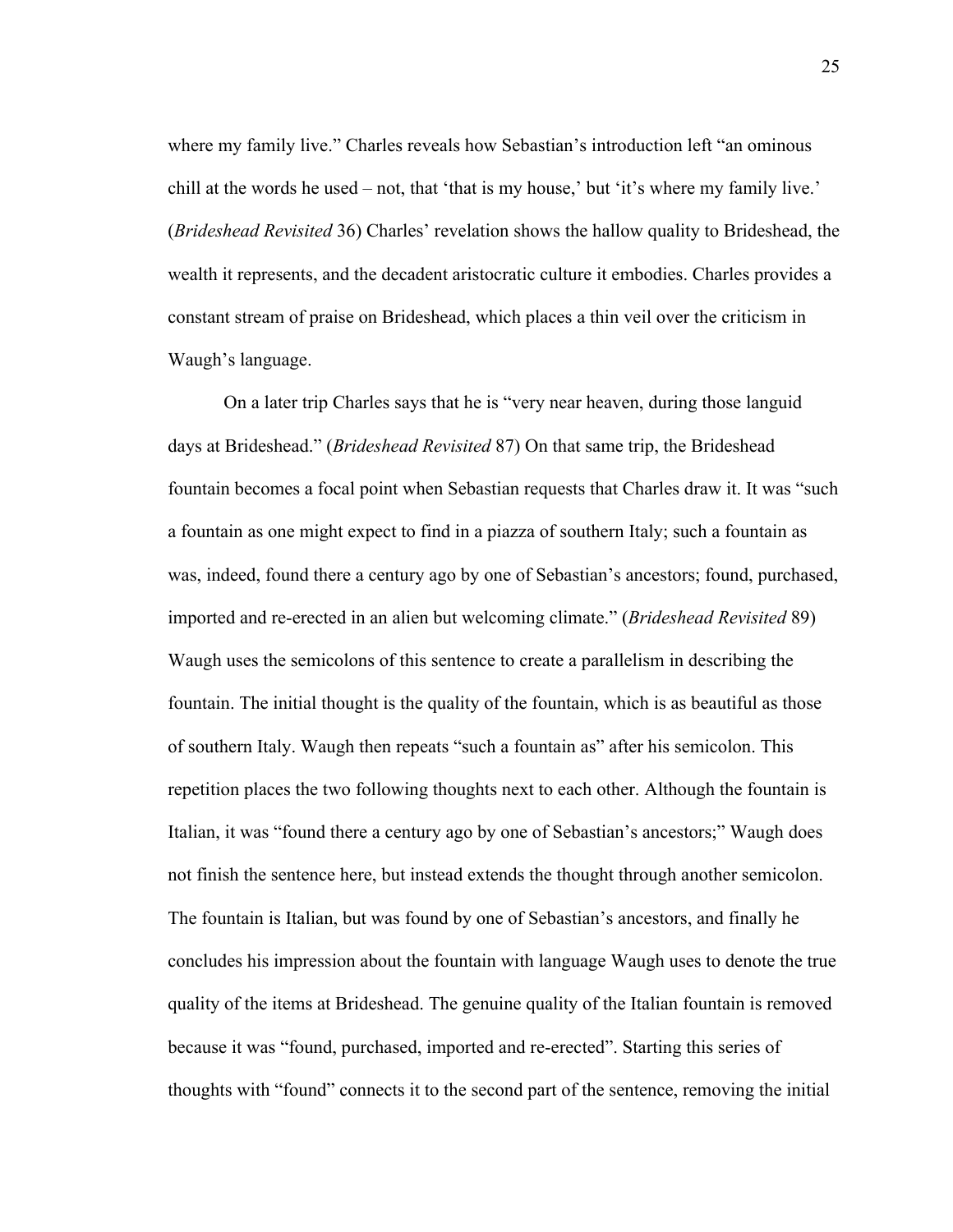where my family live." Charles reveals how Sebastian's introduction left "an ominous chill at the words he used – not, that 'that is my house,' but 'it's where my family live.' (*Brideshead Revisited* 36) Charles' revelation shows the hallow quality to Brideshead, the wealth it represents, and the decadent aristocratic culture it embodies. Charles provides a constant stream of praise on Brideshead, which places a thin veil over the criticism in Waugh's language.

On a later trip Charles says that he is "very near heaven, during those languid days at Brideshead." (*Brideshead Revisited* 87) On that same trip, the Brideshead fountain becomes a focal point when Sebastian requests that Charles draw it. It was "such a fountain as one might expect to find in a piazza of southern Italy; such a fountain as was, indeed, found there a century ago by one of Sebastian's ancestors; found, purchased, imported and re-erected in an alien but welcoming climate." (*Brideshead Revisited* 89) Waugh uses the semicolons of this sentence to create a parallelism in describing the fountain. The initial thought is the quality of the fountain, which is as beautiful as those of southern Italy. Waugh then repeats "such a fountain as" after his semicolon. This repetition places the two following thoughts next to each other. Although the fountain is Italian, it was "found there a century ago by one of Sebastian's ancestors;" Waugh does not finish the sentence here, but instead extends the thought through another semicolon. The fountain is Italian, but was found by one of Sebastian's ancestors, and finally he concludes his impression about the fountain with language Waugh uses to denote the true quality of the items at Brideshead. The genuine quality of the Italian fountain is removed because it was "found, purchased, imported and re-erected". Starting this series of thoughts with "found" connects it to the second part of the sentence, removing the initial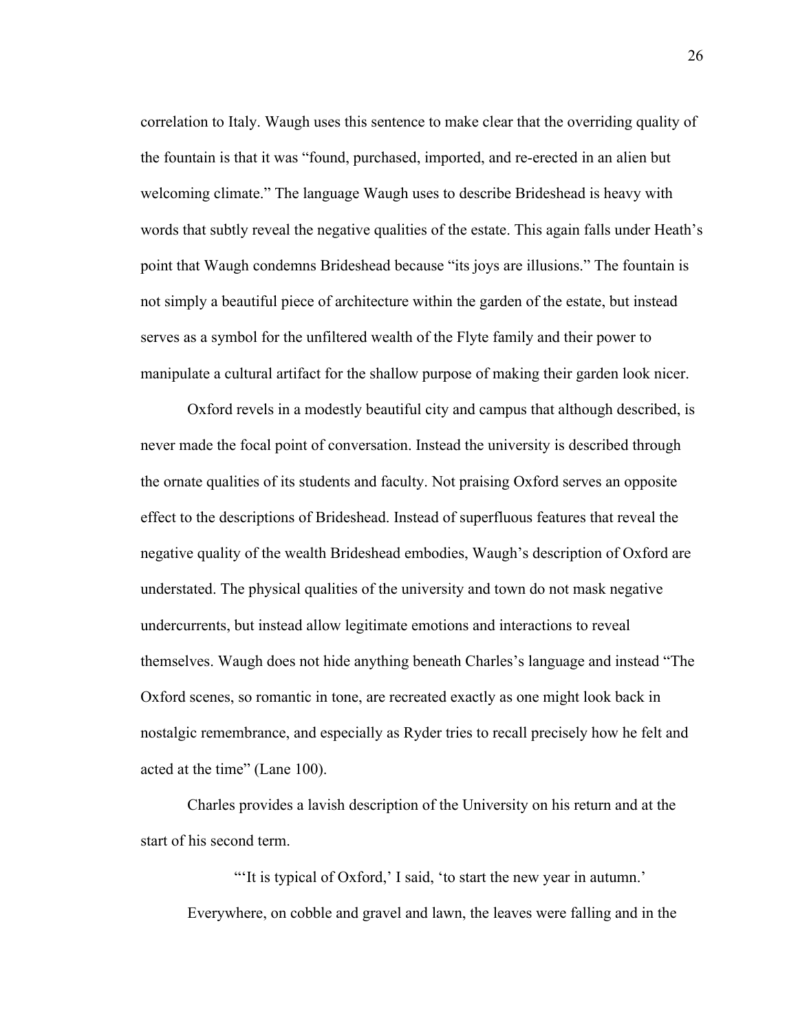correlation to Italy. Waugh uses this sentence to make clear that the overriding quality of the fountain is that it was "found, purchased, imported, and re-erected in an alien but welcoming climate." The language Waugh uses to describe Brideshead is heavy with words that subtly reveal the negative qualities of the estate. This again falls under Heath's point that Waugh condemns Brideshead because "its joys are illusions." The fountain is not simply a beautiful piece of architecture within the garden of the estate, but instead serves as a symbol for the unfiltered wealth of the Flyte family and their power to manipulate a cultural artifact for the shallow purpose of making their garden look nicer.

Oxford revels in a modestly beautiful city and campus that although described, is never made the focal point of conversation. Instead the university is described through the ornate qualities of its students and faculty. Not praising Oxford serves an opposite effect to the descriptions of Brideshead. Instead of superfluous features that reveal the negative quality of the wealth Brideshead embodies, Waugh's description of Oxford are understated. The physical qualities of the university and town do not mask negative undercurrents, but instead allow legitimate emotions and interactions to reveal themselves. Waugh does not hide anything beneath Charles's language and instead "The Oxford scenes, so romantic in tone, are recreated exactly as one might look back in nostalgic remembrance, and especially as Ryder tries to recall precisely how he felt and acted at the time" (Lane 100).

Charles provides a lavish description of the University on his return and at the start of his second term.

> "'It is typical of Oxford,' I said, 'to start the new year in autumn.'
>
> Everywhere, on cobble and gravel and lawn, the leaves were falling and in the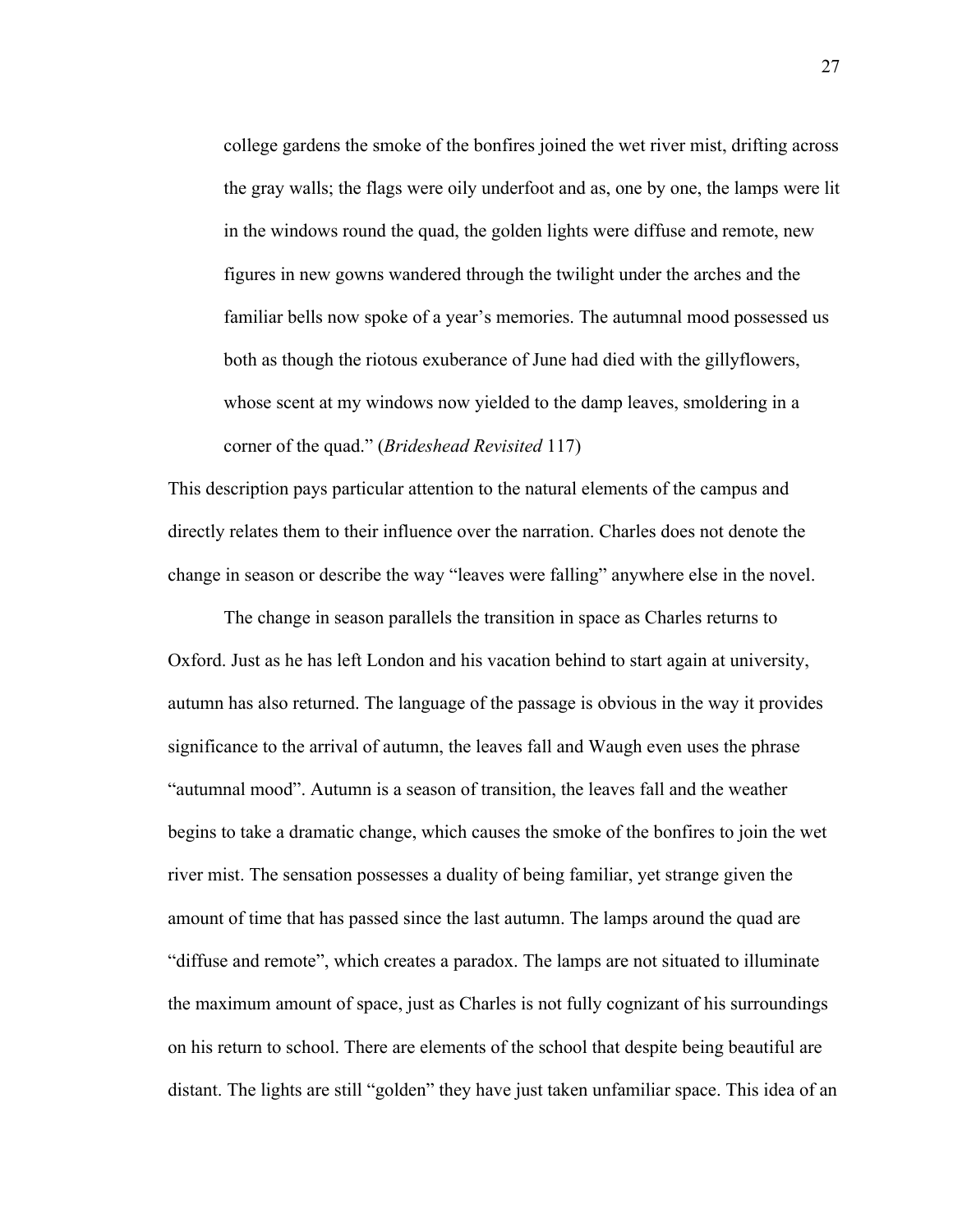> college gardens the smoke of the bonfires joined the wet river mist, drifting across the gray walls; the flags were oily underfoot and as, one by one, the lamps were lit in the windows round the quad, the golden lights were diffuse and remote, new figures in new gowns wandered through the twilight under the arches and the familiar bells now spoke of a year's memories. The autumnal mood possessed us both as though the riotous exuberance of June had died with the gillyflowers, whose scent at my windows now yielded to the damp leaves, smoldering in a corner of the quad." (*Brideshead Revisited* 117)

This description pays particular attention to the natural elements of the campus and directly relates them to their influence over the narration. Charles does not denote the change in season or describe the way "leaves were falling" anywhere else in the novel.

The change in season parallels the transition in space as Charles returns to Oxford. Just as he has left London and his vacation behind to start again at university, autumn has also returned. The language of the passage is obvious in the way it provides significance to the arrival of autumn, the leaves fall and Waugh even uses the phrase "autumnal mood". Autumn is a season of transition, the leaves fall and the weather begins to take a dramatic change, which causes the smoke of the bonfires to join the wet river mist. The sensation possesses a duality of being familiar, yet strange given the amount of time that has passed since the last autumn. The lamps around the quad are "diffuse and remote", which creates a paradox. The lamps are not situated to illuminate the maximum amount of space, just as Charles is not fully cognizant of his surroundings on his return to school. There are elements of the school that despite being beautiful are distant. The lights are still "golden" they have just taken unfamiliar space. This idea of an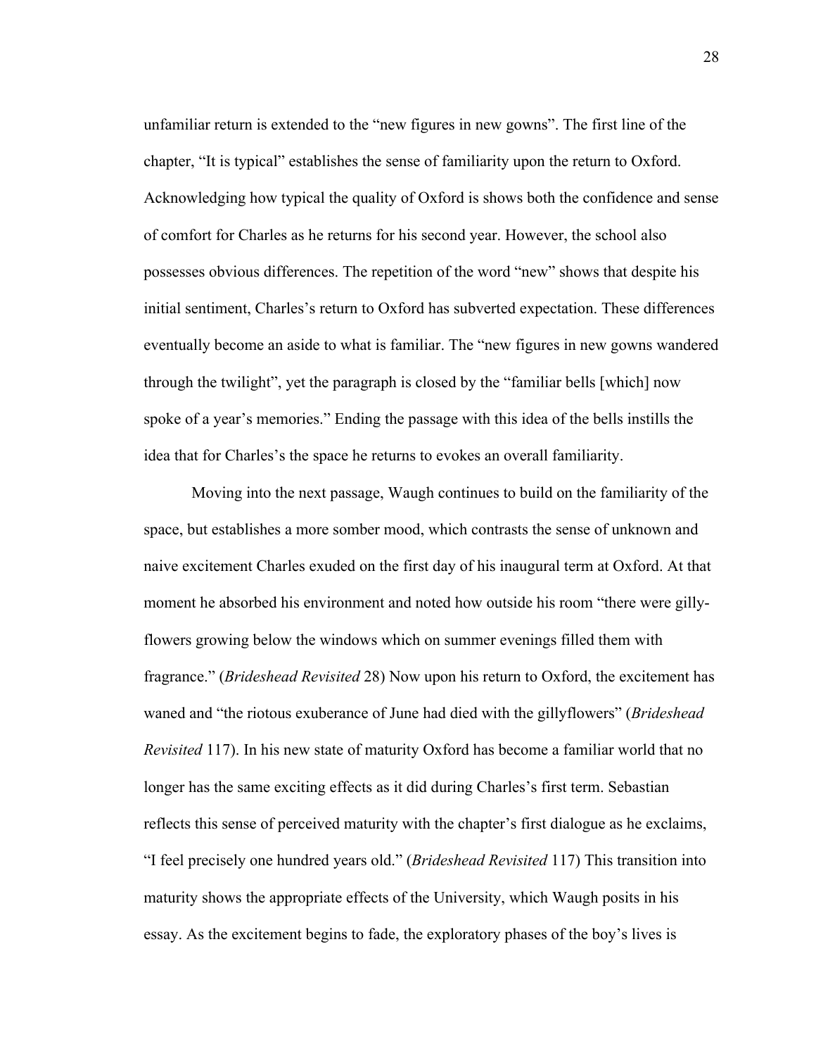unfamiliar return is extended to the "new figures in new gowns". The first line of the chapter, "It is typical" establishes the sense of familiarity upon the return to Oxford. Acknowledging how typical the quality of Oxford is shows both the confidence and sense of comfort for Charles as he returns for his second year. However, the school also possesses obvious differences. The repetition of the word "new" shows that despite his initial sentiment, Charles's return to Oxford has subverted expectation. These differences eventually become an aside to what is familiar. The "new figures in new gowns wandered through the twilight", yet the paragraph is closed by the "familiar bells [which] now spoke of a year's memories." Ending the passage with this idea of the bells instills the idea that for Charles's the space he returns to evokes an overall familiarity.

Moving into the next passage, Waugh continues to build on the familiarity of the space, but establishes a more somber mood, which contrasts the sense of unknown and naive excitement Charles exuded on the first day of his inaugural term at Oxford. At that moment he absorbed his environment and noted how outside his room "there were gilly-flowers growing below the windows which on summer evenings filled them with fragrance." (*Brideshead Revisited* 28) Now upon his return to Oxford, the excitement has waned and "the riotous exuberance of June had died with the gillyflowers" (*Brideshead Revisited* 117). In his new state of maturity Oxford has become a familiar world that no longer has the same exciting effects as it did during Charles's first term. Sebastian reflects this sense of perceived maturity with the chapter's first dialogue as he exclaims, "I feel precisely one hundred years old." (*Brideshead Revisited* 117) This transition into maturity shows the appropriate effects of the University, which Waugh posits in his essay. As the excitement begins to fade, the exploratory phases of the boy's lives is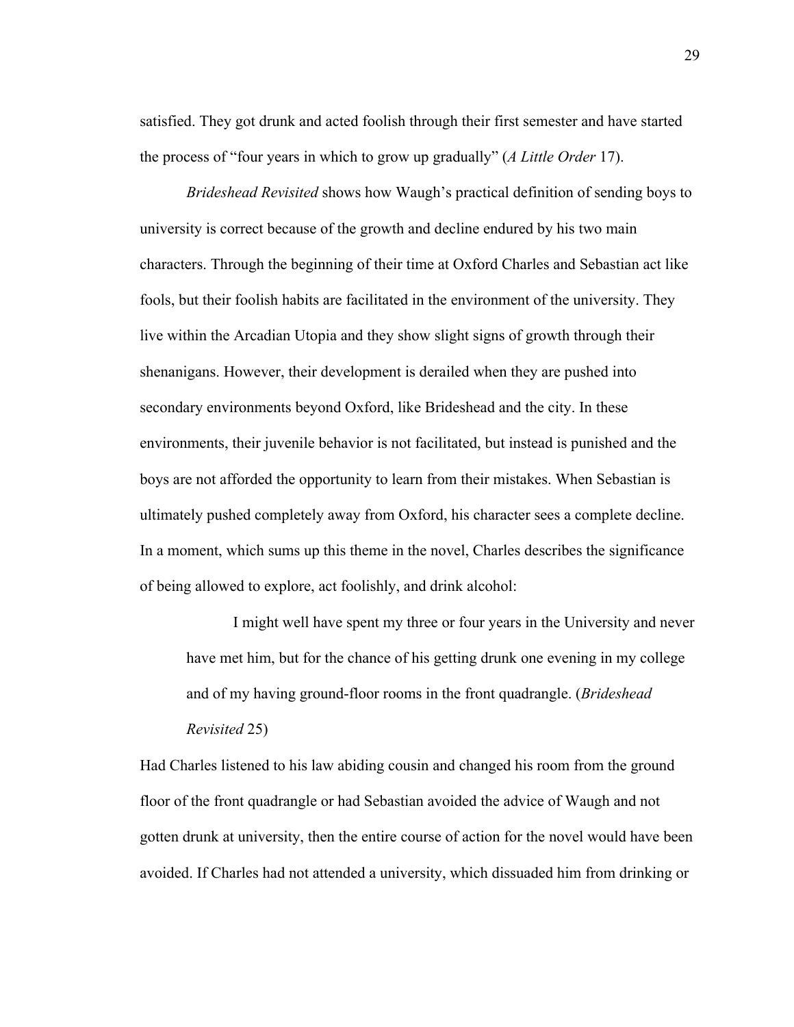satisfied. They got drunk and acted foolish through their first semester and have started the process of "four years in which to grow up gradually" (*A Little Order* 17).

*Brideshead Revisited* shows how Waugh's practical definition of sending boys to university is correct because of the growth and decline endured by his two main characters. Through the beginning of their time at Oxford Charles and Sebastian act like fools, but their foolish habits are facilitated in the environment of the university. They live within the Arcadian Utopia and they show slight signs of growth through their shenanigans. However, their development is derailed when they are pushed into secondary environments beyond Oxford, like Brideshead and the city. In these environments, their juvenile behavior is not facilitated, but instead is punished and the boys are not afforded the opportunity to learn from their mistakes. When Sebastian is ultimately pushed completely away from Oxford, his character sees a complete decline. In a moment, which sums up this theme in the novel, Charles describes the significance of being allowed to explore, act foolishly, and drink alcohol:

> I might well have spent my three or four years in the University and never have met him, but for the chance of his getting drunk one evening in my college and of my having ground-floor rooms in the front quadrangle. (*Brideshead Revisited* 25)

Had Charles listened to his law abiding cousin and changed his room from the ground floor of the front quadrangle or had Sebastian avoided the advice of Waugh and not gotten drunk at university, then the entire course of action for the novel would have been avoided. If Charles had not attended a university, which dissuaded him from drinking or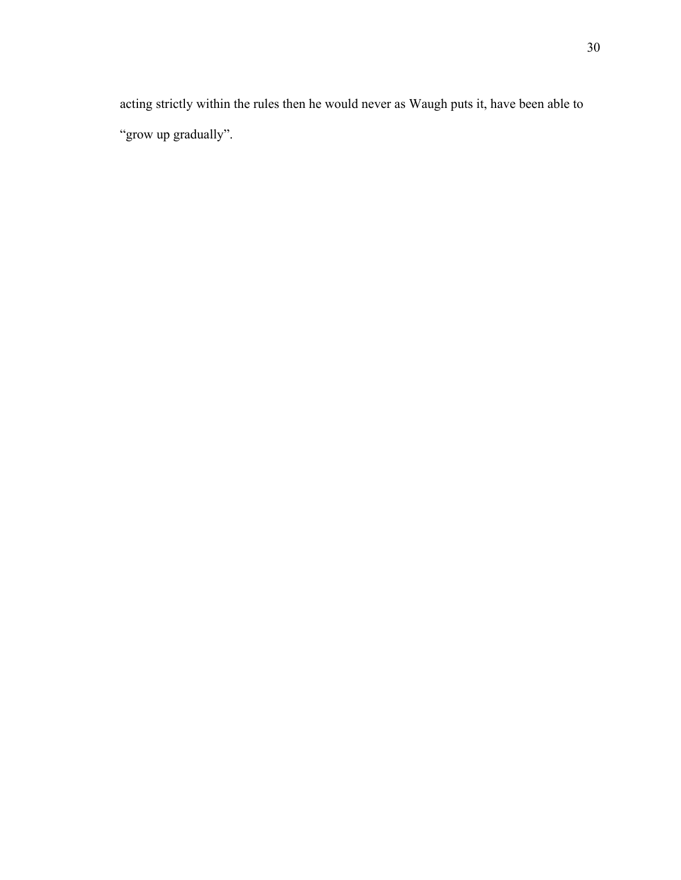acting strictly within the rules then he would never as Waugh puts it, have been able to "grow up gradually".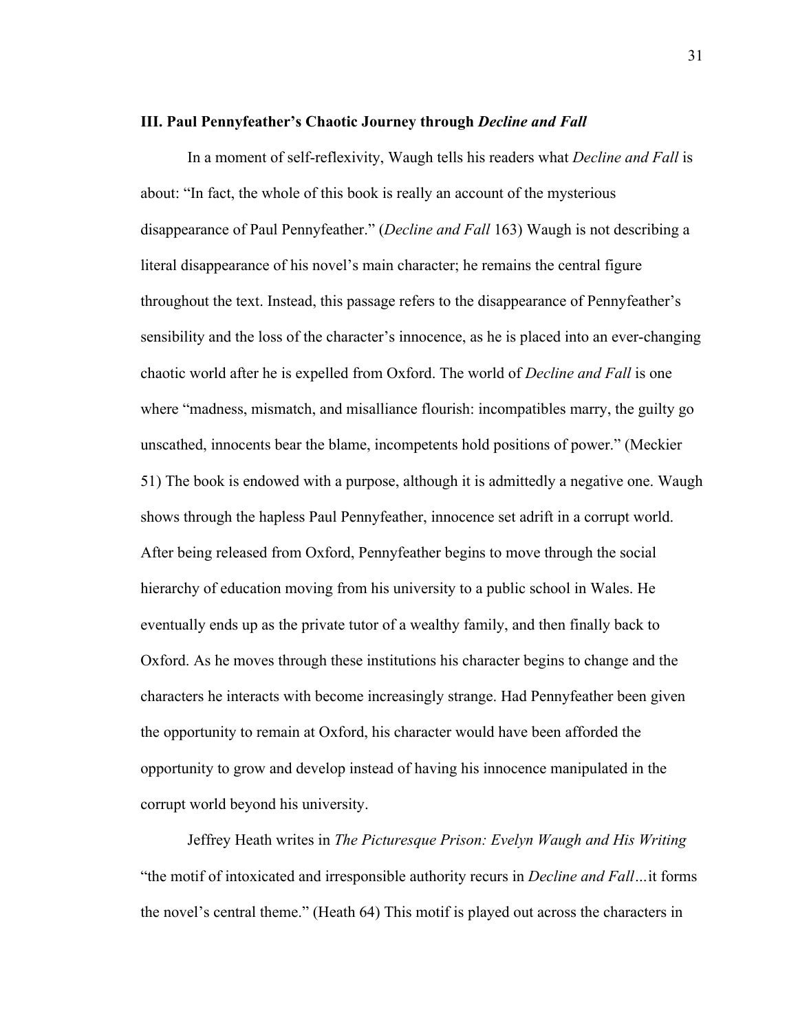### III. Paul Pennyfeather's Chaotic Journey through *Decline and Fall*

In a moment of self-reflexivity, Waugh tells his readers what *Decline and Fall* is about: "In fact, the whole of this book is really an account of the mysterious disappearance of Paul Pennyfeather." (*Decline and Fall* 163) Waugh is not describing a literal disappearance of his novel's main character; he remains the central figure throughout the text. Instead, this passage refers to the disappearance of Pennyfeather's sensibility and the loss of the character's innocence, as he is placed into an ever-changing chaotic world after he is expelled from Oxford. The world of *Decline and Fall* is one where "madness, mismatch, and misalliance flourish: incompatibles marry, the guilty go unscathed, innocents bear the blame, incompetents hold positions of power." (Meckier 51) The book is endowed with a purpose, although it is admittedly a negative one. Waugh shows through the hapless Paul Pennyfeather, innocence set adrift in a corrupt world. After being released from Oxford, Pennyfeather begins to move through the social hierarchy of education moving from his university to a public school in Wales. He eventually ends up as the private tutor of a wealthy family, and then finally back to Oxford. As he moves through these institutions his character begins to change and the characters he interacts with become increasingly strange. Had Pennyfeather been given the opportunity to remain at Oxford, his character would have been afforded the opportunity to grow and develop instead of having his innocence manipulated in the corrupt world beyond his university.

Jeffrey Heath writes in *The Picturesque Prison: Evelyn Waugh and His Writing* "the motif of intoxicated and irresponsible authority recurs in *Decline and Fall*…it forms the novel's central theme." (Heath 64) This motif is played out across the characters in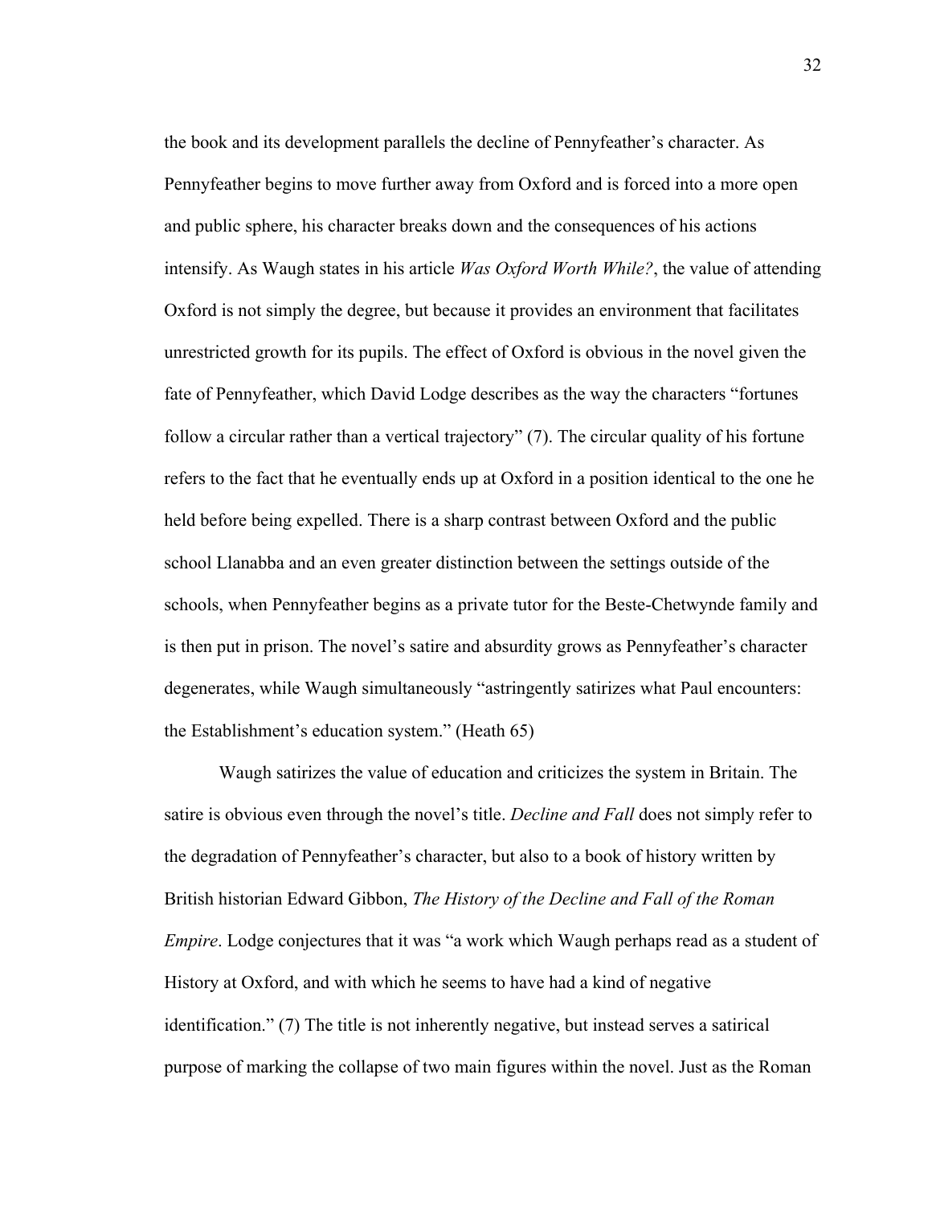the book and its development parallels the decline of Pennyfeather's character. As Pennyfeather begins to move further away from Oxford and is forced into a more open and public sphere, his character breaks down and the consequences of his actions intensify. As Waugh states in his article *Was Oxford Worth While?*, the value of attending Oxford is not simply the degree, but because it provides an environment that facilitates unrestricted growth for its pupils. The effect of Oxford is obvious in the novel given the fate of Pennyfeather, which David Lodge describes as the way the characters "fortunes follow a circular rather than a vertical trajectory" (7). The circular quality of his fortune refers to the fact that he eventually ends up at Oxford in a position identical to the one he held before being expelled. There is a sharp contrast between Oxford and the public school Llanabba and an even greater distinction between the settings outside of the schools, when Pennyfeather begins as a private tutor for the Beste-Chetwynde family and is then put in prison. The novel's satire and absurdity grows as Pennyfeather's character degenerates, while Waugh simultaneously "astringently satirizes what Paul encounters: the Establishment's education system." (Heath 65)

Waugh satirizes the value of education and criticizes the system in Britain. The satire is obvious even through the novel's title. *Decline and Fall* does not simply refer to the degradation of Pennyfeather's character, but also to a book of history written by British historian Edward Gibbon, *The History of the Decline and Fall of the Roman Empire*. Lodge conjectures that it was "a work which Waugh perhaps read as a student of History at Oxford, and with which he seems to have had a kind of negative identification." (7) The title is not inherently negative, but instead serves a satirical purpose of marking the collapse of two main figures within the novel. Just as the Roman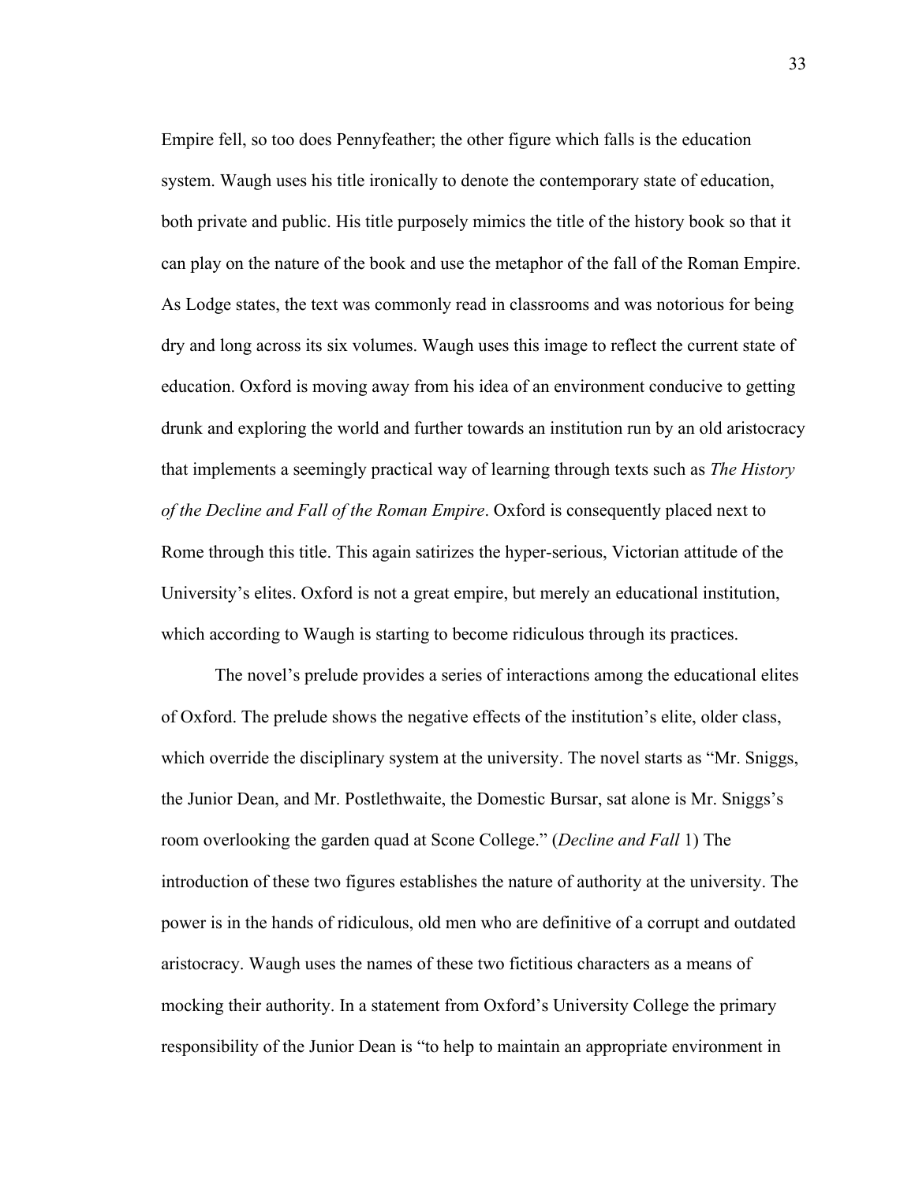Empire fell, so too does Pennyfeather; the other figure which falls is the education system. Waugh uses his title ironically to denote the contemporary state of education, both private and public. His title purposely mimics the title of the history book so that it can play on the nature of the book and use the metaphor of the fall of the Roman Empire. As Lodge states, the text was commonly read in classrooms and was notorious for being dry and long across its six volumes. Waugh uses this image to reflect the current state of education. Oxford is moving away from his idea of an environment conducive to getting drunk and exploring the world and further towards an institution run by an old aristocracy that implements a seemingly practical way of learning through texts such as *The History of the Decline and Fall of the Roman Empire*. Oxford is consequently placed next to Rome through this title. This again satirizes the hyper-serious, Victorian attitude of the University's elites. Oxford is not a great empire, but merely an educational institution, which according to Waugh is starting to become ridiculous through its practices.

The novel's prelude provides a series of interactions among the educational elites of Oxford. The prelude shows the negative effects of the institution's elite, older class, which override the disciplinary system at the university. The novel starts as "Mr. Sniggs, the Junior Dean, and Mr. Postlethwaite, the Domestic Bursar, sat alone is Mr. Sniggs's room overlooking the garden quad at Scone College." (*Decline and Fall* 1) The introduction of these two figures establishes the nature of authority at the university. The power is in the hands of ridiculous, old men who are definitive of a corrupt and outdated aristocracy. Waugh uses the names of these two fictitious characters as a means of mocking their authority. In a statement from Oxford's University College the primary responsibility of the Junior Dean is "to help to maintain an appropriate environment in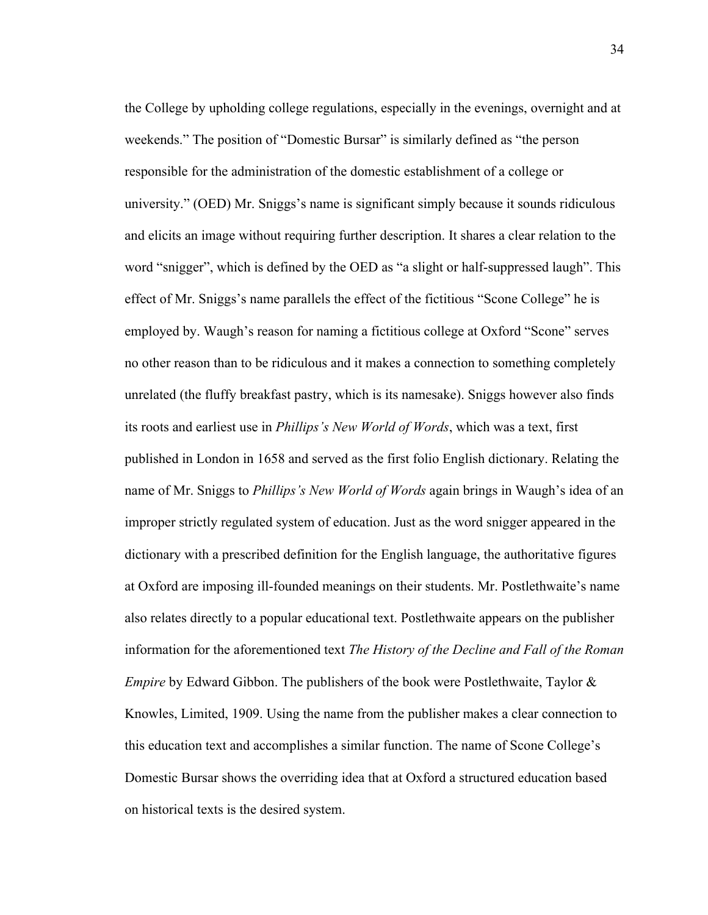the College by upholding college regulations, especially in the evenings, overnight and at weekends." The position of "Domestic Bursar" is similarly defined as "the person responsible for the administration of the domestic establishment of a college or university." (OED) Mr. Sniggs's name is significant simply because it sounds ridiculous and elicits an image without requiring further description. It shares a clear relation to the word "snigger", which is defined by the OED as "a slight or half-suppressed laugh". This effect of Mr. Sniggs's name parallels the effect of the fictitious "Scone College" he is employed by. Waugh's reason for naming a fictitious college at Oxford "Scone" serves no other reason than to be ridiculous and it makes a connection to something completely unrelated (the fluffy breakfast pastry, which is its namesake). Sniggs however also finds its roots and earliest use in *Phillips's New World of Words*, which was a text, first published in London in 1658 and served as the first folio English dictionary. Relating the name of Mr. Sniggs to *Phillips's New World of Words* again brings in Waugh's idea of an improper strictly regulated system of education. Just as the word snigger appeared in the dictionary with a prescribed definition for the English language, the authoritative figures at Oxford are imposing ill-founded meanings on their students. Mr. Postlethwaite's name also relates directly to a popular educational text. Postlethwaite appears on the publisher information for the aforementioned text *The History of the Decline and Fall of the Roman Empire* by Edward Gibbon. The publishers of the book were Postlethwaite, Taylor & Knowles, Limited, 1909. Using the name from the publisher makes a clear connection to this education text and accomplishes a similar function. The name of Scone College's Domestic Bursar shows the overriding idea that at Oxford a structured education based on historical texts is the desired system.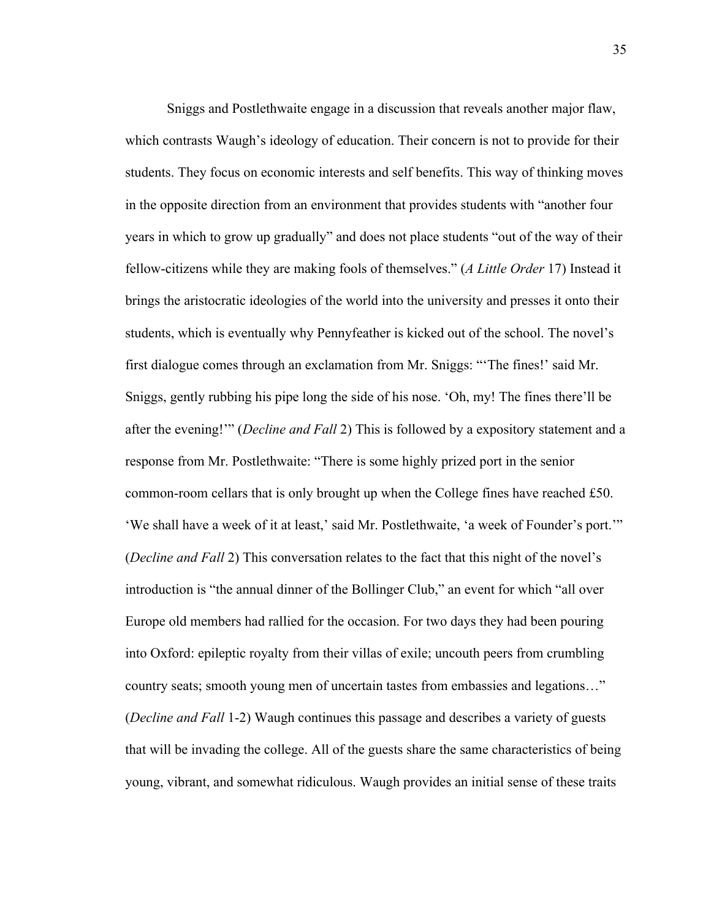Sniggs and Postlethwaite engage in a discussion that reveals another major flaw, which contrasts Waugh's ideology of education. Their concern is not to provide for their students. They focus on economic interests and self benefits. This way of thinking moves in the opposite direction from an environment that provides students with "another four years in which to grow up gradually" and does not place students "out of the way of their fellow-citizens while they are making fools of themselves." (*A Little Order* 17) Instead it brings the aristocratic ideologies of the world into the university and presses it onto their students, which is eventually why Pennyfeather is kicked out of the school. The novel's first dialogue comes through an exclamation from Mr. Sniggs: "'The fines!' said Mr. Sniggs, gently rubbing his pipe long the side of his nose. 'Oh, my! The fines there'll be after the evening!'" (*Decline and Fall* 2) This is followed by a expository statement and a response from Mr. Postlethwaite: "There is some highly prized port in the senior common-room cellars that is only brought up when the College fines have reached £50. 'We shall have a week of it at least,' said Mr. Postlethwaite, 'a week of Founder's port.'" (*Decline and Fall* 2) This conversation relates to the fact that this night of the novel's introduction is "the annual dinner of the Bollinger Club," an event for which "all over Europe old members had rallied for the occasion. For two days they had been pouring into Oxford: epileptic royalty from their villas of exile; uncouth peers from crumbling country seats; smooth young men of uncertain tastes from embassies and legations…" (*Decline and Fall* 1-2) Waugh continues this passage and describes a variety of guests that will be invading the college. All of the guests share the same characteristics of being young, vibrant, and somewhat ridiculous. Waugh provides an initial sense of these traits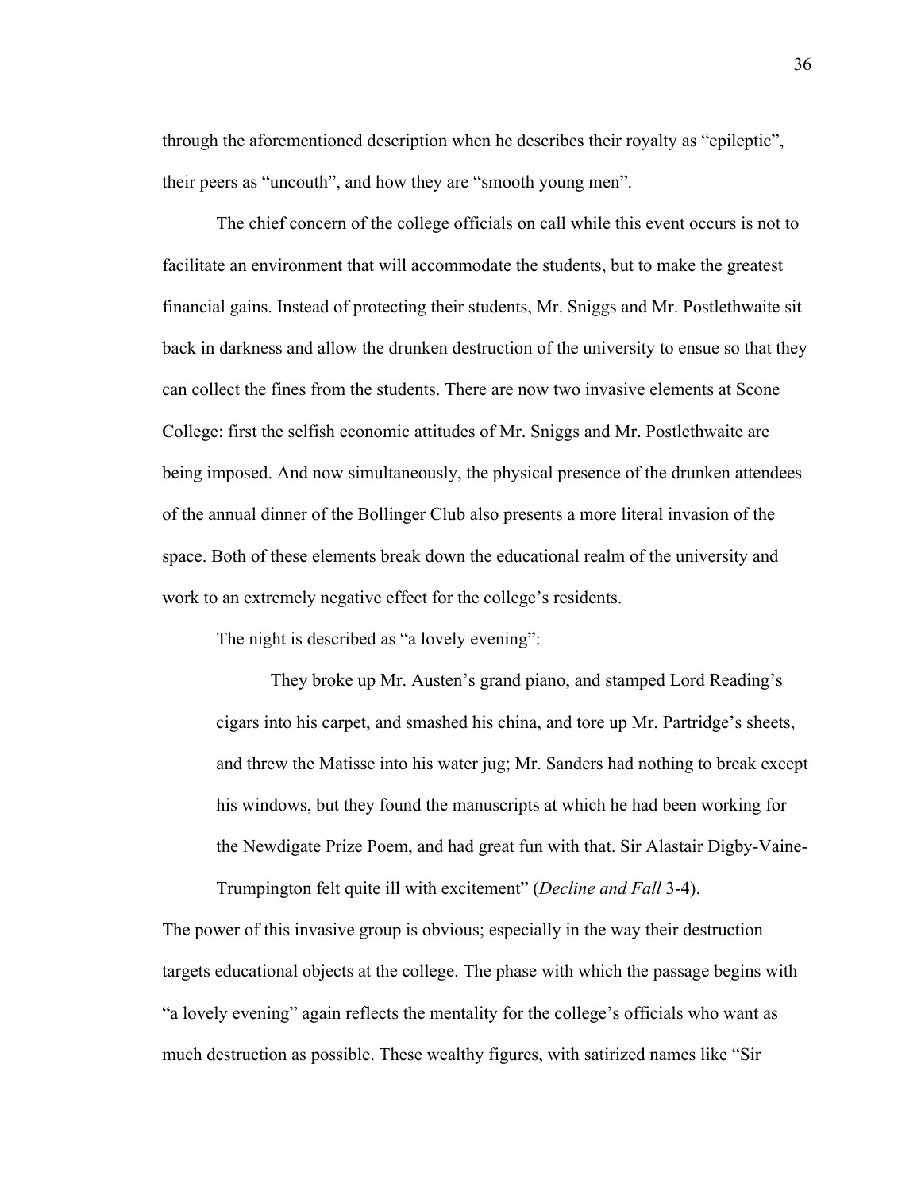through the aforementioned description when he describes their royalty as "epileptic", their peers as "uncouth", and how they are "smooth young men".

The chief concern of the college officials on call while this event occurs is not to facilitate an environment that will accommodate the students, but to make the greatest financial gains. Instead of protecting their students, Mr. Sniggs and Mr. Postlethwaite sit back in darkness and allow the drunken destruction of the university to ensue so that they can collect the fines from the students. There are now two invasive elements at Scone College: first the selfish economic attitudes of Mr. Sniggs and Mr. Postlethwaite are being imposed. And now simultaneously, the physical presence of the drunken attendees of the annual dinner of the Bollinger Club also presents a more literal invasion of the space. Both of these elements break down the educational realm of the university and work to an extremely negative effect for the college's residents.

The night is described as "a lovely evening":

> They broke up Mr. Austen's grand piano, and stamped Lord Reading's cigars into his carpet, and smashed his china, and tore up Mr. Partridge's sheets, and threw the Matisse into his water jug; Mr. Sanders had nothing to break except his windows, but they found the manuscripts at which he had been working for the Newdigate Prize Poem, and had great fun with that. Sir Alastair Digby-Vaine-Trumpington felt quite ill with excitement" (*Decline and Fall* 3-4).

The power of this invasive group is obvious; especially in the way their destruction targets educational objects at the college. The phase with which the passage begins with "a lovely evening" again reflects the mentality for the college's officials who want as much destruction as possible. These wealthy figures, with satirized names like "Sir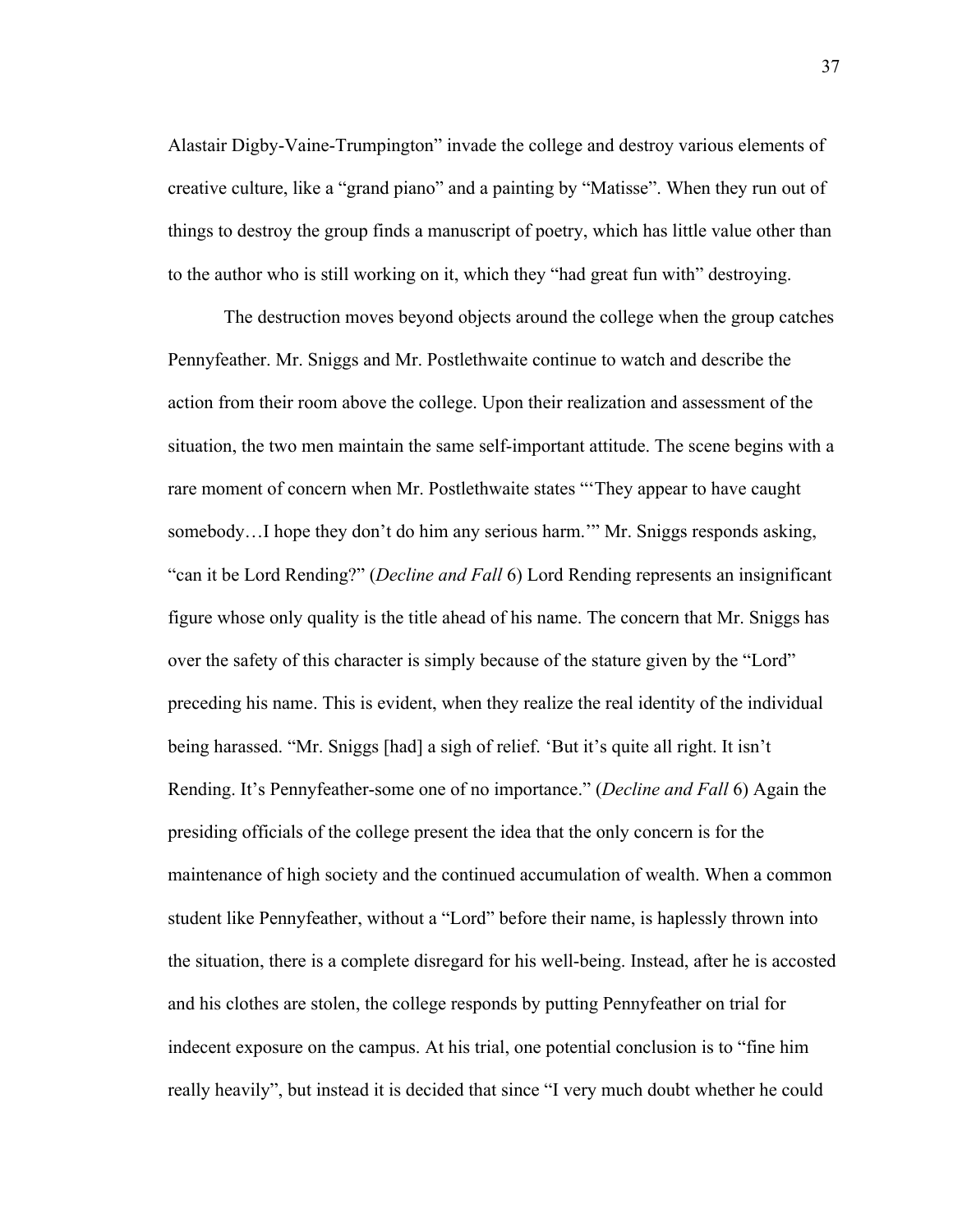Alastair Digby-Vaine-Trumpington" invade the college and destroy various elements of creative culture, like a "grand piano" and a painting by "Matisse". When they run out of things to destroy the group finds a manuscript of poetry, which has little value other than to the author who is still working on it, which they "had great fun with" destroying.

The destruction moves beyond objects around the college when the group catches Pennyfeather. Mr. Sniggs and Mr. Postlethwaite continue to watch and describe the action from their room above the college. Upon their realization and assessment of the situation, the two men maintain the same self-important attitude. The scene begins with a rare moment of concern when Mr. Postlethwaite states "'They appear to have caught somebody…I hope they don't do him any serious harm.'" Mr. Sniggs responds asking, "can it be Lord Rending?" (*Decline and Fall* 6) Lord Rending represents an insignificant figure whose only quality is the title ahead of his name. The concern that Mr. Sniggs has over the safety of this character is simply because of the stature given by the "Lord" preceding his name. This is evident, when they realize the real identity of the individual being harassed. "Mr. Sniggs [had] a sigh of relief. 'But it's quite all right. It isn't Rending. It's Pennyfeather-some one of no importance." (*Decline and Fall* 6) Again the presiding officials of the college present the idea that the only concern is for the maintenance of high society and the continued accumulation of wealth. When a common student like Pennyfeather, without a "Lord" before their name, is haplessly thrown into the situation, there is a complete disregard for his well-being. Instead, after he is accosted and his clothes are stolen, the college responds by putting Pennyfeather on trial for indecent exposure on the campus. At his trial, one potential conclusion is to "fine him really heavily", but instead it is decided that since "I very much doubt whether he could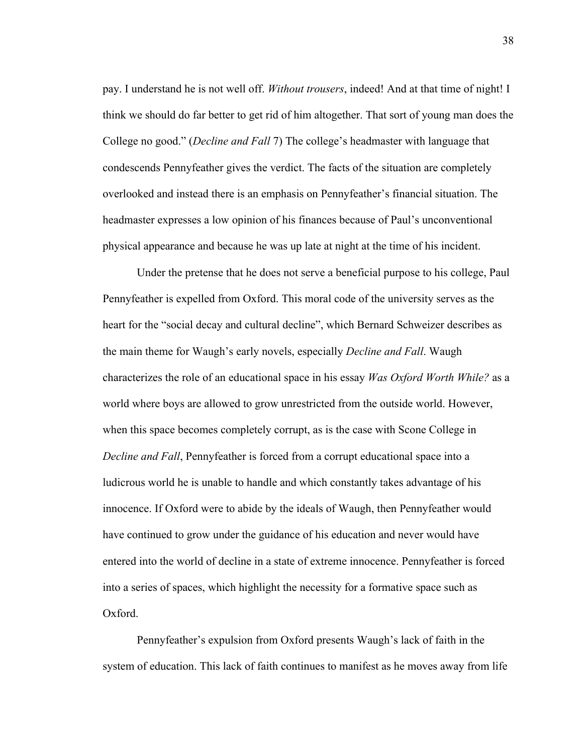pay. I understand he is not well off. *Without trousers*, indeed! And at that time of night! I think we should do far better to get rid of him altogether. That sort of young man does the College no good." (*Decline and Fall* 7) The college's headmaster with language that condescends Pennyfeather gives the verdict. The facts of the situation are completely overlooked and instead there is an emphasis on Pennyfeather's financial situation. The headmaster expresses a low opinion of his finances because of Paul's unconventional physical appearance and because he was up late at night at the time of his incident.

Under the pretense that he does not serve a beneficial purpose to his college, Paul Pennyfeather is expelled from Oxford. This moral code of the university serves as the heart for the "social decay and cultural decline", which Bernard Schweizer describes as the main theme for Waugh's early novels, especially *Decline and Fall*. Waugh characterizes the role of an educational space in his essay *Was Oxford Worth While?* as a world where boys are allowed to grow unrestricted from the outside world. However, when this space becomes completely corrupt, as is the case with Scone College in *Decline and Fall*, Pennyfeather is forced from a corrupt educational space into a ludicrous world he is unable to handle and which constantly takes advantage of his innocence. If Oxford were to abide by the ideals of Waugh, then Pennyfeather would have continued to grow under the guidance of his education and never would have entered into the world of decline in a state of extreme innocence. Pennyfeather is forced into a series of spaces, which highlight the necessity for a formative space such as Oxford.

Pennyfeather's expulsion from Oxford presents Waugh's lack of faith in the system of education. This lack of faith continues to manifest as he moves away from life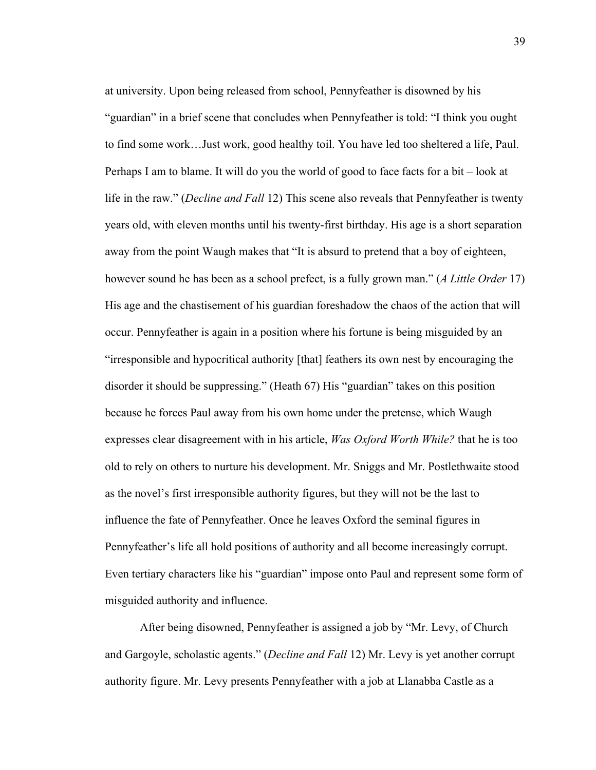at university. Upon being released from school, Pennyfeather is disowned by his "guardian" in a brief scene that concludes when Pennyfeather is told: "I think you ought to find some work…Just work, good healthy toil. You have led too sheltered a life, Paul. Perhaps I am to blame. It will do you the world of good to face facts for a bit – look at life in the raw." (*Decline and Fall* 12) This scene also reveals that Pennyfeather is twenty years old, with eleven months until his twenty-first birthday. His age is a short separation away from the point Waugh makes that "It is absurd to pretend that a boy of eighteen, however sound he has been as a school prefect, is a fully grown man." (*A Little Order* 17) His age and the chastisement of his guardian foreshadow the chaos of the action that will occur. Pennyfeather is again in a position where his fortune is being misguided by an "irresponsible and hypocritical authority [that] feathers its own nest by encouraging the disorder it should be suppressing." (Heath 67) His "guardian" takes on this position because he forces Paul away from his own home under the pretense, which Waugh expresses clear disagreement with in his article, *Was Oxford Worth While?* that he is too old to rely on others to nurture his development. Mr. Sniggs and Mr. Postlethwaite stood as the novel's first irresponsible authority figures, but they will not be the last to influence the fate of Pennyfeather. Once he leaves Oxford the seminal figures in Pennyfeather's life all hold positions of authority and all become increasingly corrupt. Even tertiary characters like his "guardian" impose onto Paul and represent some form of misguided authority and influence.

After being disowned, Pennyfeather is assigned a job by "Mr. Levy, of Church and Gargoyle, scholastic agents." (*Decline and Fall* 12) Mr. Levy is yet another corrupt authority figure. Mr. Levy presents Pennyfeather with a job at Llanabba Castle as a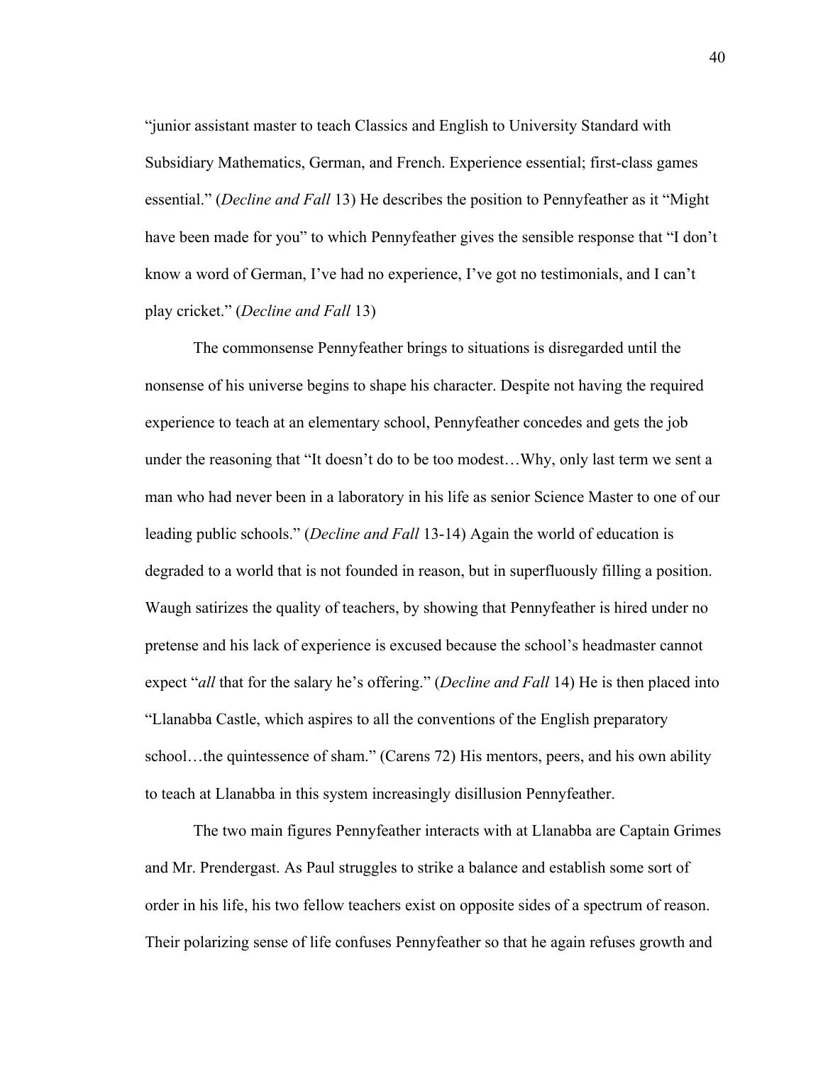"junior assistant master to teach Classics and English to University Standard with Subsidiary Mathematics, German, and French. Experience essential; first-class games essential." (*Decline and Fall* 13) He describes the position to Pennyfeather as it "Might have been made for you" to which Pennyfeather gives the sensible response that "I don't know a word of German, I've had no experience, I've got no testimonials, and I can't play cricket." (*Decline and Fall* 13)

The commonsense Pennyfeather brings to situations is disregarded until the nonsense of his universe begins to shape his character. Despite not having the required experience to teach at an elementary school, Pennyfeather concedes and gets the job under the reasoning that "It doesn't do to be too modest…Why, only last term we sent a man who had never been in a laboratory in his life as senior Science Master to one of our leading public schools." (*Decline and Fall* 13-14) Again the world of education is degraded to a world that is not founded in reason, but in superfluously filling a position. Waugh satirizes the quality of teachers, by showing that Pennyfeather is hired under no pretense and his lack of experience is excused because the school's headmaster cannot expect "*all* that for the salary he's offering." (*Decline and Fall* 14) He is then placed into "Llanabba Castle, which aspires to all the conventions of the English preparatory school…the quintessence of sham." (Carens 72) His mentors, peers, and his own ability to teach at Llanabba in this system increasingly disillusion Pennyfeather.

The two main figures Pennyfeather interacts with at Llanabba are Captain Grimes and Mr. Prendergast. As Paul struggles to strike a balance and establish some sort of order in his life, his two fellow teachers exist on opposite sides of a spectrum of reason. Their polarizing sense of life confuses Pennyfeather so that he again refuses growth and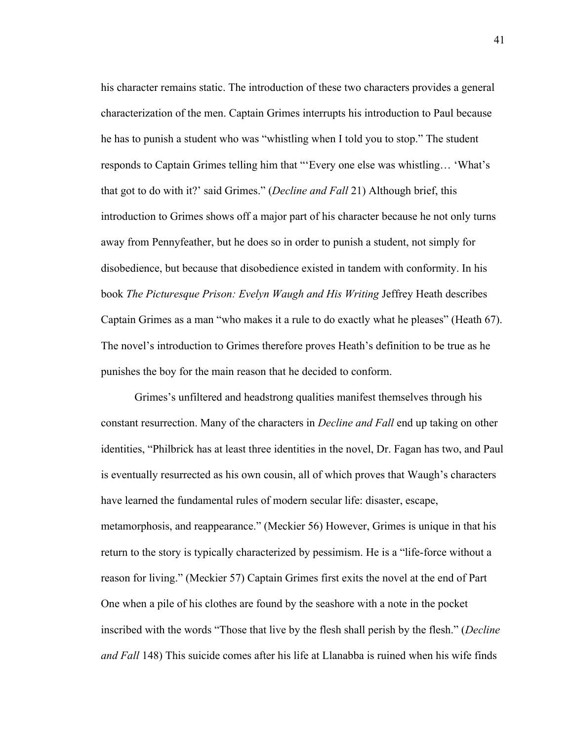his character remains static. The introduction of these two characters provides a general characterization of the men. Captain Grimes interrupts his introduction to Paul because he has to punish a student who was "whistling when I told you to stop." The student responds to Captain Grimes telling him that "'Every one else was whistling… 'What's that got to do with it?' said Grimes." (*Decline and Fall* 21) Although brief, this introduction to Grimes shows off a major part of his character because he not only turns away from Pennyfeather, but he does so in order to punish a student, not simply for disobedience, but because that disobedience existed in tandem with conformity. In his book *The Picturesque Prison: Evelyn Waugh and His Writing* Jeffrey Heath describes Captain Grimes as a man "who makes it a rule to do exactly what he pleases" (Heath 67). The novel's introduction to Grimes therefore proves Heath's definition to be true as he punishes the boy for the main reason that he decided to conform.

Grimes's unfiltered and headstrong qualities manifest themselves through his constant resurrection. Many of the characters in *Decline and Fall* end up taking on other identities, "Philbrick has at least three identities in the novel, Dr. Fagan has two, and Paul is eventually resurrected as his own cousin, all of which proves that Waugh's characters have learned the fundamental rules of modern secular life: disaster, escape, metamorphosis, and reappearance." (Meckier 56) However, Grimes is unique in that his return to the story is typically characterized by pessimism. He is a "life-force without a reason for living." (Meckier 57) Captain Grimes first exits the novel at the end of Part One when a pile of his clothes are found by the seashore with a note in the pocket inscribed with the words "Those that live by the flesh shall perish by the flesh." (*Decline and Fall* 148) This suicide comes after his life at Llanabba is ruined when his wife finds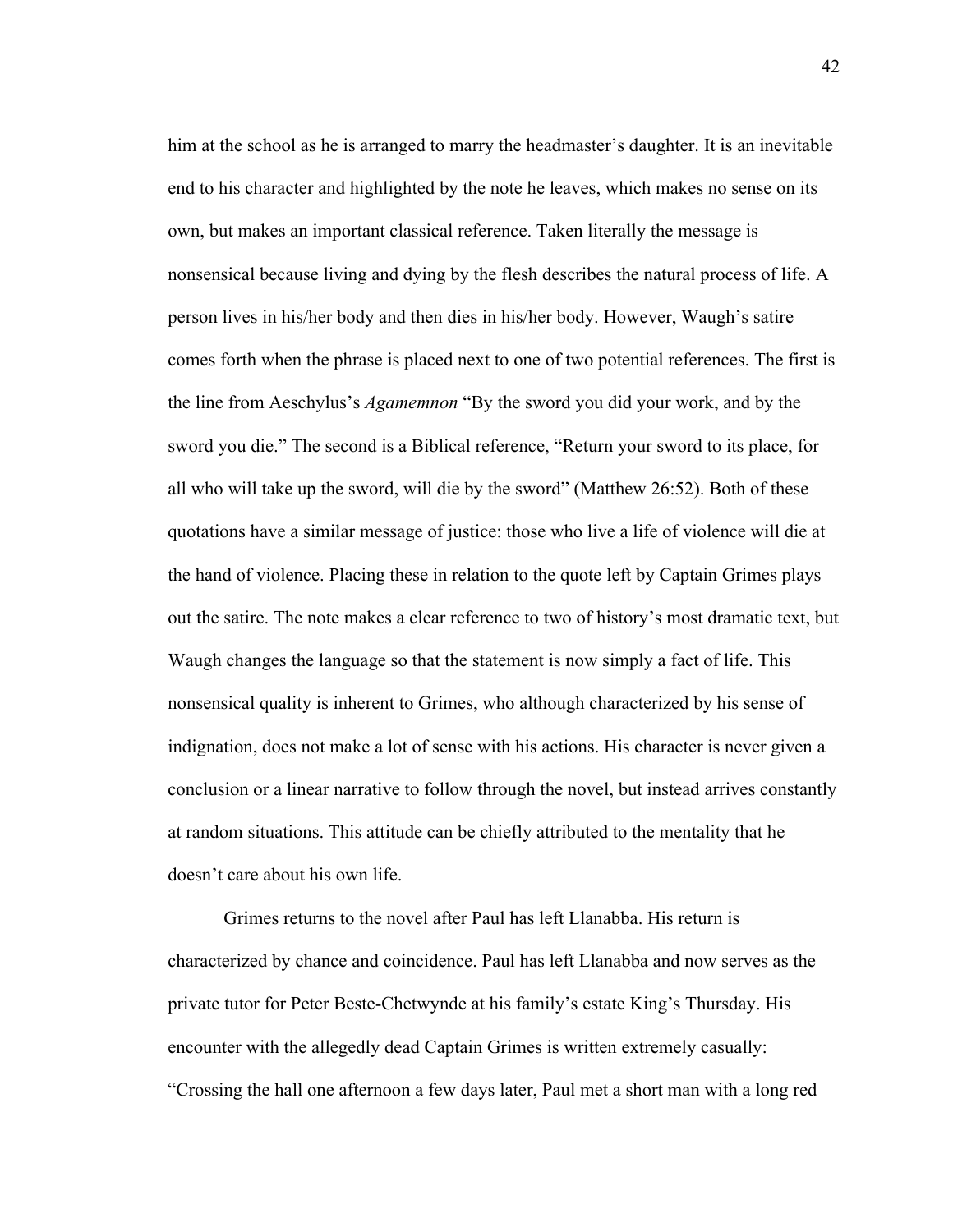him at the school as he is arranged to marry the headmaster's daughter. It is an inevitable end to his character and highlighted by the note he leaves, which makes no sense on its own, but makes an important classical reference. Taken literally the message is nonsensical because living and dying by the flesh describes the natural process of life. A person lives in his/her body and then dies in his/her body. However, Waugh's satire comes forth when the phrase is placed next to one of two potential references. The first is the line from Aeschylus's *Agamemnon* "By the sword you did your work, and by the sword you die." The second is a Biblical reference, "Return your sword to its place, for all who will take up the sword, will die by the sword" (Matthew 26:52). Both of these quotations have a similar message of justice: those who live a life of violence will die at the hand of violence. Placing these in relation to the quote left by Captain Grimes plays out the satire. The note makes a clear reference to two of history's most dramatic text, but Waugh changes the language so that the statement is now simply a fact of life. This nonsensical quality is inherent to Grimes, who although characterized by his sense of indignation, does not make a lot of sense with his actions. His character is never given a conclusion or a linear narrative to follow through the novel, but instead arrives constantly at random situations. This attitude can be chiefly attributed to the mentality that he doesn't care about his own life.

Grimes returns to the novel after Paul has left Llanabba. His return is characterized by chance and coincidence. Paul has left Llanabba and now serves as the private tutor for Peter Beste-Chetwynde at his family's estate King's Thursday. His encounter with the allegedly dead Captain Grimes is written extremely casually: "Crossing the hall one afternoon a few days later, Paul met a short man with a long red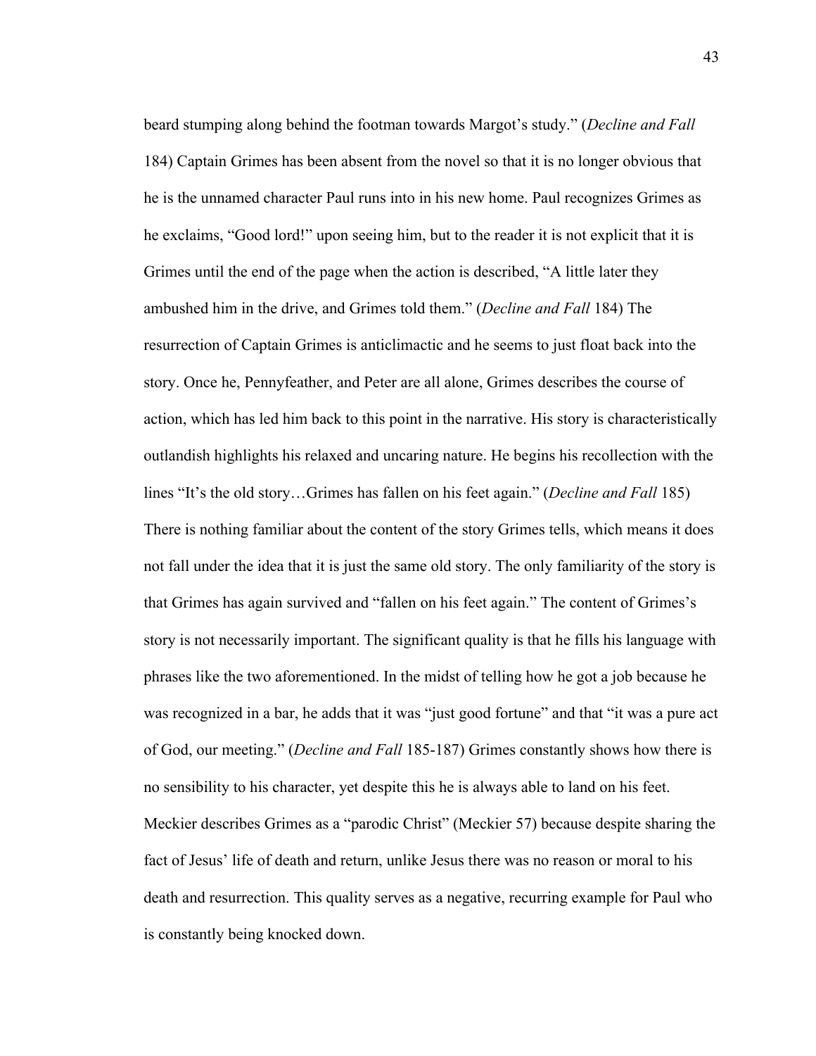beard stumping along behind the footman towards Margot's study." (*Decline and Fall* 184) Captain Grimes has been absent from the novel so that it is no longer obvious that he is the unnamed character Paul runs into in his new home. Paul recognizes Grimes as he exclaims, "Good lord!" upon seeing him, but to the reader it is not explicit that it is Grimes until the end of the page when the action is described, "A little later they ambushed him in the drive, and Grimes told them." (*Decline and Fall* 184) The resurrection of Captain Grimes is anticlimactic and he seems to just float back into the story. Once he, Pennyfeather, and Peter are all alone, Grimes describes the course of action, which has led him back to this point in the narrative. His story is characteristically outlandish highlights his relaxed and uncaring nature. He begins his recollection with the lines "It's the old story…Grimes has fallen on his feet again." (*Decline and Fall* 185) There is nothing familiar about the content of the story Grimes tells, which means it does not fall under the idea that it is just the same old story. The only familiarity of the story is that Grimes has again survived and "fallen on his feet again." The content of Grimes's story is not necessarily important. The significant quality is that he fills his language with phrases like the two aforementioned. In the midst of telling how he got a job because he was recognized in a bar, he adds that it was "just good fortune" and that "it was a pure act of God, our meeting." (*Decline and Fall* 185-187) Grimes constantly shows how there is no sensibility to his character, yet despite this he is always able to land on his feet. Meckier describes Grimes as a "parodic Christ" (Meckier 57) because despite sharing the fact of Jesus' life of death and return, unlike Jesus there was no reason or moral to his death and resurrection. This quality serves as a negative, recurring example for Paul who is constantly being knocked down.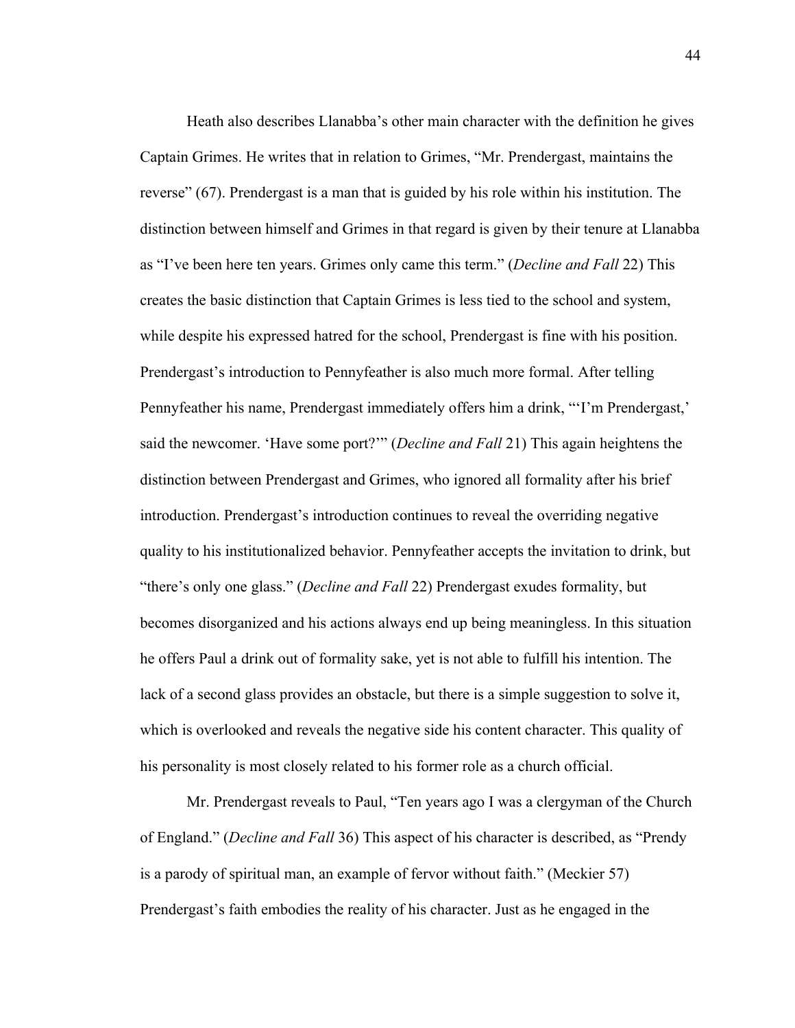Heath also describes Llanabba's other main character with the definition he gives Captain Grimes. He writes that in relation to Grimes, "Mr. Prendergast, maintains the reverse" (67). Prendergast is a man that is guided by his role within his institution. The distinction between himself and Grimes in that regard is given by their tenure at Llanabba as "I've been here ten years. Grimes only came this term." (*Decline and Fall* 22) This creates the basic distinction that Captain Grimes is less tied to the school and system, while despite his expressed hatred for the school, Prendergast is fine with his position. Prendergast's introduction to Pennyfeather is also much more formal. After telling Pennyfeather his name, Prendergast immediately offers him a drink, "'I'm Prendergast,' said the newcomer. 'Have some port?'" (*Decline and Fall* 21) This again heightens the distinction between Prendergast and Grimes, who ignored all formality after his brief introduction. Prendergast's introduction continues to reveal the overriding negative quality to his institutionalized behavior. Pennyfeather accepts the invitation to drink, but "there's only one glass." (*Decline and Fall* 22) Prendergast exudes formality, but becomes disorganized and his actions always end up being meaningless. In this situation he offers Paul a drink out of formality sake, yet is not able to fulfill his intention. The lack of a second glass provides an obstacle, but there is a simple suggestion to solve it, which is overlooked and reveals the negative side his content character. This quality of his personality is most closely related to his former role as a church official.

Mr. Prendergast reveals to Paul, "Ten years ago I was a clergyman of the Church of England." (*Decline and Fall* 36) This aspect of his character is described, as "Prendy is a parody of spiritual man, an example of fervor without faith." (Meckier 57) Prendergast's faith embodies the reality of his character. Just as he engaged in the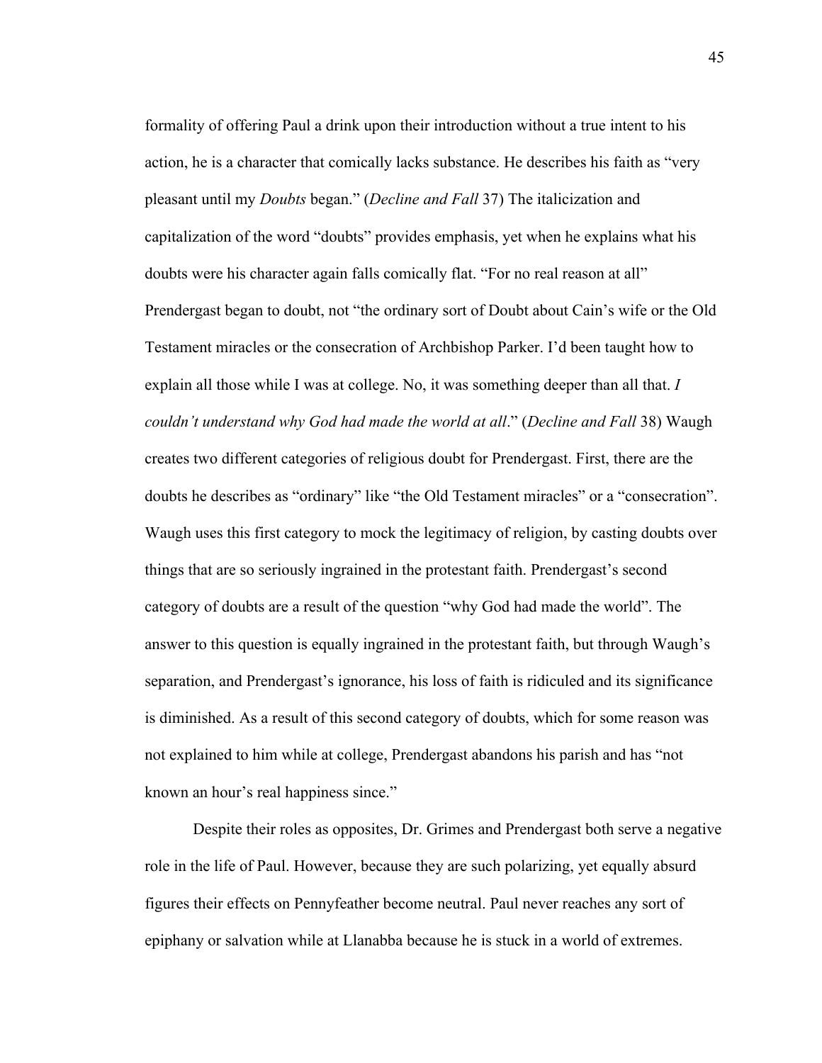formality of offering Paul a drink upon their introduction without a true intent to his action, he is a character that comically lacks substance. He describes his faith as "very pleasant until my *Doubts* began." (*Decline and Fall* 37) The italicization and capitalization of the word "doubts" provides emphasis, yet when he explains what his doubts were his character again falls comically flat. "For no real reason at all" Prendergast began to doubt, not "the ordinary sort of Doubt about Cain's wife or the Old Testament miracles or the consecration of Archbishop Parker. I'd been taught how to explain all those while I was at college. No, it was something deeper than all that. *I couldn't understand why God had made the world at all*." (*Decline and Fall* 38) Waugh creates two different categories of religious doubt for Prendergast. First, there are the doubts he describes as "ordinary" like "the Old Testament miracles" or a "consecration". Waugh uses this first category to mock the legitimacy of religion, by casting doubts over things that are so seriously ingrained in the protestant faith. Prendergast's second category of doubts are a result of the question "why God had made the world". The answer to this question is equally ingrained in the protestant faith, but through Waugh's separation, and Prendergast's ignorance, his loss of faith is ridiculed and its significance is diminished. As a result of this second category of doubts, which for some reason was not explained to him while at college, Prendergast abandons his parish and has "not known an hour's real happiness since."

Despite their roles as opposites, Dr. Grimes and Prendergast both serve a negative role in the life of Paul. However, because they are such polarizing, yet equally absurd figures their effects on Pennyfeather become neutral. Paul never reaches any sort of epiphany or salvation while at Llanabba because he is stuck in a world of extremes.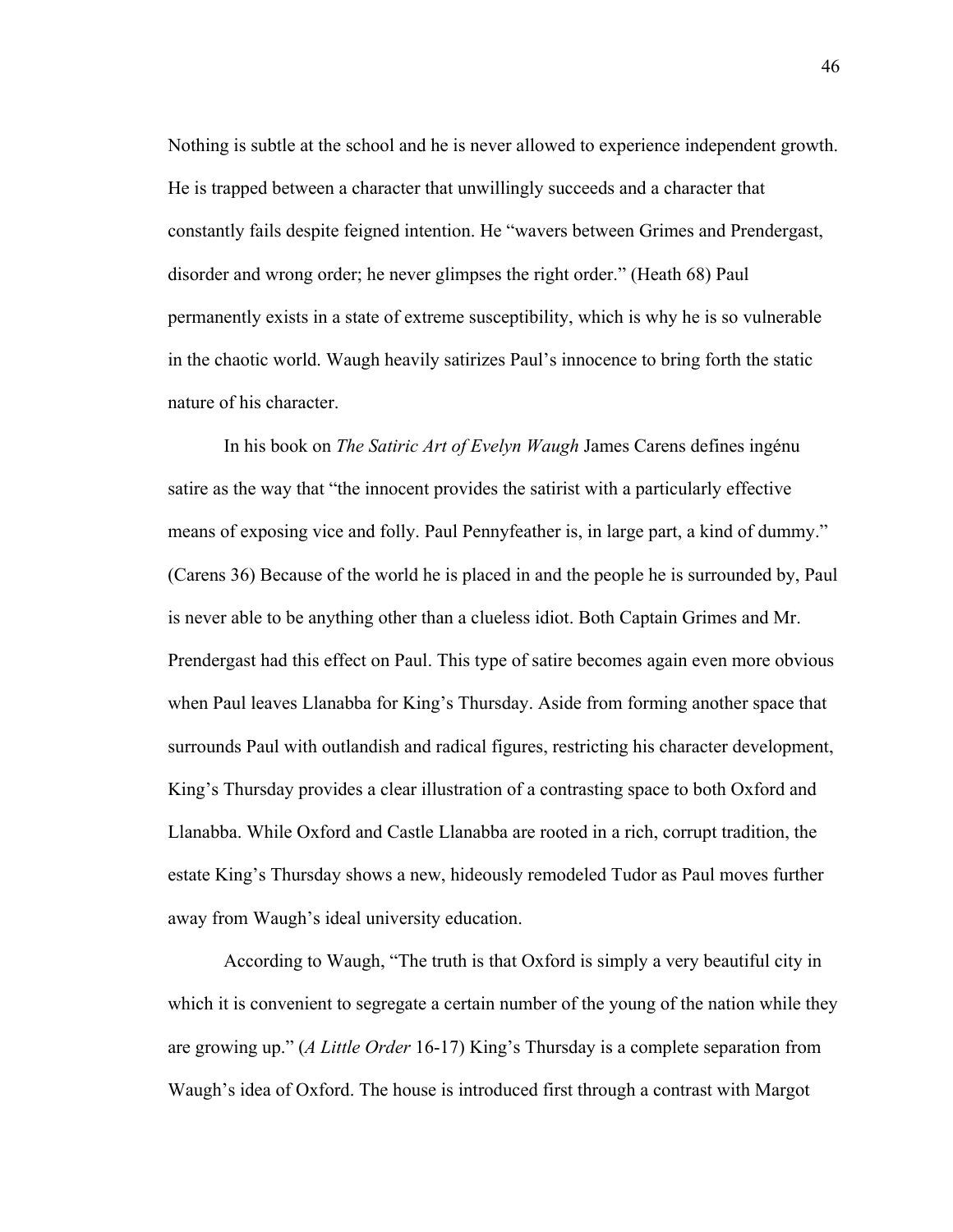Nothing is subtle at the school and he is never allowed to experience independent growth. He is trapped between a character that unwillingly succeeds and a character that constantly fails despite feigned intention. He "wavers between Grimes and Prendergast, disorder and wrong order; he never glimpses the right order." (Heath 68) Paul permanently exists in a state of extreme susceptibility, which is why he is so vulnerable in the chaotic world. Waugh heavily satirizes Paul's innocence to bring forth the static nature of his character.

In his book on *The Satiric Art of Evelyn Waugh* James Carens defines ingénu satire as the way that "the innocent provides the satirist with a particularly effective means of exposing vice and folly. Paul Pennyfeather is, in large part, a kind of dummy." (Carens 36) Because of the world he is placed in and the people he is surrounded by, Paul is never able to be anything other than a clueless idiot. Both Captain Grimes and Mr. Prendergast had this effect on Paul. This type of satire becomes again even more obvious when Paul leaves Llanabba for King's Thursday. Aside from forming another space that surrounds Paul with outlandish and radical figures, restricting his character development, King's Thursday provides a clear illustration of a contrasting space to both Oxford and Llanabba. While Oxford and Castle Llanabba are rooted in a rich, corrupt tradition, the estate King's Thursday shows a new, hideously remodeled Tudor as Paul moves further away from Waugh's ideal university education.

According to Waugh, "The truth is that Oxford is simply a very beautiful city in which it is convenient to segregate a certain number of the young of the nation while they are growing up." (*A Little Order* 16-17) King's Thursday is a complete separation from Waugh's idea of Oxford. The house is introduced first through a contrast with Margot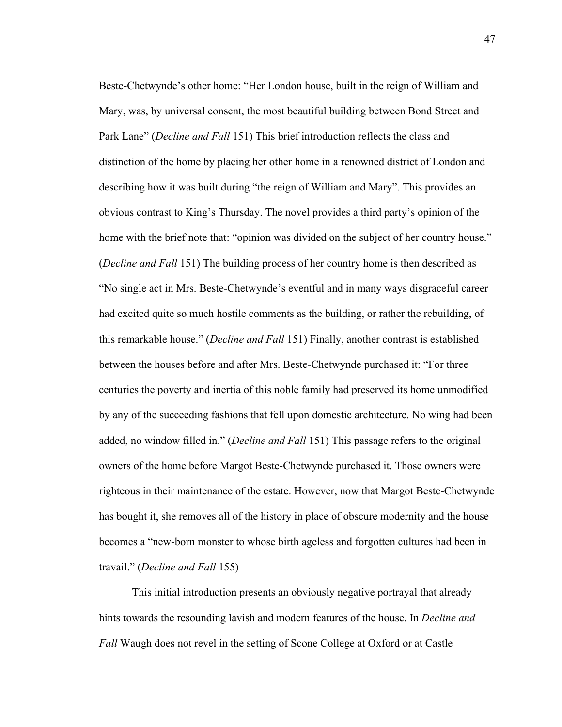Beste-Chetwynde's other home: "Her London house, built in the reign of William and Mary, was, by universal consent, the most beautiful building between Bond Street and Park Lane" (*Decline and Fall* 151) This brief introduction reflects the class and distinction of the home by placing her other home in a renowned district of London and describing how it was built during "the reign of William and Mary". This provides an obvious contrast to King's Thursday. The novel provides a third party's opinion of the home with the brief note that: "opinion was divided on the subject of her country house." (*Decline and Fall* 151) The building process of her country home is then described as "No single act in Mrs. Beste-Chetwynde's eventful and in many ways disgraceful career had excited quite so much hostile comments as the building, or rather the rebuilding, of this remarkable house." (*Decline and Fall* 151) Finally, another contrast is established between the houses before and after Mrs. Beste-Chetwynde purchased it: "For three centuries the poverty and inertia of this noble family had preserved its home unmodified by any of the succeeding fashions that fell upon domestic architecture. No wing had been added, no window filled in." (*Decline and Fall* 151) This passage refers to the original owners of the home before Margot Beste-Chetwynde purchased it. Those owners were righteous in their maintenance of the estate. However, now that Margot Beste-Chetwynde has bought it, she removes all of the history in place of obscure modernity and the house becomes a "new-born monster to whose birth ageless and forgotten cultures had been in travail." (*Decline and Fall* 155)

This initial introduction presents an obviously negative portrayal that already hints towards the resounding lavish and modern features of the house. In *Decline and Fall* Waugh does not revel in the setting of Scone College at Oxford or at Castle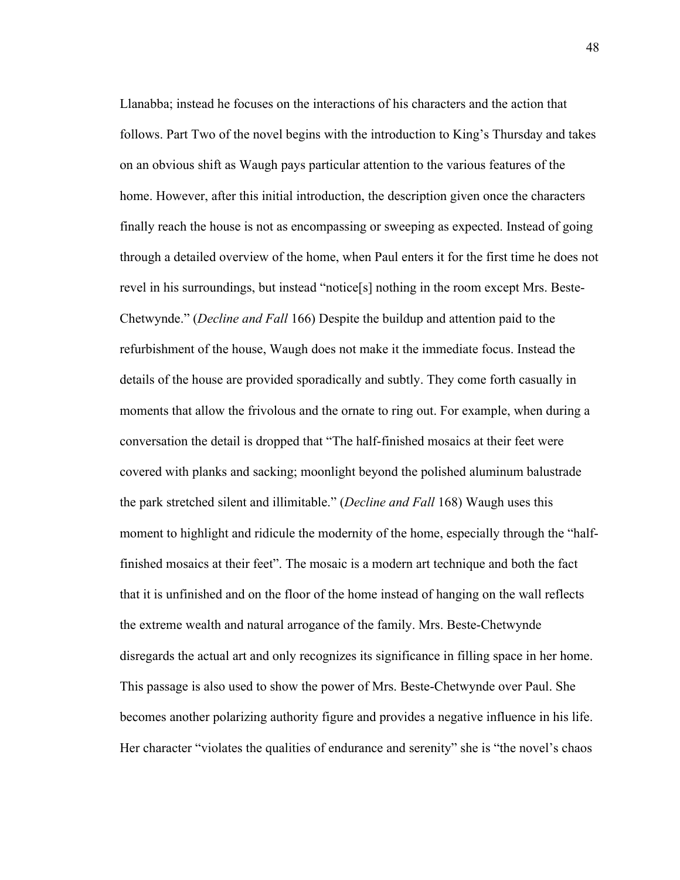Llanabba; instead he focuses on the interactions of his characters and the action that follows. Part Two of the novel begins with the introduction to King's Thursday and takes on an obvious shift as Waugh pays particular attention to the various features of the home. However, after this initial introduction, the description given once the characters finally reach the house is not as encompassing or sweeping as expected. Instead of going through a detailed overview of the home, when Paul enters it for the first time he does not revel in his surroundings, but instead "notice[s] nothing in the room except Mrs. Beste-Chetwynde." (*Decline and Fall* 166) Despite the buildup and attention paid to the refurbishment of the house, Waugh does not make it the immediate focus. Instead the details of the house are provided sporadically and subtly. They come forth casually in moments that allow the frivolous and the ornate to ring out. For example, when during a conversation the detail is dropped that "The half-finished mosaics at their feet were covered with planks and sacking; moonlight beyond the polished aluminum balustrade the park stretched silent and illimitable." (*Decline and Fall* 168) Waugh uses this moment to highlight and ridicule the modernity of the home, especially through the "half-finished mosaics at their feet". The mosaic is a modern art technique and both the fact that it is unfinished and on the floor of the home instead of hanging on the wall reflects the extreme wealth and natural arrogance of the family. Mrs. Beste-Chetwynde disregards the actual art and only recognizes its significance in filling space in her home. This passage is also used to show the power of Mrs. Beste-Chetwynde over Paul. She becomes another polarizing authority figure and provides a negative influence in his life. Her character "violates the qualities of endurance and serenity" she is "the novel's chaos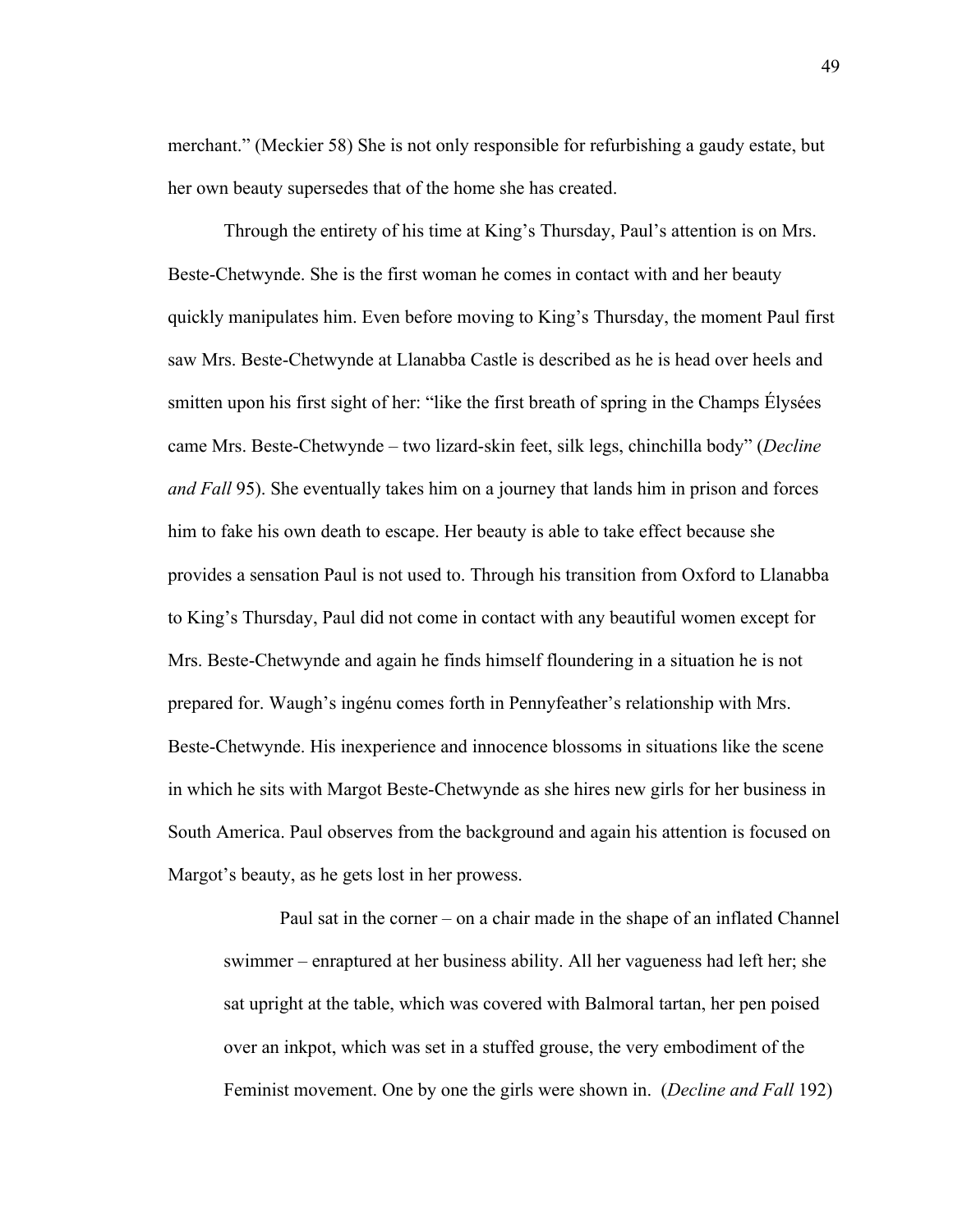merchant." (Meckier 58) She is not only responsible for refurbishing a gaudy estate, but her own beauty supersedes that of the home she has created.

Through the entirety of his time at King's Thursday, Paul's attention is on Mrs. Beste-Chetwynde. She is the first woman he comes in contact with and her beauty quickly manipulates him. Even before moving to King's Thursday, the moment Paul first saw Mrs. Beste-Chetwynde at Llanabba Castle is described as he is head over heels and smitten upon his first sight of her: "like the first breath of spring in the Champs Élysées came Mrs. Beste-Chetwynde – two lizard-skin feet, silk legs, chinchilla body" (*Decline and Fall* 95). She eventually takes him on a journey that lands him in prison and forces him to fake his own death to escape. Her beauty is able to take effect because she provides a sensation Paul is not used to. Through his transition from Oxford to Llanabba to King's Thursday, Paul did not come in contact with any beautiful women except for Mrs. Beste-Chetwynde and again he finds himself floundering in a situation he is not prepared for. Waugh's ingénu comes forth in Pennyfeather's relationship with Mrs. Beste-Chetwynde. His inexperience and innocence blossoms in situations like the scene in which he sits with Margot Beste-Chetwynde as she hires new girls for her business in South America. Paul observes from the background and again his attention is focused on Margot's beauty, as he gets lost in her prowess.

> Paul sat in the corner – on a chair made in the shape of an inflated Channel swimmer – enraptured at her business ability. All her vagueness had left her; she sat upright at the table, which was covered with Balmoral tartan, her pen poised over an inkpot, which was set in a stuffed grouse, the very embodiment of the Feminist movement. One by one the girls were shown in. (*Decline and Fall* 192)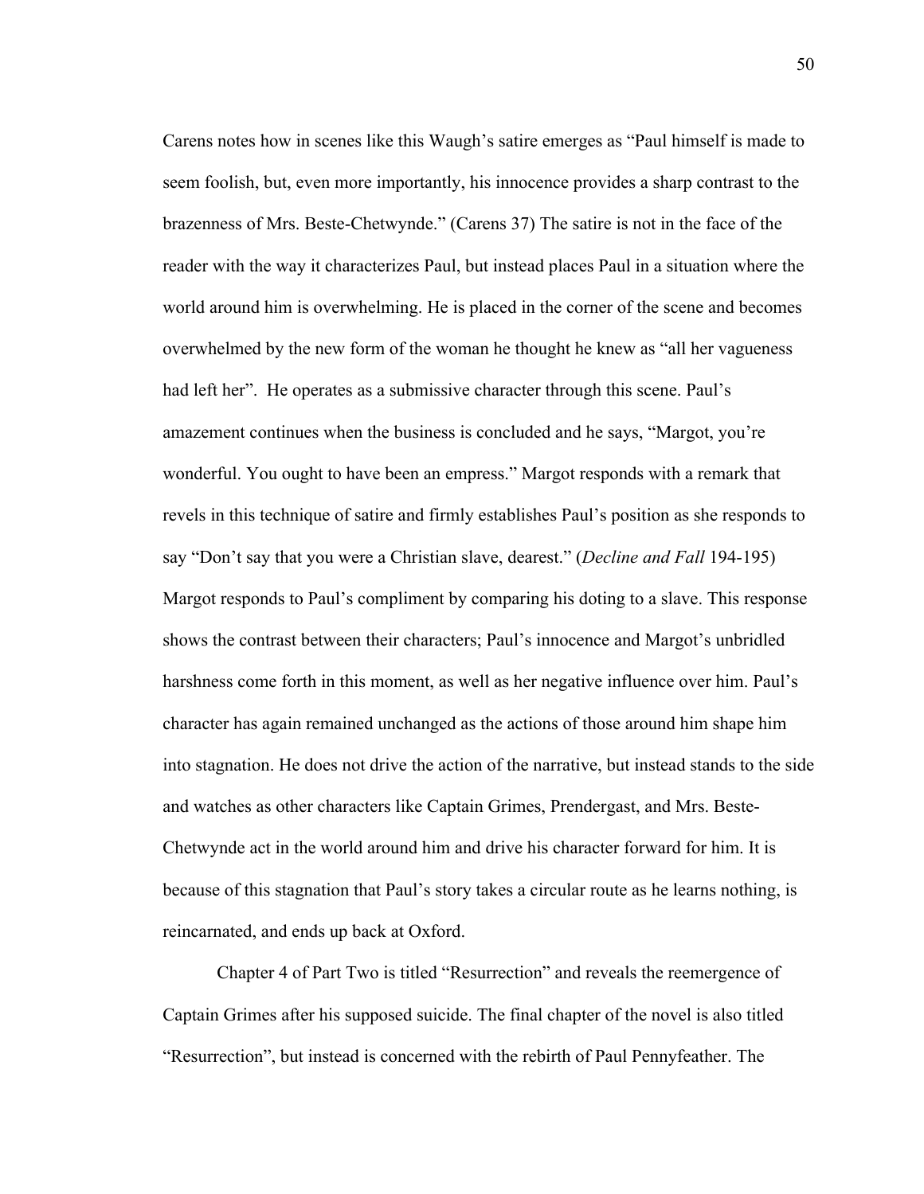Carens notes how in scenes like this Waugh's satire emerges as "Paul himself is made to seem foolish, but, even more importantly, his innocence provides a sharp contrast to the brazenness of Mrs. Beste-Chetwynde." (Carens 37) The satire is not in the face of the reader with the way it characterizes Paul, but instead places Paul in a situation where the world around him is overwhelming. He is placed in the corner of the scene and becomes overwhelmed by the new form of the woman he thought he knew as "all her vagueness had left her". He operates as a submissive character through this scene. Paul's amazement continues when the business is concluded and he says, "Margot, you're wonderful. You ought to have been an empress." Margot responds with a remark that revels in this technique of satire and firmly establishes Paul's position as she responds to say "Don't say that you were a Christian slave, dearest." (*Decline and Fall* 194-195) Margot responds to Paul's compliment by comparing his doting to a slave. This response shows the contrast between their characters; Paul's innocence and Margot's unbridled harshness come forth in this moment, as well as her negative influence over him. Paul's character has again remained unchanged as the actions of those around him shape him into stagnation. He does not drive the action of the narrative, but instead stands to the side and watches as other characters like Captain Grimes, Prendergast, and Mrs. Beste-Chetwynde act in the world around him and drive his character forward for him. It is because of this stagnation that Paul's story takes a circular route as he learns nothing, is reincarnated, and ends up back at Oxford.

Chapter 4 of Part Two is titled "Resurrection" and reveals the reemergence of Captain Grimes after his supposed suicide. The final chapter of the novel is also titled "Resurrection", but instead is concerned with the rebirth of Paul Pennyfeather. The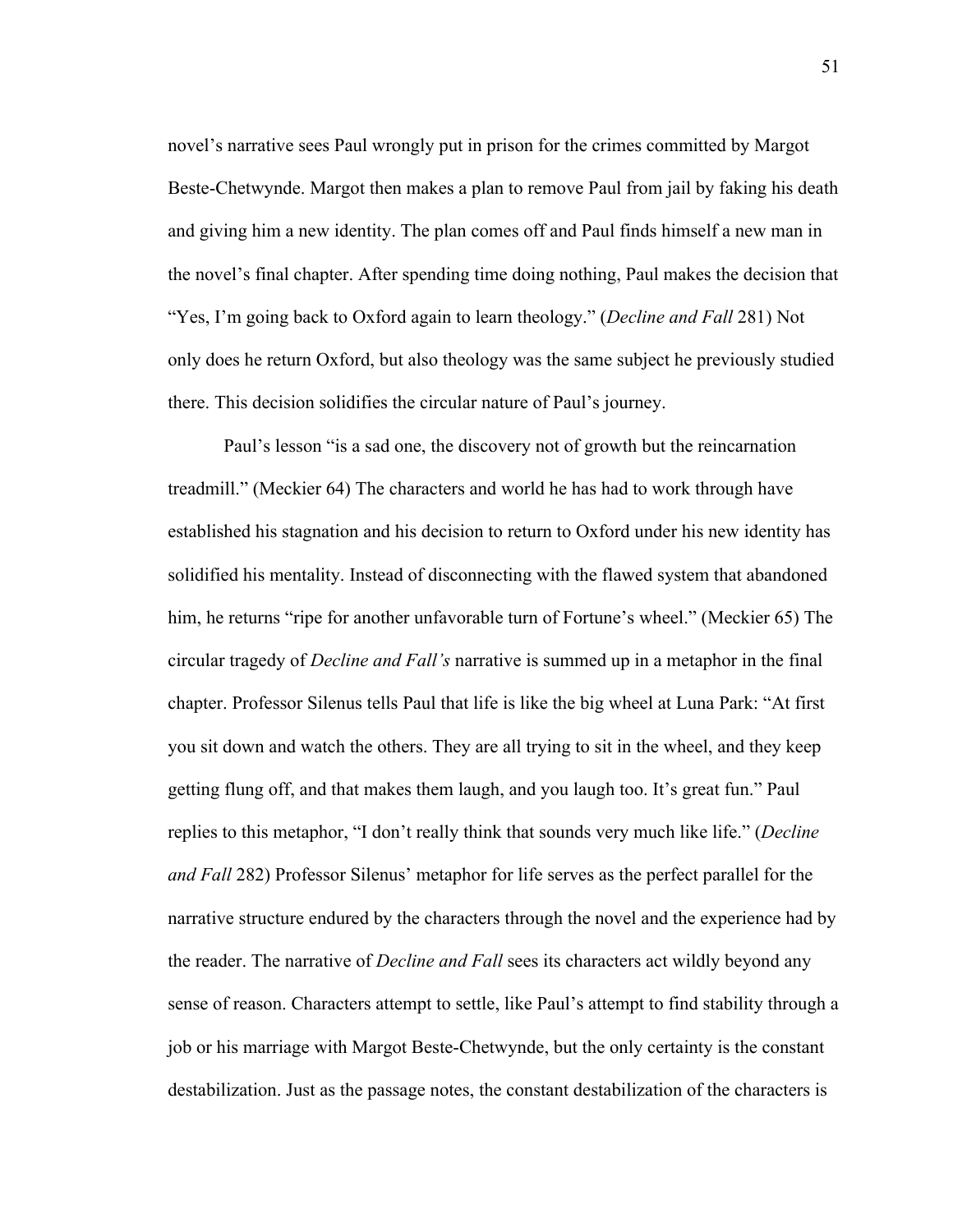novel's narrative sees Paul wrongly put in prison for the crimes committed by Margot Beste-Chetwynde. Margot then makes a plan to remove Paul from jail by faking his death and giving him a new identity. The plan comes off and Paul finds himself a new man in the novel's final chapter. After spending time doing nothing, Paul makes the decision that "Yes, I'm going back to Oxford again to learn theology." (*Decline and Fall* 281) Not only does he return Oxford, but also theology was the same subject he previously studied there. This decision solidifies the circular nature of Paul's journey.

Paul's lesson "is a sad one, the discovery not of growth but the reincarnation treadmill." (Meckier 64) The characters and world he has had to work through have established his stagnation and his decision to return to Oxford under his new identity has solidified his mentality. Instead of disconnecting with the flawed system that abandoned him, he returns "ripe for another unfavorable turn of Fortune's wheel." (Meckier 65) The circular tragedy of *Decline and Fall's* narrative is summed up in a metaphor in the final chapter. Professor Silenus tells Paul that life is like the big wheel at Luna Park: "At first you sit down and watch the others. They are all trying to sit in the wheel, and they keep getting flung off, and that makes them laugh, and you laugh too. It's great fun." Paul replies to this metaphor, "I don't really think that sounds very much like life." (*Decline and Fall* 282) Professor Silenus' metaphor for life serves as the perfect parallel for the narrative structure endured by the characters through the novel and the experience had by the reader. The narrative of *Decline and Fall* sees its characters act wildly beyond any sense of reason. Characters attempt to settle, like Paul's attempt to find stability through a job or his marriage with Margot Beste-Chetwynde, but the only certainty is the constant destabilization. Just as the passage notes, the constant destabilization of the characters is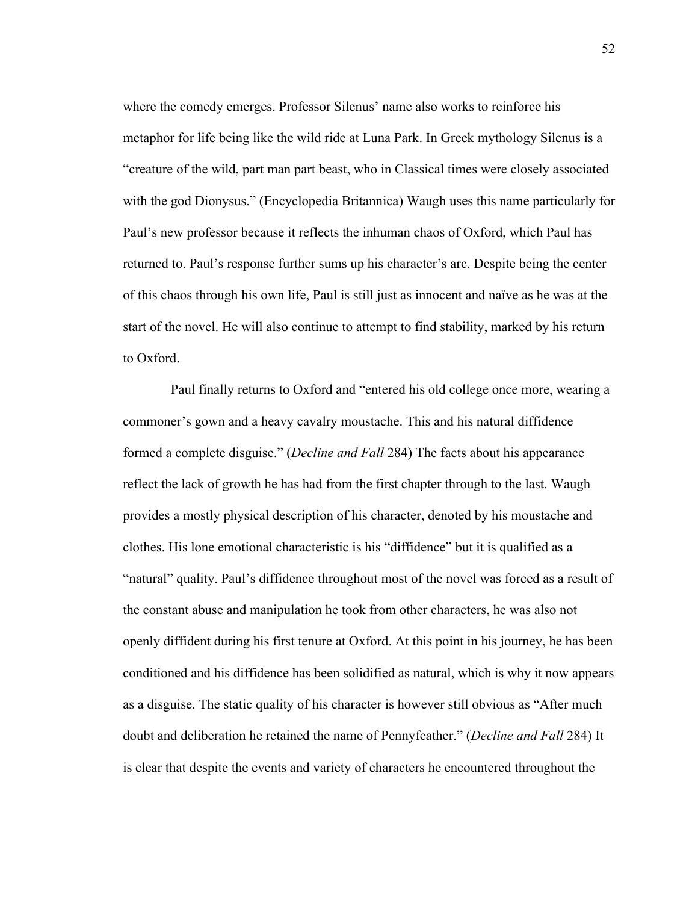where the comedy emerges. Professor Silenus' name also works to reinforce his metaphor for life being like the wild ride at Luna Park. In Greek mythology Silenus is a "creature of the wild, part man part beast, who in Classical times were closely associated with the god Dionysus." (Encyclopedia Britannica) Waugh uses this name particularly for Paul's new professor because it reflects the inhuman chaos of Oxford, which Paul has returned to. Paul's response further sums up his character's arc. Despite being the center of this chaos through his own life, Paul is still just as innocent and naïve as he was at the start of the novel. He will also continue to attempt to find stability, marked by his return to Oxford.

Paul finally returns to Oxford and "entered his old college once more, wearing a commoner's gown and a heavy cavalry moustache. This and his natural diffidence formed a complete disguise." (*Decline and Fall* 284) The facts about his appearance reflect the lack of growth he has had from the first chapter through to the last. Waugh provides a mostly physical description of his character, denoted by his moustache and clothes. His lone emotional characteristic is his "diffidence" but it is qualified as a "natural" quality. Paul's diffidence throughout most of the novel was forced as a result of the constant abuse and manipulation he took from other characters, he was also not openly diffident during his first tenure at Oxford. At this point in his journey, he has been conditioned and his diffidence has been solidified as natural, which is why it now appears as a disguise. The static quality of his character is however still obvious as "After much doubt and deliberation he retained the name of Pennyfeather." (*Decline and Fall* 284) It is clear that despite the events and variety of characters he encountered throughout the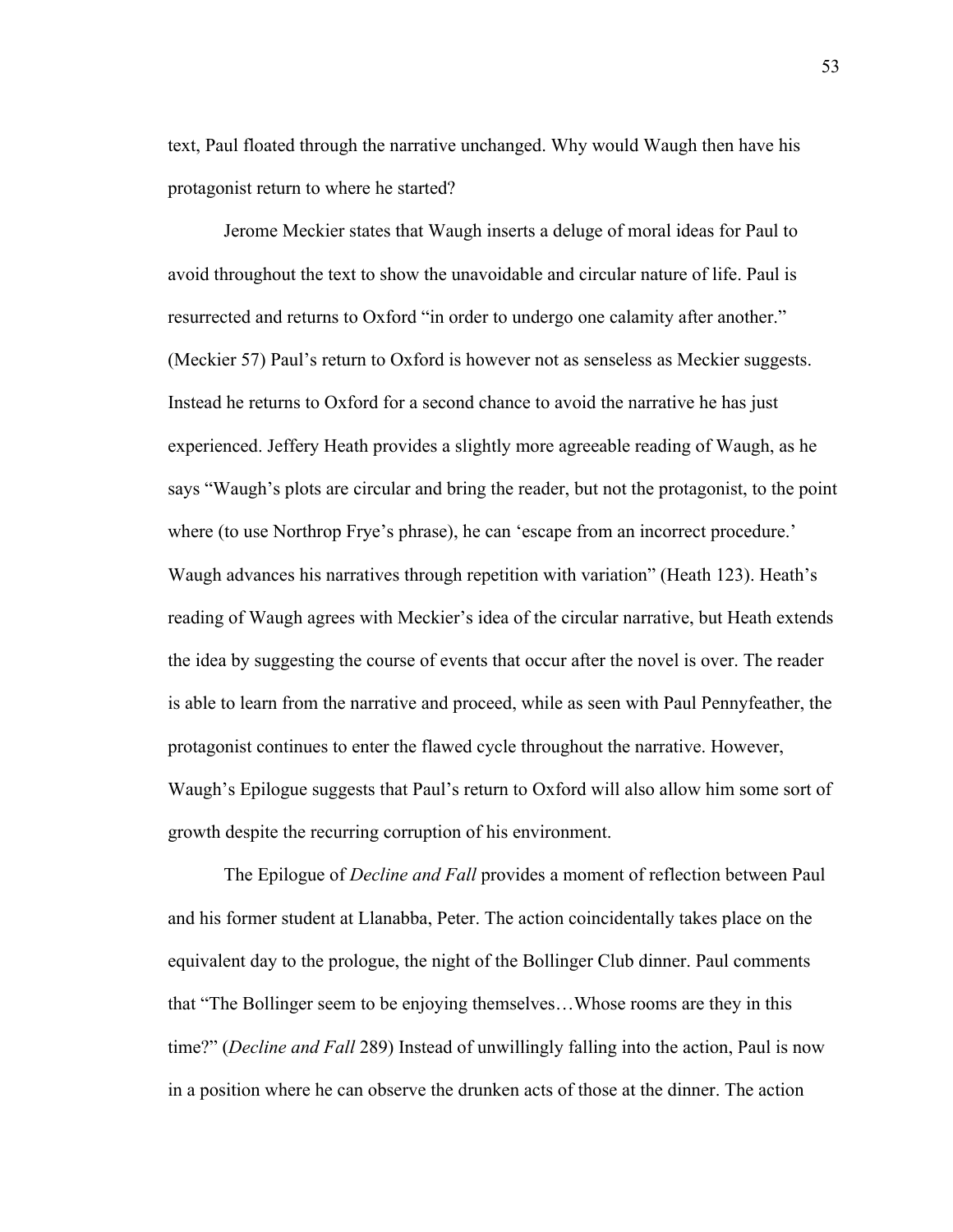text, Paul floated through the narrative unchanged. Why would Waugh then have his protagonist return to where he started?

Jerome Meckier states that Waugh inserts a deluge of moral ideas for Paul to avoid throughout the text to show the unavoidable and circular nature of life. Paul is resurrected and returns to Oxford "in order to undergo one calamity after another." (Meckier 57) Paul's return to Oxford is however not as senseless as Meckier suggests. Instead he returns to Oxford for a second chance to avoid the narrative he has just experienced. Jeffery Heath provides a slightly more agreeable reading of Waugh, as he says "Waugh's plots are circular and bring the reader, but not the protagonist, to the point where (to use Northrop Frye's phrase), he can 'escape from an incorrect procedure.' Waugh advances his narratives through repetition with variation" (Heath 123). Heath's reading of Waugh agrees with Meckier's idea of the circular narrative, but Heath extends the idea by suggesting the course of events that occur after the novel is over. The reader is able to learn from the narrative and proceed, while as seen with Paul Pennyfeather, the protagonist continues to enter the flawed cycle throughout the narrative. However, Waugh's Epilogue suggests that Paul's return to Oxford will also allow him some sort of growth despite the recurring corruption of his environment.

The Epilogue of *Decline and Fall* provides a moment of reflection between Paul and his former student at Llanabba, Peter. The action coincidentally takes place on the equivalent day to the prologue, the night of the Bollinger Club dinner. Paul comments that "The Bollinger seem to be enjoying themselves…Whose rooms are they in this time?" (*Decline and Fall* 289) Instead of unwillingly falling into the action, Paul is now in a position where he can observe the drunken acts of those at the dinner. The action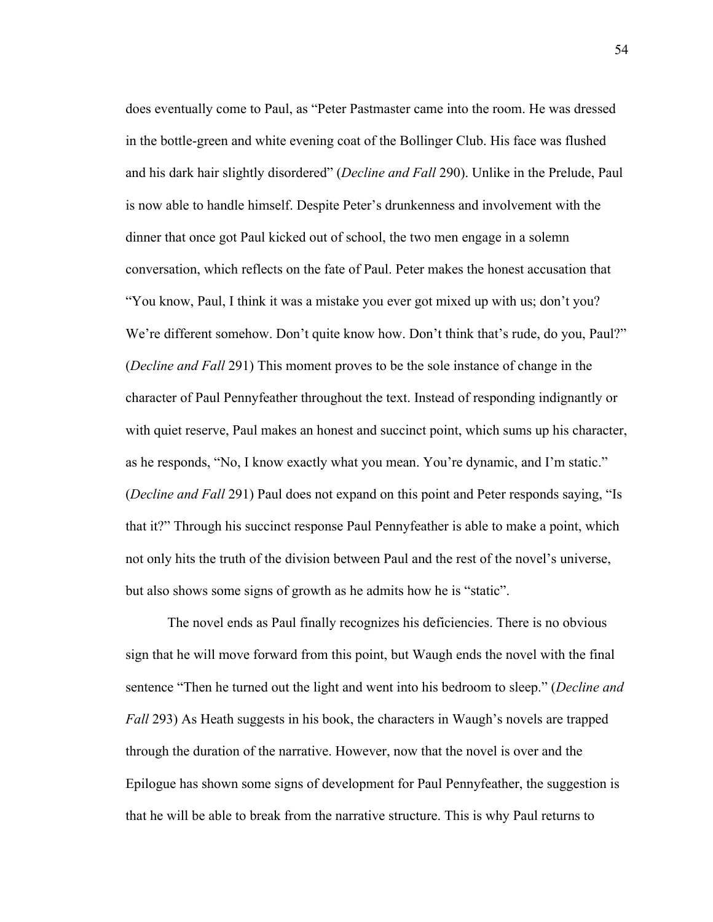does eventually come to Paul, as "Peter Pastmaster came into the room. He was dressed in the bottle-green and white evening coat of the Bollinger Club. His face was flushed and his dark hair slightly disordered" (*Decline and Fall* 290). Unlike in the Prelude, Paul is now able to handle himself. Despite Peter's drunkenness and involvement with the dinner that once got Paul kicked out of school, the two men engage in a solemn conversation, which reflects on the fate of Paul. Peter makes the honest accusation that "You know, Paul, I think it was a mistake you ever got mixed up with us; don't you? We're different somehow. Don't quite know how. Don't think that's rude, do you, Paul?" (*Decline and Fall* 291) This moment proves to be the sole instance of change in the character of Paul Pennyfeather throughout the text. Instead of responding indignantly or with quiet reserve, Paul makes an honest and succinct point, which sums up his character, as he responds, "No, I know exactly what you mean. You're dynamic, and I'm static." (*Decline and Fall* 291) Paul does not expand on this point and Peter responds saying, "Is that it?" Through his succinct response Paul Pennyfeather is able to make a point, which not only hits the truth of the division between Paul and the rest of the novel's universe, but also shows some signs of growth as he admits how he is "static".

The novel ends as Paul finally recognizes his deficiencies. There is no obvious sign that he will move forward from this point, but Waugh ends the novel with the final sentence "Then he turned out the light and went into his bedroom to sleep." (*Decline and Fall* 293) As Heath suggests in his book, the characters in Waugh's novels are trapped through the duration of the narrative. However, now that the novel is over and the Epilogue has shown some signs of development for Paul Pennyfeather, the suggestion is that he will be able to break from the narrative structure. This is why Paul returns to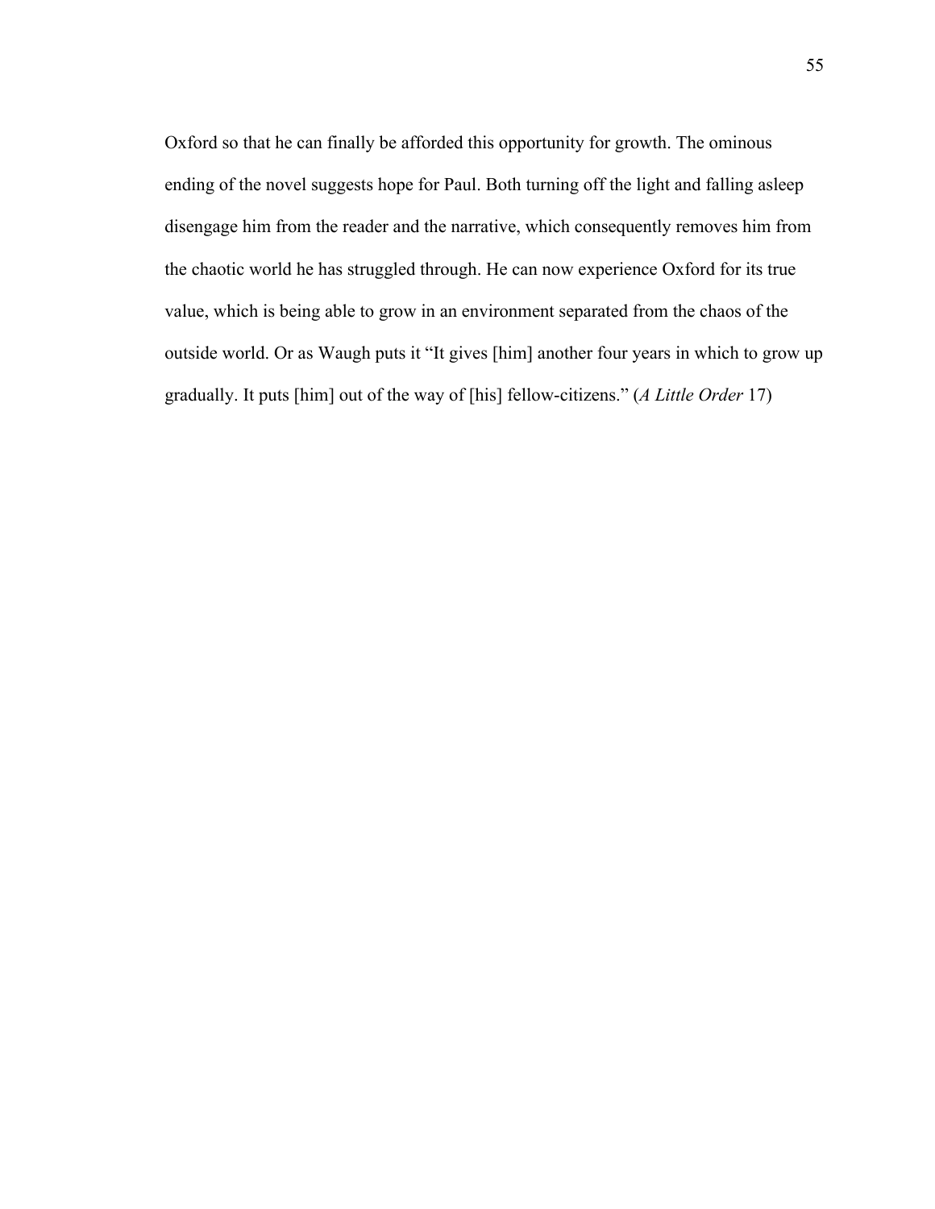Oxford so that he can finally be afforded this opportunity for growth. The ominous ending of the novel suggests hope for Paul. Both turning off the light and falling asleep disengage him from the reader and the narrative, which consequently removes him from the chaotic world he has struggled through. He can now experience Oxford for its true value, which is being able to grow in an environment separated from the chaos of the outside world. Or as Waugh puts it "It gives [him] another four years in which to grow up gradually. It puts [him] out of the way of [his] fellow-citizens." (*A Little Order* 17)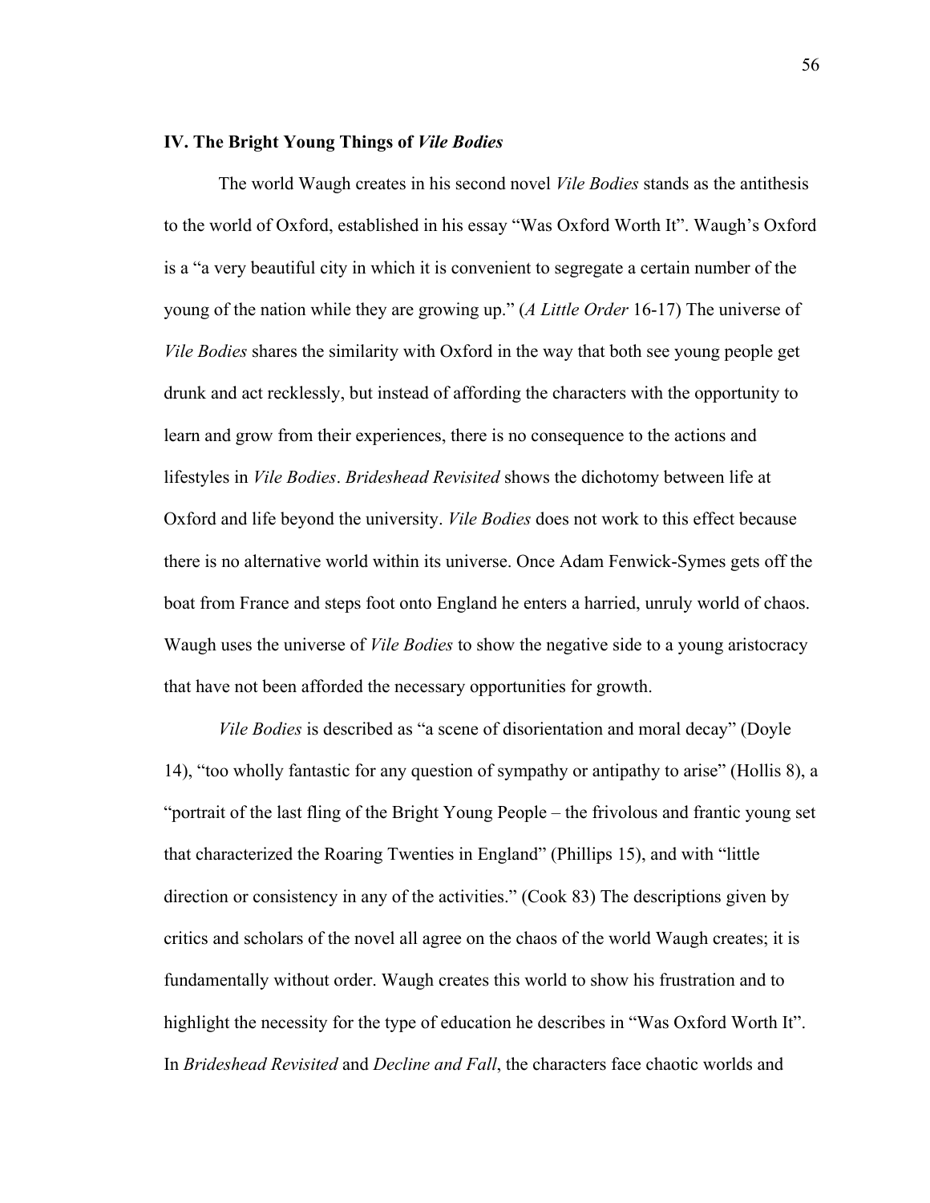### IV. The Bright Young Things of *Vile Bodies*

The world Waugh creates in his second novel *Vile Bodies* stands as the antithesis to the world of Oxford, established in his essay "Was Oxford Worth It". Waugh's Oxford is a "a very beautiful city in which it is convenient to segregate a certain number of the young of the nation while they are growing up." (*A Little Order* 16-17) The universe of *Vile Bodies* shares the similarity with Oxford in the way that both see young people get drunk and act recklessly, but instead of affording the characters with the opportunity to learn and grow from their experiences, there is no consequence to the actions and lifestyles in *Vile Bodies*. *Brideshead Revisited* shows the dichotomy between life at Oxford and life beyond the university. *Vile Bodies* does not work to this effect because there is no alternative world within its universe. Once Adam Fenwick-Symes gets off the boat from France and steps foot onto England he enters a harried, unruly world of chaos. Waugh uses the universe of *Vile Bodies* to show the negative side to a young aristocracy that have not been afforded the necessary opportunities for growth.

*Vile Bodies* is described as "a scene of disorientation and moral decay" (Doyle 14), "too wholly fantastic for any question of sympathy or antipathy to arise" (Hollis 8), a "portrait of the last fling of the Bright Young People – the frivolous and frantic young set that characterized the Roaring Twenties in England" (Phillips 15), and with "little direction or consistency in any of the activities." (Cook 83) The descriptions given by critics and scholars of the novel all agree on the chaos of the world Waugh creates; it is fundamentally without order. Waugh creates this world to show his frustration and to highlight the necessity for the type of education he describes in "Was Oxford Worth It". In *Brideshead Revisited* and *Decline and Fall*, the characters face chaotic worlds and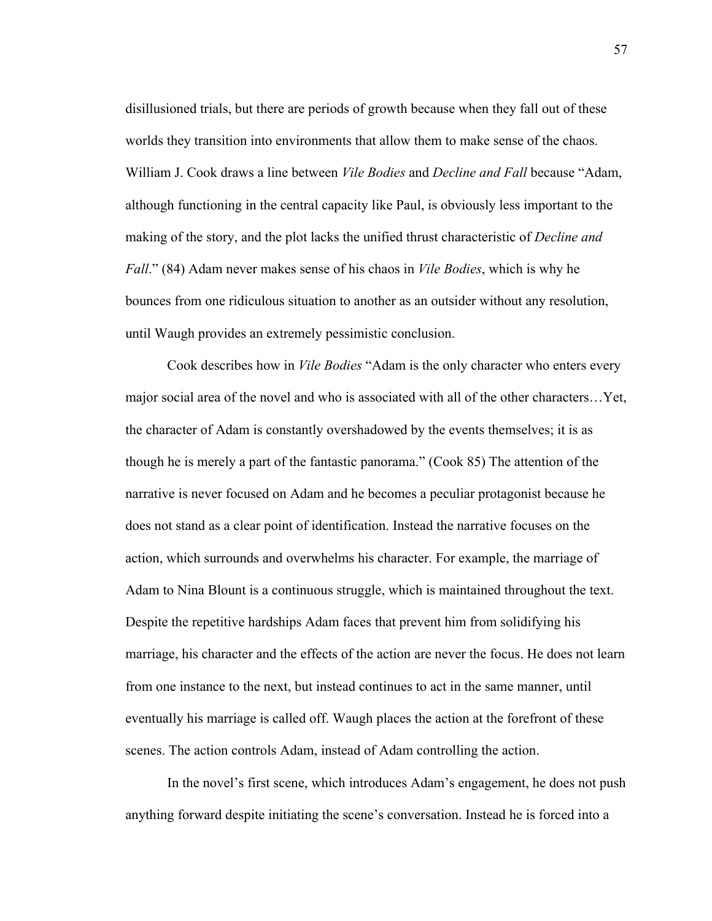disillusioned trials, but there are periods of growth because when they fall out of these worlds they transition into environments that allow them to make sense of the chaos. William J. Cook draws a line between *Vile Bodies* and *Decline and Fall* because "Adam, although functioning in the central capacity like Paul, is obviously less important to the making of the story, and the plot lacks the unified thrust characteristic of *Decline and Fall*." (84) Adam never makes sense of his chaos in *Vile Bodies*, which is why he bounces from one ridiculous situation to another as an outsider without any resolution, until Waugh provides an extremely pessimistic conclusion.

Cook describes how in *Vile Bodies* "Adam is the only character who enters every major social area of the novel and who is associated with all of the other characters…Yet, the character of Adam is constantly overshadowed by the events themselves; it is as though he is merely a part of the fantastic panorama." (Cook 85) The attention of the narrative is never focused on Adam and he becomes a peculiar protagonist because he does not stand as a clear point of identification. Instead the narrative focuses on the action, which surrounds and overwhelms his character. For example, the marriage of Adam to Nina Blount is a continuous struggle, which is maintained throughout the text. Despite the repetitive hardships Adam faces that prevent him from solidifying his marriage, his character and the effects of the action are never the focus. He does not learn from one instance to the next, but instead continues to act in the same manner, until eventually his marriage is called off. Waugh places the action at the forefront of these scenes. The action controls Adam, instead of Adam controlling the action.

In the novel's first scene, which introduces Adam's engagement, he does not push anything forward despite initiating the scene's conversation. Instead he is forced into a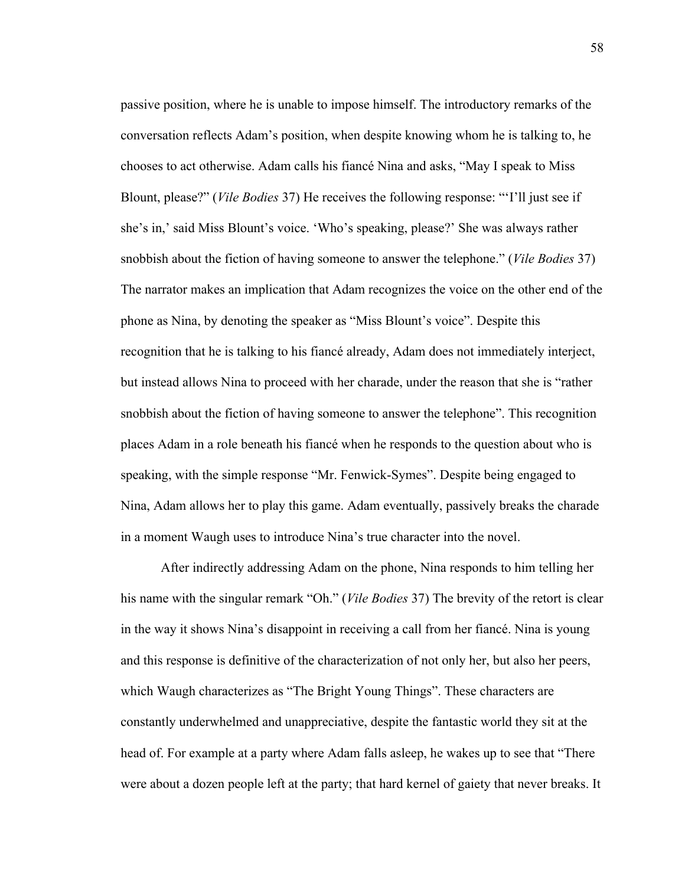passive position, where he is unable to impose himself. The introductory remarks of the conversation reflects Adam's position, when despite knowing whom he is talking to, he chooses to act otherwise. Adam calls his fiancé Nina and asks, "May I speak to Miss Blount, please?" (*Vile Bodies* 37) He receives the following response: "'I'll just see if she's in,' said Miss Blount's voice. 'Who's speaking, please?' She was always rather snobbish about the fiction of having someone to answer the telephone." (*Vile Bodies* 37) The narrator makes an implication that Adam recognizes the voice on the other end of the phone as Nina, by denoting the speaker as "Miss Blount's voice". Despite this recognition that he is talking to his fiancé already, Adam does not immediately interject, but instead allows Nina to proceed with her charade, under the reason that she is "rather snobbish about the fiction of having someone to answer the telephone". This recognition places Adam in a role beneath his fiancé when he responds to the question about who is speaking, with the simple response "Mr. Fenwick-Symes". Despite being engaged to Nina, Adam allows her to play this game. Adam eventually, passively breaks the charade in a moment Waugh uses to introduce Nina's true character into the novel.

After indirectly addressing Adam on the phone, Nina responds to him telling her his name with the singular remark "Oh." (*Vile Bodies* 37) The brevity of the retort is clear in the way it shows Nina's disappoint in receiving a call from her fiancé. Nina is young and this response is definitive of the characterization of not only her, but also her peers, which Waugh characterizes as "The Bright Young Things". These characters are constantly underwhelmed and unappreciative, despite the fantastic world they sit at the head of. For example at a party where Adam falls asleep, he wakes up to see that "There were about a dozen people left at the party; that hard kernel of gaiety that never breaks. It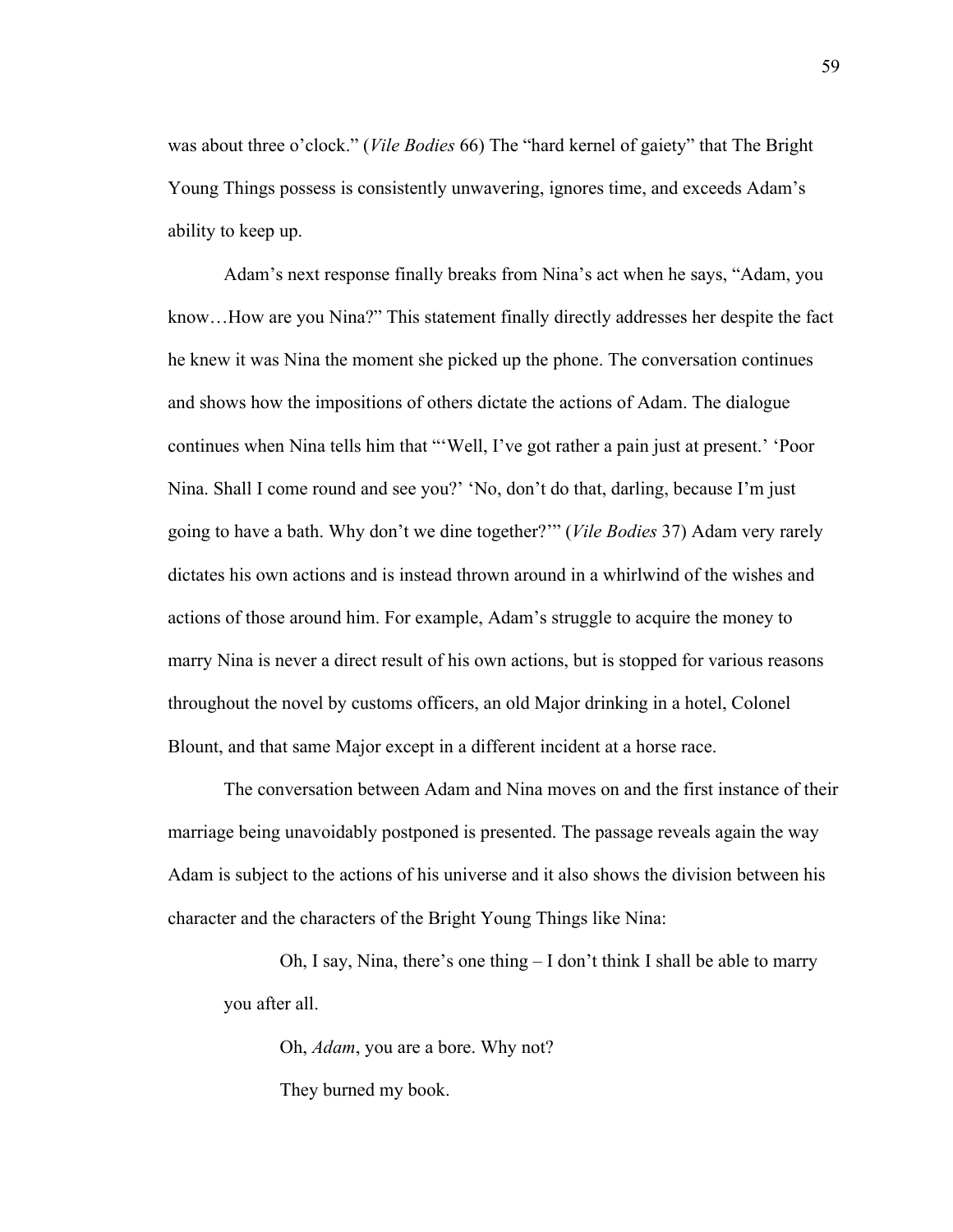was about three o'clock." (*Vile Bodies* 66) The "hard kernel of gaiety" that The Bright Young Things possess is consistently unwavering, ignores time, and exceeds Adam's ability to keep up.

Adam's next response finally breaks from Nina's act when he says, "Adam, you know…How are you Nina?" This statement finally directly addresses her despite the fact he knew it was Nina the moment she picked up the phone. The conversation continues and shows how the impositions of others dictate the actions of Adam. The dialogue continues when Nina tells him that "'Well, I've got rather a pain just at present.' 'Poor Nina. Shall I come round and see you?' 'No, don't do that, darling, because I'm just going to have a bath. Why don't we dine together?'" (*Vile Bodies* 37) Adam very rarely dictates his own actions and is instead thrown around in a whirlwind of the wishes and actions of those around him. For example, Adam's struggle to acquire the money to marry Nina is never a direct result of his own actions, but is stopped for various reasons throughout the novel by customs officers, an old Major drinking in a hotel, Colonel Blount, and that same Major except in a different incident at a horse race.

The conversation between Adam and Nina moves on and the first instance of their marriage being unavoidably postponed is presented. The passage reveals again the way Adam is subject to the actions of his universe and it also shows the division between his character and the characters of the Bright Young Things like Nina:

> Oh, I say, Nina, there's one thing – I don't think I shall be able to marry you after all.
>
> Oh, *Adam*, you are a bore. Why not?
>
> They burned my book.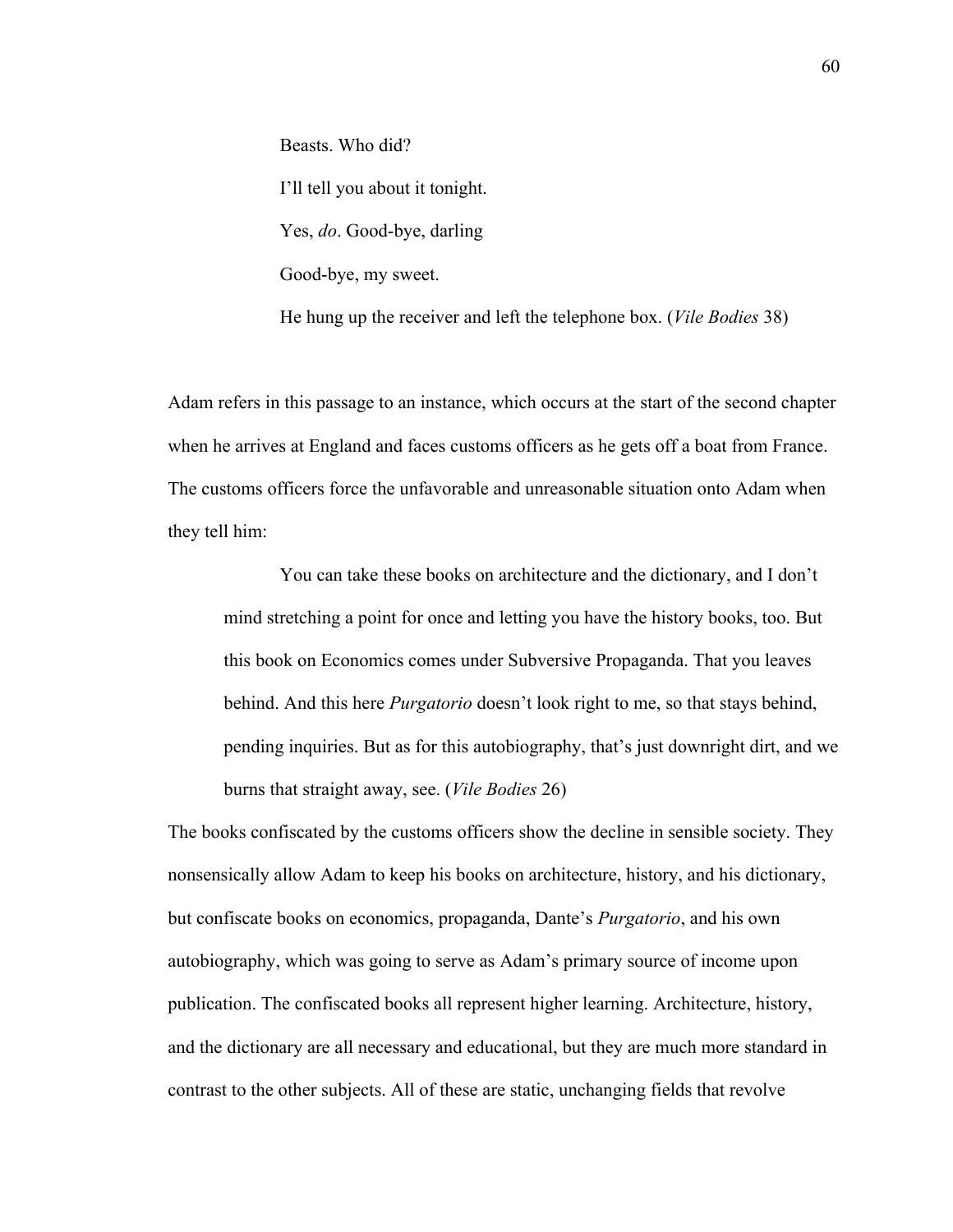Beasts. Who did?

I'll tell you about it tonight.

Yes, *do*. Good-bye, darling

Good-bye, my sweet.

He hung up the receiver and left the telephone box. (*Vile Bodies* 38)

Adam refers in this passage to an instance, which occurs at the start of the second chapter when he arrives at England and faces customs officers as he gets off a boat from France. The customs officers force the unfavorable and unreasonable situation onto Adam when they tell him:

> You can take these books on architecture and the dictionary, and I don't mind stretching a point for once and letting you have the history books, too. But this book on Economics comes under Subversive Propaganda. That you leaves behind. And this here *Purgatorio* doesn't look right to me, so that stays behind, pending inquiries. But as for this autobiography, that's just downright dirt, and we burns that straight away, see. (*Vile Bodies* 26)

The books confiscated by the customs officers show the decline in sensible society. They nonsensically allow Adam to keep his books on architecture, history, and his dictionary, but confiscate books on economics, propaganda, Dante's *Purgatorio*, and his own autobiography, which was going to serve as Adam's primary source of income upon publication. The confiscated books all represent higher learning. Architecture, history, and the dictionary are all necessary and educational, but they are much more standard in contrast to the other subjects. All of these are static, unchanging fields that revolve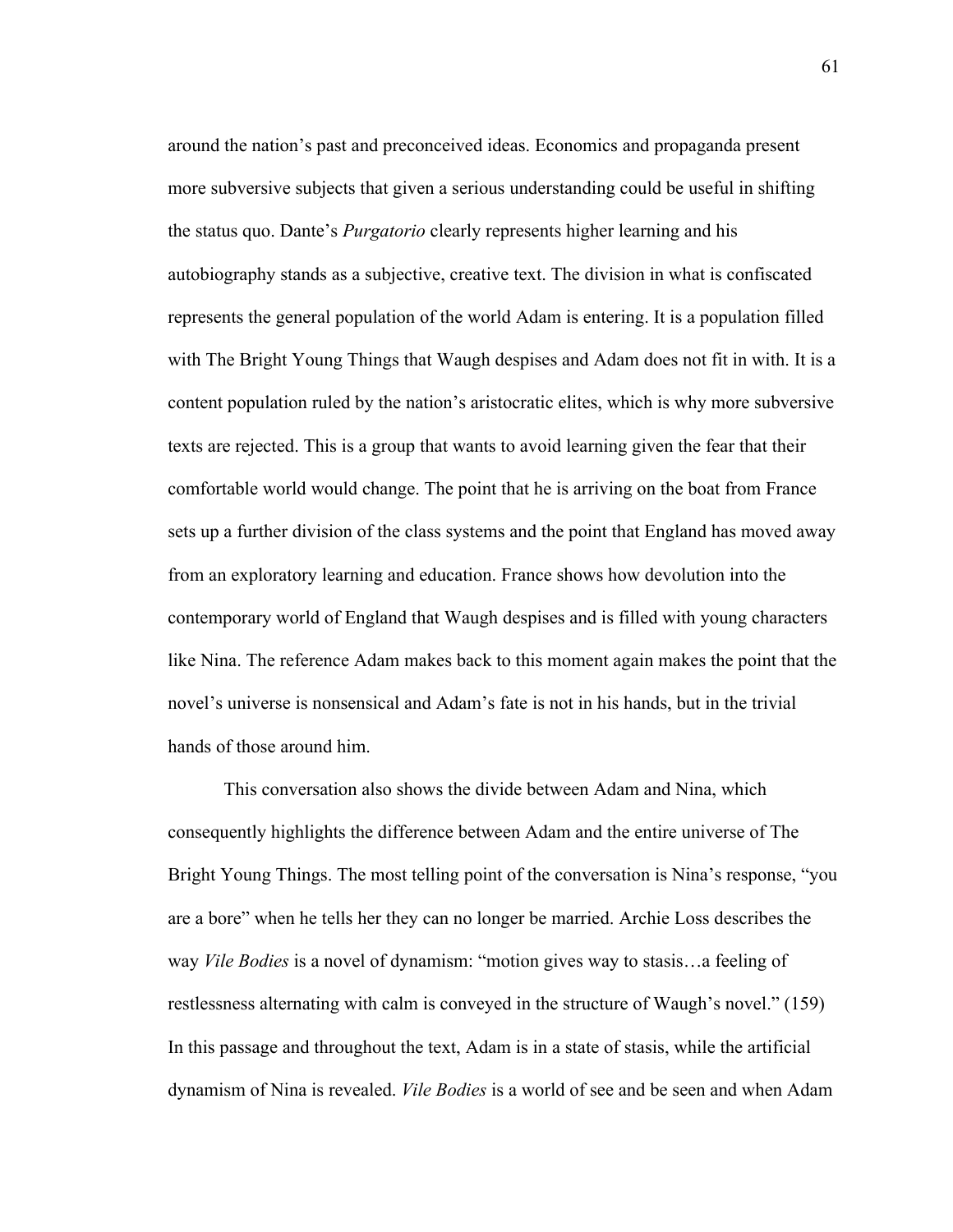around the nation's past and preconceived ideas. Economics and propaganda present more subversive subjects that given a serious understanding could be useful in shifting the status quo. Dante's *Purgatorio* clearly represents higher learning and his autobiography stands as a subjective, creative text. The division in what is confiscated represents the general population of the world Adam is entering. It is a population filled with The Bright Young Things that Waugh despises and Adam does not fit in with. It is a content population ruled by the nation's aristocratic elites, which is why more subversive texts are rejected. This is a group that wants to avoid learning given the fear that their comfortable world would change. The point that he is arriving on the boat from France sets up a further division of the class systems and the point that England has moved away from an exploratory learning and education. France shows how devolution into the contemporary world of England that Waugh despises and is filled with young characters like Nina. The reference Adam makes back to this moment again makes the point that the novel's universe is nonsensical and Adam's fate is not in his hands, but in the trivial hands of those around him.

This conversation also shows the divide between Adam and Nina, which consequently highlights the difference between Adam and the entire universe of The Bright Young Things. The most telling point of the conversation is Nina's response, "you are a bore" when he tells her they can no longer be married. Archie Loss describes the way *Vile Bodies* is a novel of dynamism: "motion gives way to stasis…a feeling of restlessness alternating with calm is conveyed in the structure of Waugh's novel." (159) In this passage and throughout the text, Adam is in a state of stasis, while the artificial dynamism of Nina is revealed. *Vile Bodies* is a world of see and be seen and when Adam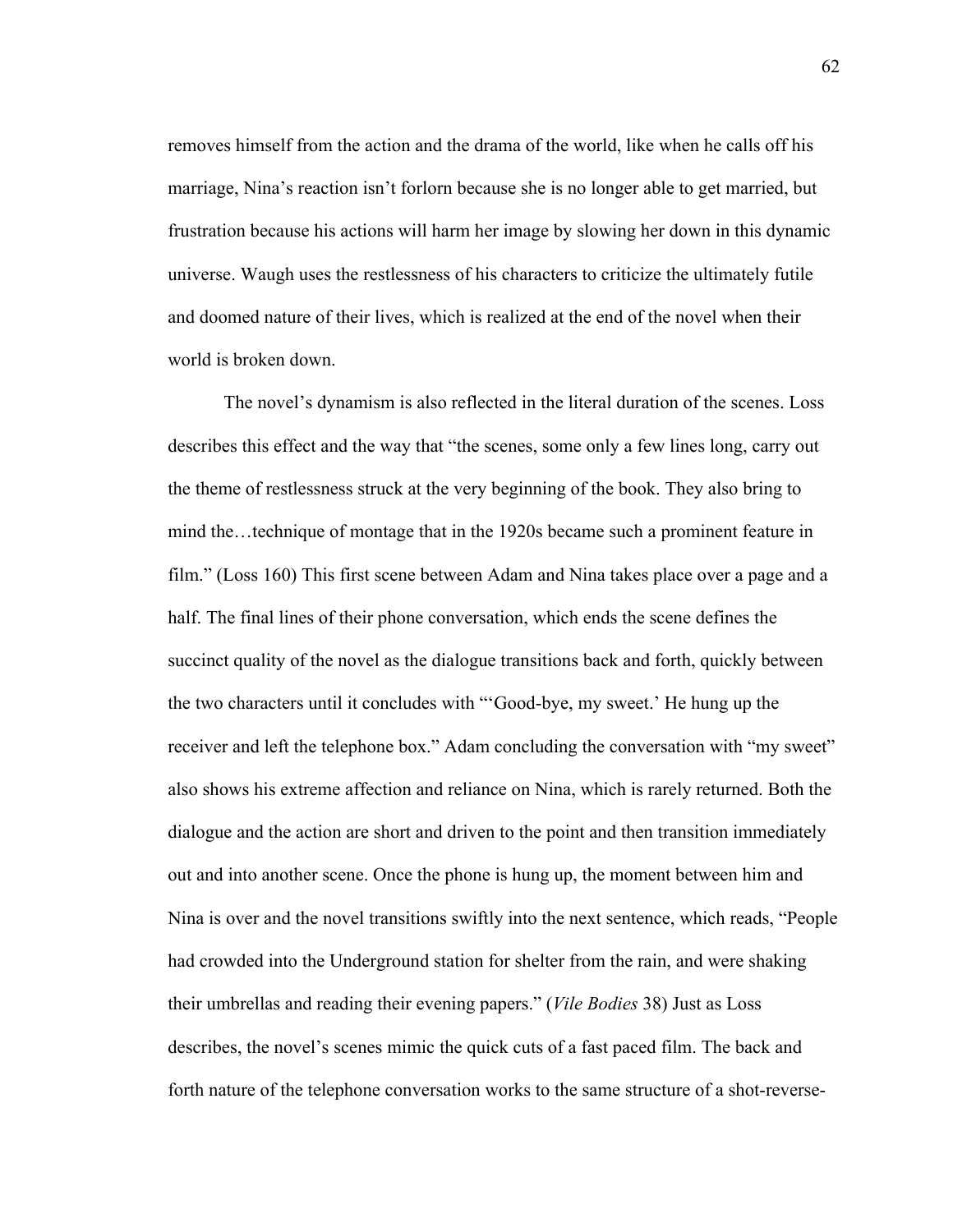removes himself from the action and the drama of the world, like when he calls off his marriage, Nina's reaction isn't forlorn because she is no longer able to get married, but frustration because his actions will harm her image by slowing her down in this dynamic universe. Waugh uses the restlessness of his characters to criticize the ultimately futile and doomed nature of their lives, which is realized at the end of the novel when their world is broken down.

The novel's dynamism is also reflected in the literal duration of the scenes. Loss describes this effect and the way that "the scenes, some only a few lines long, carry out the theme of restlessness struck at the very beginning of the book. They also bring to mind the…technique of montage that in the 1920s became such a prominent feature in film." (Loss 160) This first scene between Adam and Nina takes place over a page and a half. The final lines of their phone conversation, which ends the scene defines the succinct quality of the novel as the dialogue transitions back and forth, quickly between the two characters until it concludes with "'Good-bye, my sweet.' He hung up the receiver and left the telephone box." Adam concluding the conversation with "my sweet" also shows his extreme affection and reliance on Nina, which is rarely returned. Both the dialogue and the action are short and driven to the point and then transition immediately out and into another scene. Once the phone is hung up, the moment between him and Nina is over and the novel transitions swiftly into the next sentence, which reads, "People had crowded into the Underground station for shelter from the rain, and were shaking their umbrellas and reading their evening papers." (*Vile Bodies* 38) Just as Loss describes, the novel's scenes mimic the quick cuts of a fast paced film. The back and forth nature of the telephone conversation works to the same structure of a shot-reverse-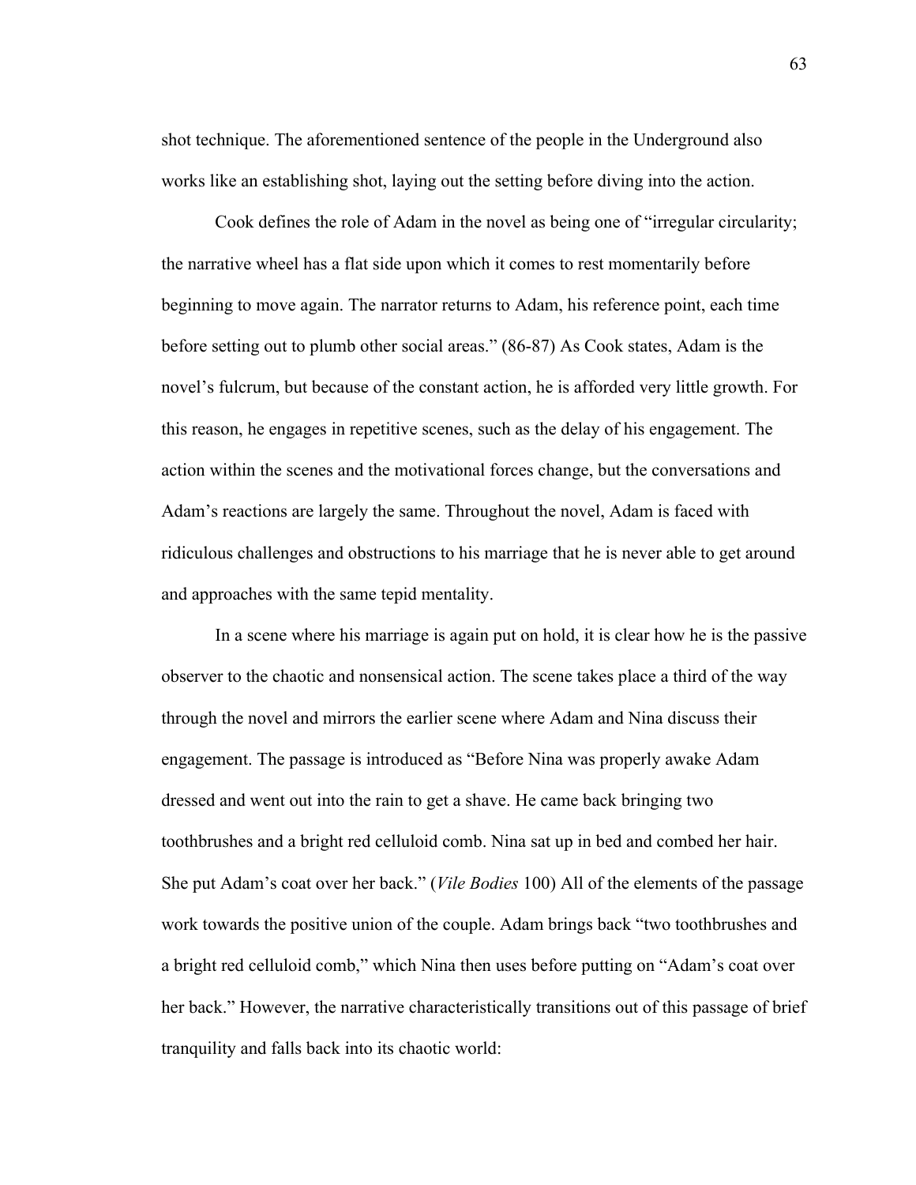shot technique. The aforementioned sentence of the people in the Underground also works like an establishing shot, laying out the setting before diving into the action.

Cook defines the role of Adam in the novel as being one of "irregular circularity; the narrative wheel has a flat side upon which it comes to rest momentarily before beginning to move again. The narrator returns to Adam, his reference point, each time before setting out to plumb other social areas." (86-87) As Cook states, Adam is the novel's fulcrum, but because of the constant action, he is afforded very little growth. For this reason, he engages in repetitive scenes, such as the delay of his engagement. The action within the scenes and the motivational forces change, but the conversations and Adam's reactions are largely the same. Throughout the novel, Adam is faced with ridiculous challenges and obstructions to his marriage that he is never able to get around and approaches with the same tepid mentality.

In a scene where his marriage is again put on hold, it is clear how he is the passive observer to the chaotic and nonsensical action. The scene takes place a third of the way through the novel and mirrors the earlier scene where Adam and Nina discuss their engagement. The passage is introduced as "Before Nina was properly awake Adam dressed and went out into the rain to get a shave. He came back bringing two toothbrushes and a bright red celluloid comb. Nina sat up in bed and combed her hair. She put Adam's coat over her back." (*Vile Bodies* 100) All of the elements of the passage work towards the positive union of the couple. Adam brings back "two toothbrushes and a bright red celluloid comb," which Nina then uses before putting on "Adam's coat over her back." However, the narrative characteristically transitions out of this passage of brief tranquility and falls back into its chaotic world: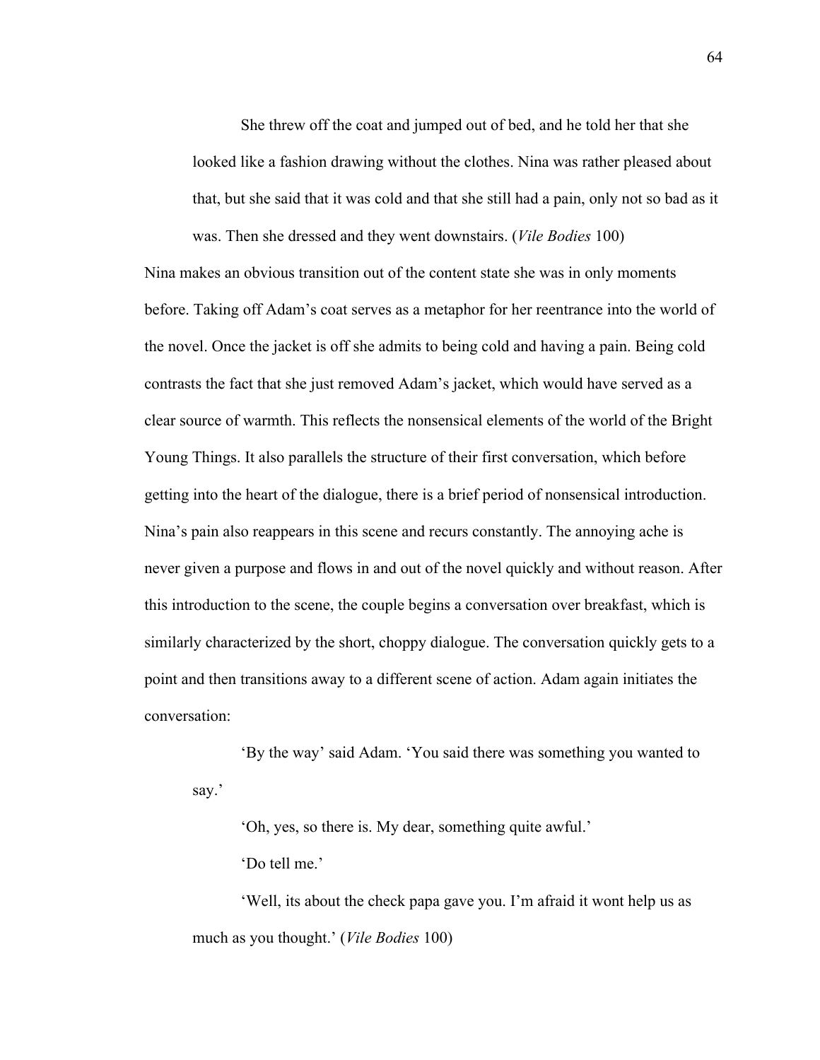> She threw off the coat and jumped out of bed, and he told her that she looked like a fashion drawing without the clothes. Nina was rather pleased about that, but she said that it was cold and that she still had a pain, only not so bad as it was. Then she dressed and they went downstairs. (*Vile Bodies* 100)

Nina makes an obvious transition out of the content state she was in only moments before. Taking off Adam's coat serves as a metaphor for her reentrance into the world of the novel. Once the jacket is off she admits to being cold and having a pain. Being cold contrasts the fact that she just removed Adam's jacket, which would have served as a clear source of warmth. This reflects the nonsensical elements of the world of the Bright Young Things. It also parallels the structure of their first conversation, which before getting into the heart of the dialogue, there is a brief period of nonsensical introduction. Nina's pain also reappears in this scene and recurs constantly. The annoying ache is never given a purpose and flows in and out of the novel quickly and without reason. After this introduction to the scene, the couple begins a conversation over breakfast, which is similarly characterized by the short, choppy dialogue. The conversation quickly gets to a point and then transitions away to a different scene of action. Adam again initiates the conversation:

> 'By the way' said Adam. 'You said there was something you wanted to say.'
>
> 'Oh, yes, so there is. My dear, something quite awful.'
>
> 'Do tell me.'
>
> 'Well, its about the check papa gave you. I'm afraid it wont help us as much as you thought.' (*Vile Bodies* 100)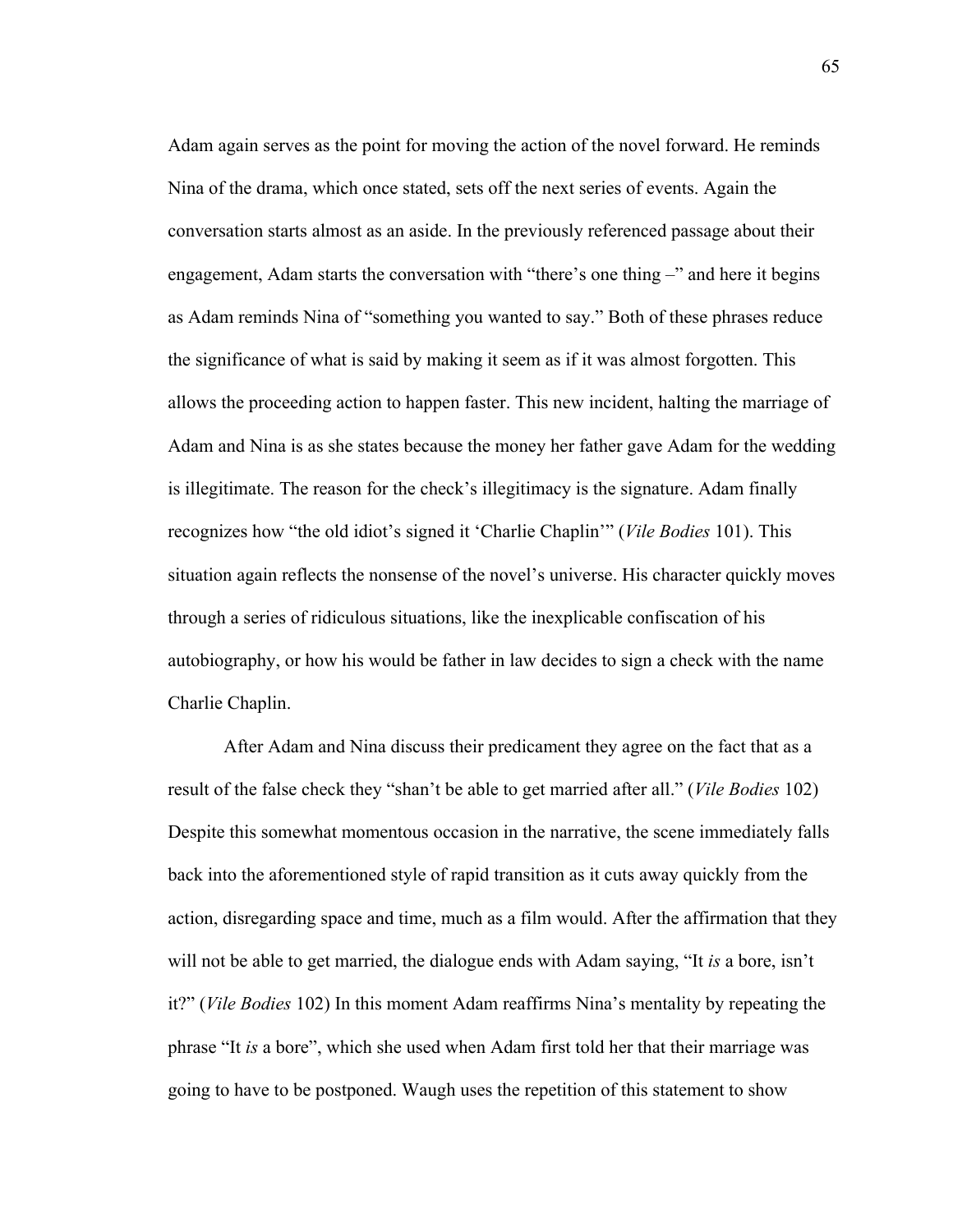Adam again serves as the point for moving the action of the novel forward. He reminds Nina of the drama, which once stated, sets off the next series of events. Again the conversation starts almost as an aside. In the previously referenced passage about their engagement, Adam starts the conversation with "there's one thing –" and here it begins as Adam reminds Nina of "something you wanted to say." Both of these phrases reduce the significance of what is said by making it seem as if it was almost forgotten. This allows the proceeding action to happen faster. This new incident, halting the marriage of Adam and Nina is as she states because the money her father gave Adam for the wedding is illegitimate. The reason for the check's illegitimacy is the signature. Adam finally recognizes how "the old idiot's signed it 'Charlie Chaplin'" (*Vile Bodies* 101). This situation again reflects the nonsense of the novel's universe. His character quickly moves through a series of ridiculous situations, like the inexplicable confiscation of his autobiography, or how his would be father in law decides to sign a check with the name Charlie Chaplin.

After Adam and Nina discuss their predicament they agree on the fact that as a result of the false check they "shan't be able to get married after all." (*Vile Bodies* 102) Despite this somewhat momentous occasion in the narrative, the scene immediately falls back into the aforementioned style of rapid transition as it cuts away quickly from the action, disregarding space and time, much as a film would. After the affirmation that they will not be able to get married, the dialogue ends with Adam saying, "It *is* a bore, isn't it?" (*Vile Bodies* 102) In this moment Adam reaffirms Nina's mentality by repeating the phrase "It *is* a bore", which she used when Adam first told her that their marriage was going to have to be postponed. Waugh uses the repetition of this statement to show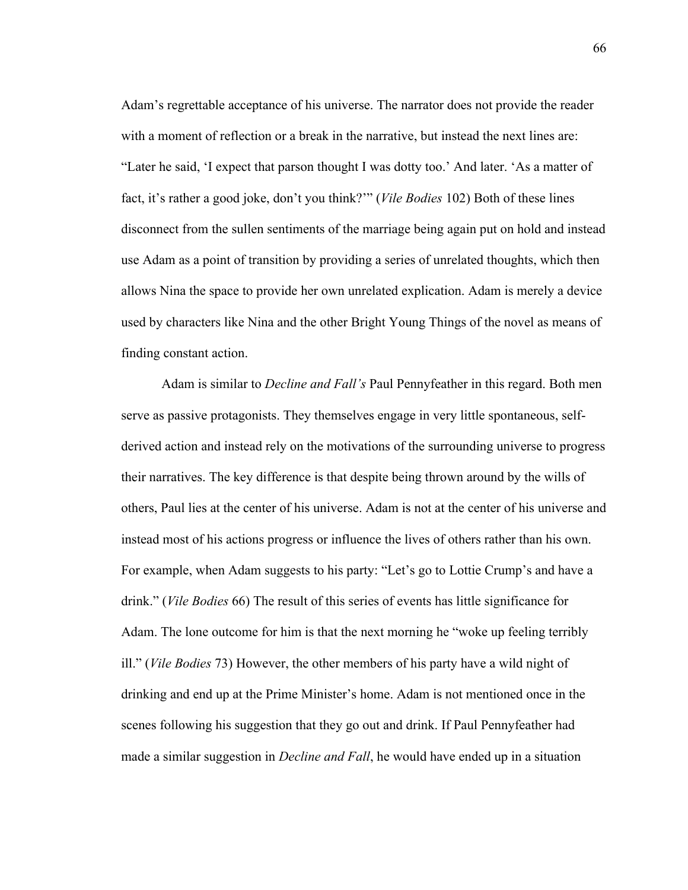Adam's regrettable acceptance of his universe. The narrator does not provide the reader with a moment of reflection or a break in the narrative, but instead the next lines are: "Later he said, 'I expect that parson thought I was dotty too.' And later. 'As a matter of fact, it's rather a good joke, don't you think?'" (*Vile Bodies* 102) Both of these lines disconnect from the sullen sentiments of the marriage being again put on hold and instead use Adam as a point of transition by providing a series of unrelated thoughts, which then allows Nina the space to provide her own unrelated explication. Adam is merely a device used by characters like Nina and the other Bright Young Things of the novel as means of finding constant action.

Adam is similar to *Decline and Fall's* Paul Pennyfeather in this regard. Both men serve as passive protagonists. They themselves engage in very little spontaneous, self-derived action and instead rely on the motivations of the surrounding universe to progress their narratives. The key difference is that despite being thrown around by the wills of others, Paul lies at the center of his universe. Adam is not at the center of his universe and instead most of his actions progress or influence the lives of others rather than his own. For example, when Adam suggests to his party: "Let's go to Lottie Crump's and have a drink." (*Vile Bodies* 66) The result of this series of events has little significance for Adam. The lone outcome for him is that the next morning he "woke up feeling terribly ill." (*Vile Bodies* 73) However, the other members of his party have a wild night of drinking and end up at the Prime Minister's home. Adam is not mentioned once in the scenes following his suggestion that they go out and drink. If Paul Pennyfeather had made a similar suggestion in *Decline and Fall*, he would have ended up in a situation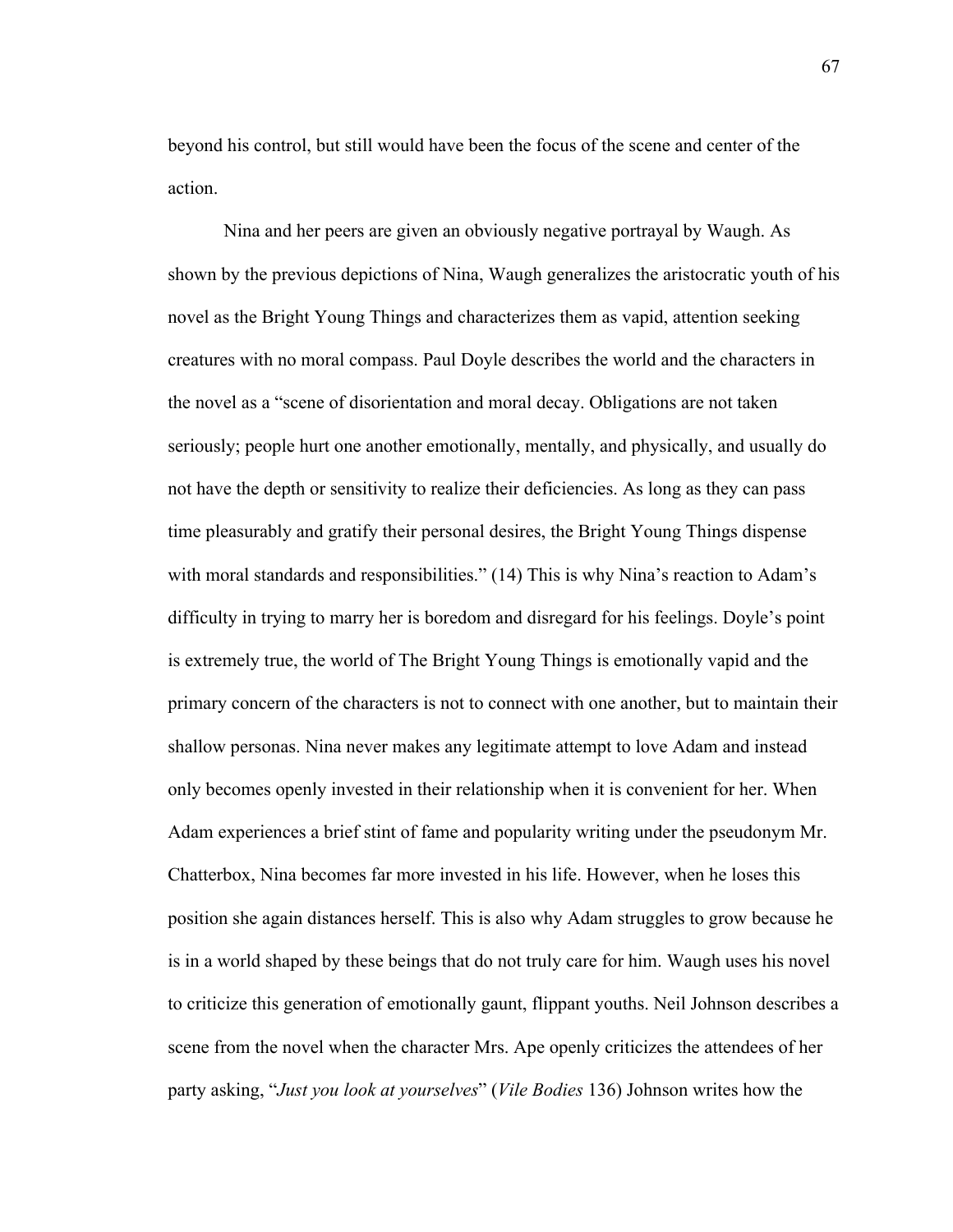beyond his control, but still would have been the focus of the scene and center of the action.

Nina and her peers are given an obviously negative portrayal by Waugh. As shown by the previous depictions of Nina, Waugh generalizes the aristocratic youth of his novel as the Bright Young Things and characterizes them as vapid, attention seeking creatures with no moral compass. Paul Doyle describes the world and the characters in the novel as a "scene of disorientation and moral decay. Obligations are not taken seriously; people hurt one another emotionally, mentally, and physically, and usually do not have the depth or sensitivity to realize their deficiencies. As long as they can pass time pleasurably and gratify their personal desires, the Bright Young Things dispense with moral standards and responsibilities." (14) This is why Nina's reaction to Adam's difficulty in trying to marry her is boredom and disregard for his feelings. Doyle's point is extremely true, the world of The Bright Young Things is emotionally vapid and the primary concern of the characters is not to connect with one another, but to maintain their shallow personas. Nina never makes any legitimate attempt to love Adam and instead only becomes openly invested in their relationship when it is convenient for her. When Adam experiences a brief stint of fame and popularity writing under the pseudonym Mr. Chatterbox, Nina becomes far more invested in his life. However, when he loses this position she again distances herself. This is also why Adam struggles to grow because he is in a world shaped by these beings that do not truly care for him. Waugh uses his novel to criticize this generation of emotionally gaunt, flippant youths. Neil Johnson describes a scene from the novel when the character Mrs. Ape openly criticizes the attendees of her party asking, "*Just you look at yourselves*" (*Vile Bodies* 136) Johnson writes how the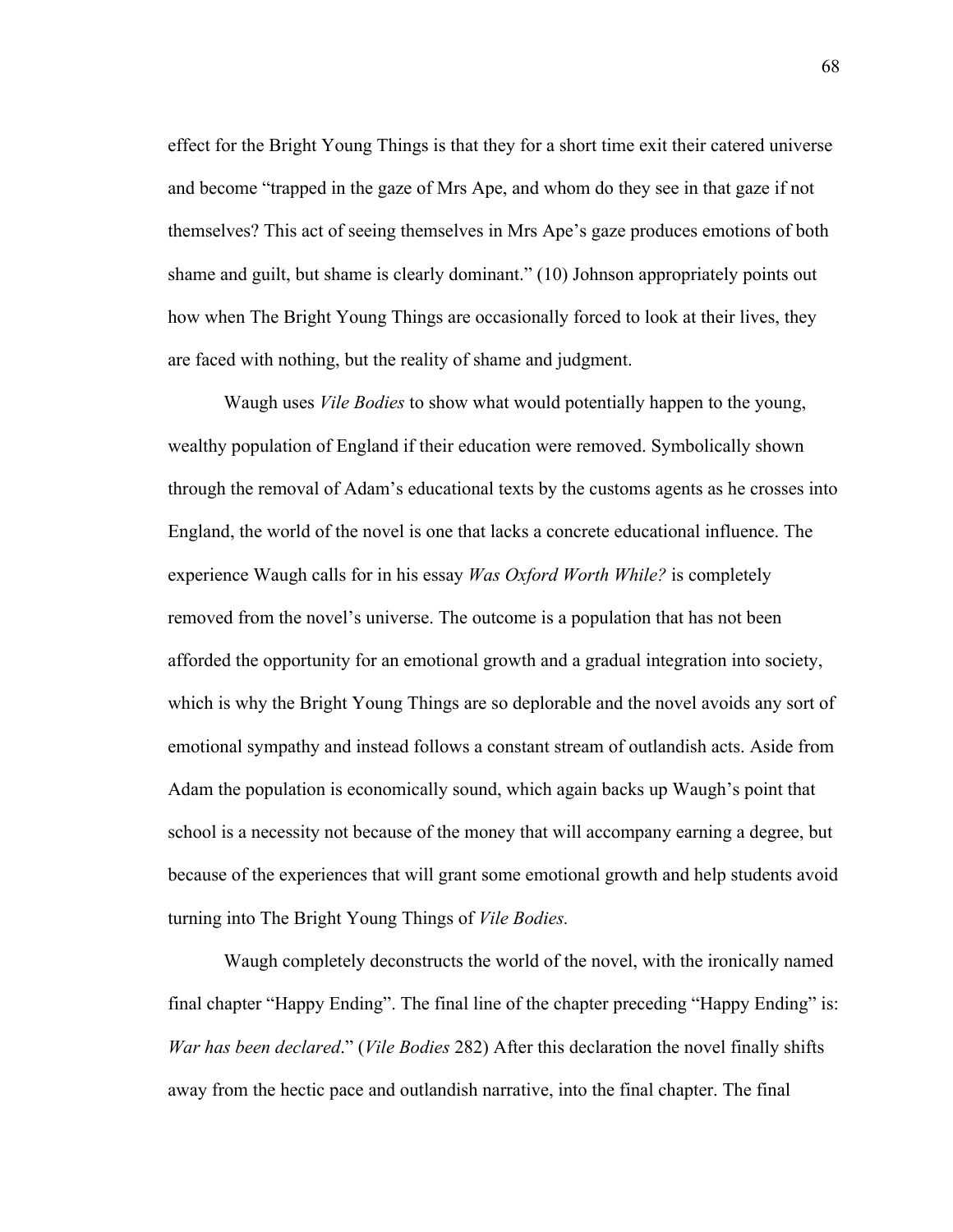effect for the Bright Young Things is that they for a short time exit their catered universe and become "trapped in the gaze of Mrs Ape, and whom do they see in that gaze if not themselves? This act of seeing themselves in Mrs Ape's gaze produces emotions of both shame and guilt, but shame is clearly dominant." (10) Johnson appropriately points out how when The Bright Young Things are occasionally forced to look at their lives, they are faced with nothing, but the reality of shame and judgment.

Waugh uses *Vile Bodies* to show what would potentially happen to the young, wealthy population of England if their education were removed. Symbolically shown through the removal of Adam's educational texts by the customs agents as he crosses into England, the world of the novel is one that lacks a concrete educational influence. The experience Waugh calls for in his essay *Was Oxford Worth While?* is completely removed from the novel's universe. The outcome is a population that has not been afforded the opportunity for an emotional growth and a gradual integration into society, which is why the Bright Young Things are so deplorable and the novel avoids any sort of emotional sympathy and instead follows a constant stream of outlandish acts. Aside from Adam the population is economically sound, which again backs up Waugh's point that school is a necessity not because of the money that will accompany earning a degree, but because of the experiences that will grant some emotional growth and help students avoid turning into The Bright Young Things of *Vile Bodies.*

Waugh completely deconstructs the world of the novel, with the ironically named final chapter "Happy Ending". The final line of the chapter preceding "Happy Ending" is: *War has been declared*." (*Vile Bodies* 282) After this declaration the novel finally shifts away from the hectic pace and outlandish narrative, into the final chapter. The final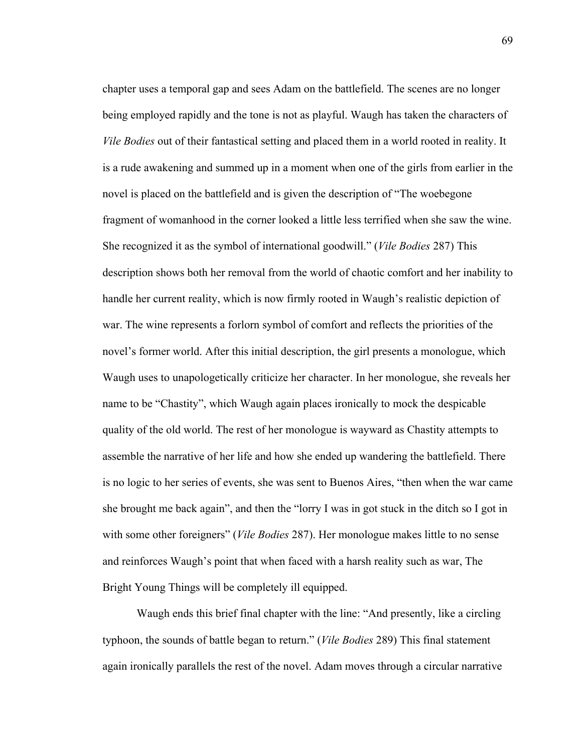chapter uses a temporal gap and sees Adam on the battlefield. The scenes are no longer being employed rapidly and the tone is not as playful. Waugh has taken the characters of *Vile Bodies* out of their fantastical setting and placed them in a world rooted in reality. It is a rude awakening and summed up in a moment when one of the girls from earlier in the novel is placed on the battlefield and is given the description of "The woebegone fragment of womanhood in the corner looked a little less terrified when she saw the wine. She recognized it as the symbol of international goodwill." (*Vile Bodies* 287) This description shows both her removal from the world of chaotic comfort and her inability to handle her current reality, which is now firmly rooted in Waugh's realistic depiction of war. The wine represents a forlorn symbol of comfort and reflects the priorities of the novel's former world. After this initial description, the girl presents a monologue, which Waugh uses to unapologetically criticize her character. In her monologue, she reveals her name to be "Chastity", which Waugh again places ironically to mock the despicable quality of the old world. The rest of her monologue is wayward as Chastity attempts to assemble the narrative of her life and how she ended up wandering the battlefield. There is no logic to her series of events, she was sent to Buenos Aires, "then when the war came she brought me back again", and then the "lorry I was in got stuck in the ditch so I got in with some other foreigners" (*Vile Bodies* 287). Her monologue makes little to no sense and reinforces Waugh's point that when faced with a harsh reality such as war, The Bright Young Things will be completely ill equipped.

Waugh ends this brief final chapter with the line: "And presently, like a circling typhoon, the sounds of battle began to return." (*Vile Bodies* 289) This final statement again ironically parallels the rest of the novel. Adam moves through a circular narrative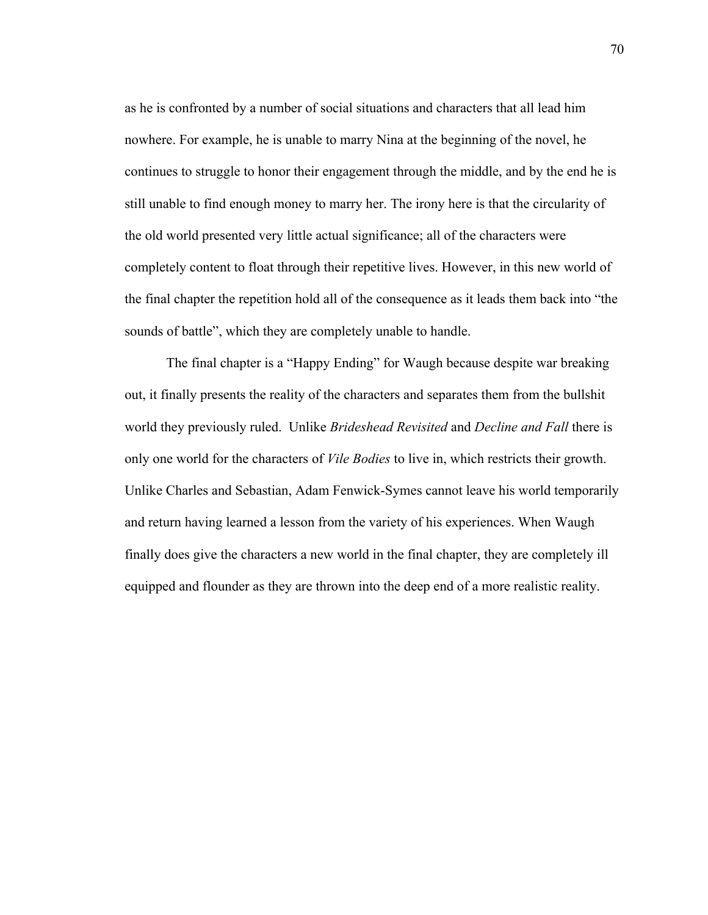as he is confronted by a number of social situations and characters that all lead him nowhere. For example, he is unable to marry Nina at the beginning of the novel, he continues to struggle to honor their engagement through the middle, and by the end he is still unable to find enough money to marry her. The irony here is that the circularity of the old world presented very little actual significance; all of the characters were completely content to float through their repetitive lives. However, in this new world of the final chapter the repetition hold all of the consequence as it leads them back into "the sounds of battle", which they are completely unable to handle.

The final chapter is a "Happy Ending" for Waugh because despite war breaking out, it finally presents the reality of the characters and separates them from the bullshit world they previously ruled. Unlike *Brideshead Revisited* and *Decline and Fall* there is only one world for the characters of *Vile Bodies* to live in, which restricts their growth. Unlike Charles and Sebastian, Adam Fenwick-Symes cannot leave his world temporarily and return having learned a lesson from the variety of his experiences. When Waugh finally does give the characters a new world in the final chapter, they are completely ill equipped and flounder as they are thrown into the deep end of a more realistic reality.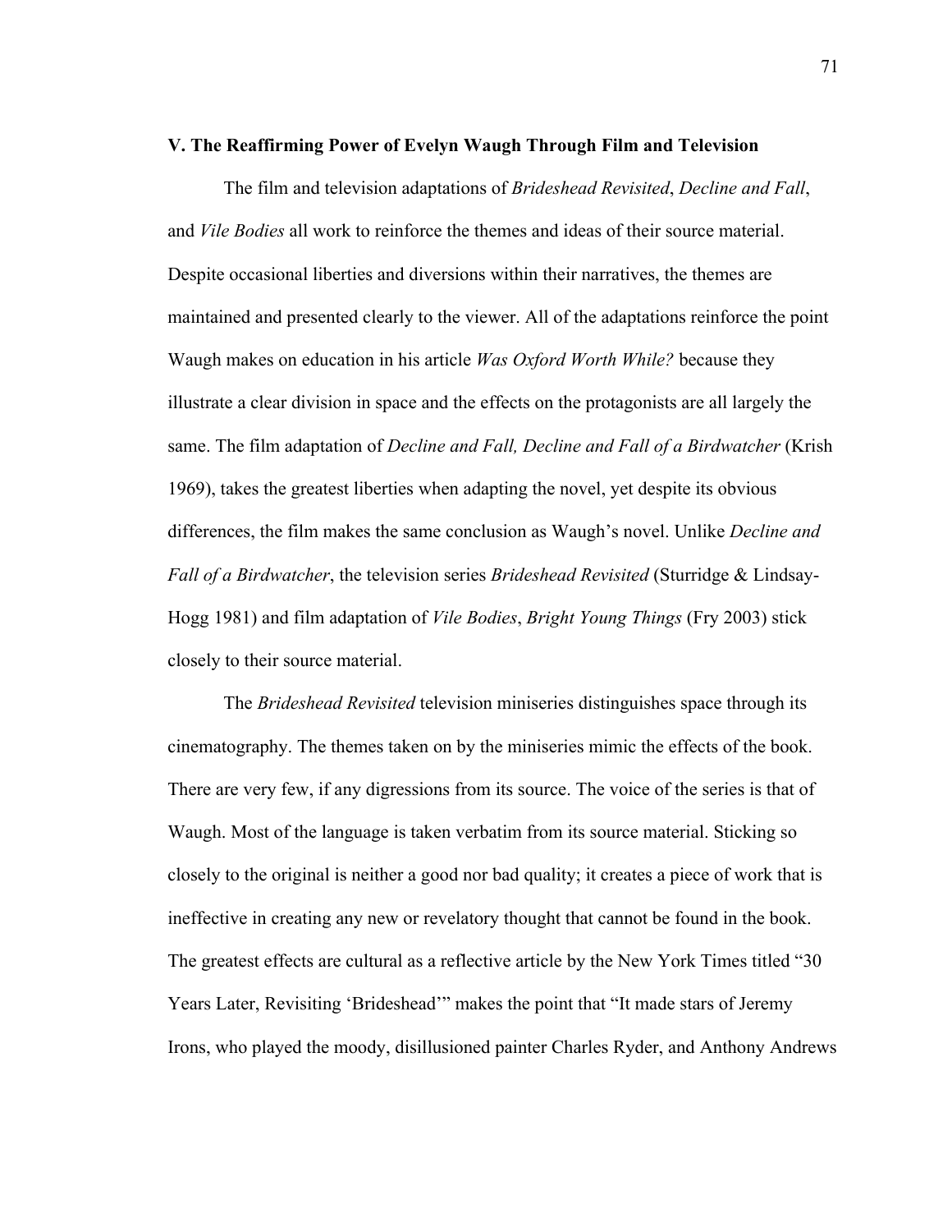## V. The Reaffirming Power of Evelyn Waugh Through Film and Television

The film and television adaptations of *Brideshead Revisited*, *Decline and Fall*, and *Vile Bodies* all work to reinforce the themes and ideas of their source material. Despite occasional liberties and diversions within their narratives, the themes are maintained and presented clearly to the viewer. All of the adaptations reinforce the point Waugh makes on education in his article *Was Oxford Worth While?* because they illustrate a clear division in space and the effects on the protagonists are all largely the same. The film adaptation of *Decline and Fall, Decline and Fall of a Birdwatcher* (Krish 1969), takes the greatest liberties when adapting the novel, yet despite its obvious differences, the film makes the same conclusion as Waugh's novel. Unlike *Decline and Fall of a Birdwatcher*, the television series *Brideshead Revisited* (Sturridge & Lindsay-Hogg 1981) and film adaptation of *Vile Bodies*, *Bright Young Things* (Fry 2003) stick closely to their source material.

The *Brideshead Revisited* television miniseries distinguishes space through its cinematography. The themes taken on by the miniseries mimic the effects of the book. There are very few, if any digressions from its source. The voice of the series is that of Waugh. Most of the language is taken verbatim from its source material. Sticking so closely to the original is neither a good nor bad quality; it creates a piece of work that is ineffective in creating any new or revelatory thought that cannot be found in the book. The greatest effects are cultural as a reflective article by the New York Times titled "30 Years Later, Revisiting 'Brideshead'" makes the point that "It made stars of Jeremy Irons, who played the moody, disillusioned painter Charles Ryder, and Anthony Andrews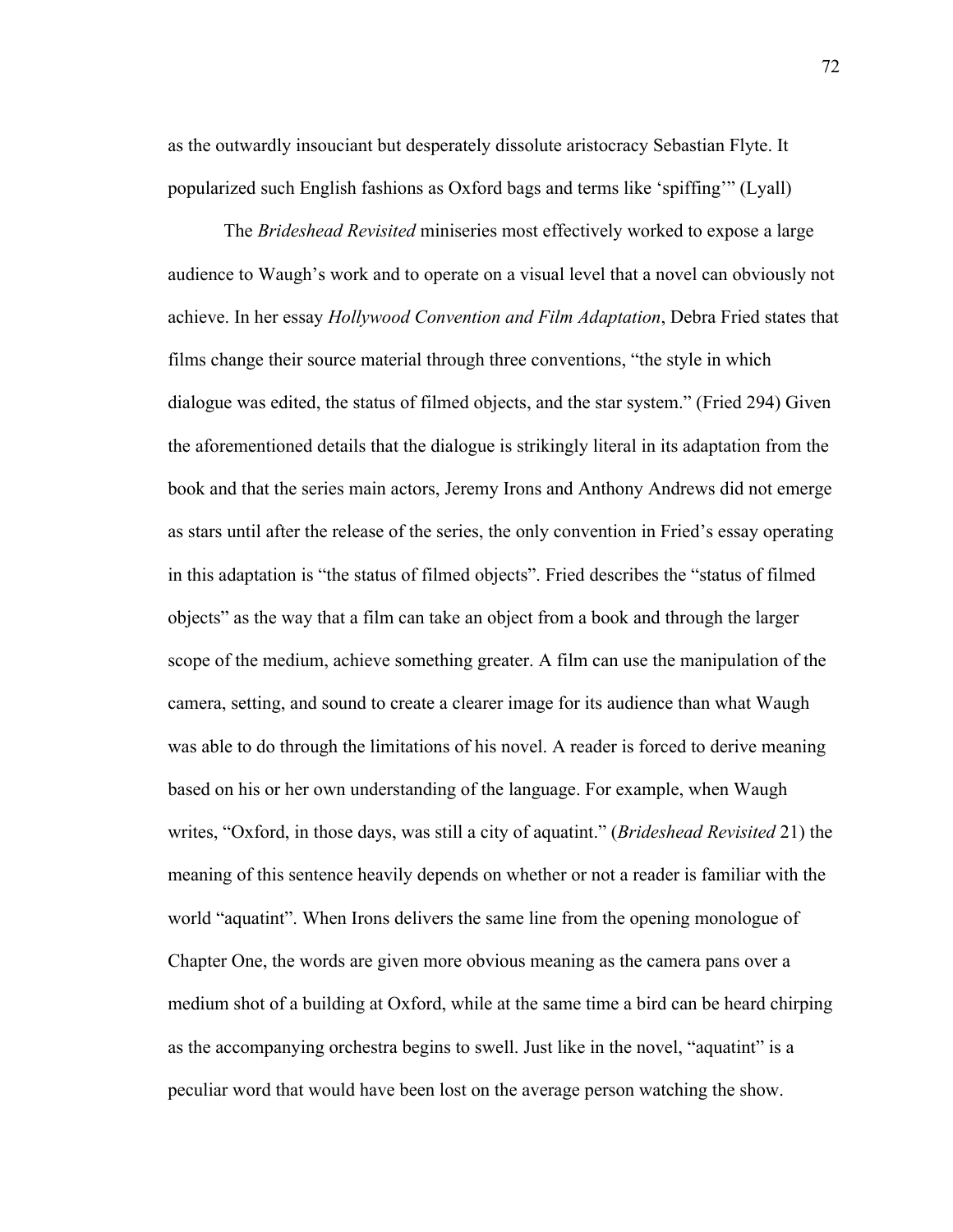as the outwardly insouciant but desperately dissolute aristocracy Sebastian Flyte. It popularized such English fashions as Oxford bags and terms like 'spiffing'" (Lyall)

The *Brideshead Revisited* miniseries most effectively worked to expose a large audience to Waugh's work and to operate on a visual level that a novel can obviously not achieve. In her essay *Hollywood Convention and Film Adaptation*, Debra Fried states that films change their source material through three conventions, "the style in which dialogue was edited, the status of filmed objects, and the star system." (Fried 294) Given the aforementioned details that the dialogue is strikingly literal in its adaptation from the book and that the series main actors, Jeremy Irons and Anthony Andrews did not emerge as stars until after the release of the series, the only convention in Fried's essay operating in this adaptation is "the status of filmed objects". Fried describes the "status of filmed objects" as the way that a film can take an object from a book and through the larger scope of the medium, achieve something greater. A film can use the manipulation of the camera, setting, and sound to create a clearer image for its audience than what Waugh was able to do through the limitations of his novel. A reader is forced to derive meaning based on his or her own understanding of the language. For example, when Waugh writes, "Oxford, in those days, was still a city of aquatint." (*Brideshead Revisited* 21) the meaning of this sentence heavily depends on whether or not a reader is familiar with the world "aquatint". When Irons delivers the same line from the opening monologue of Chapter One, the words are given more obvious meaning as the camera pans over a medium shot of a building at Oxford, while at the same time a bird can be heard chirping as the accompanying orchestra begins to swell. Just like in the novel, "aquatint" is a peculiar word that would have been lost on the average person watching the show.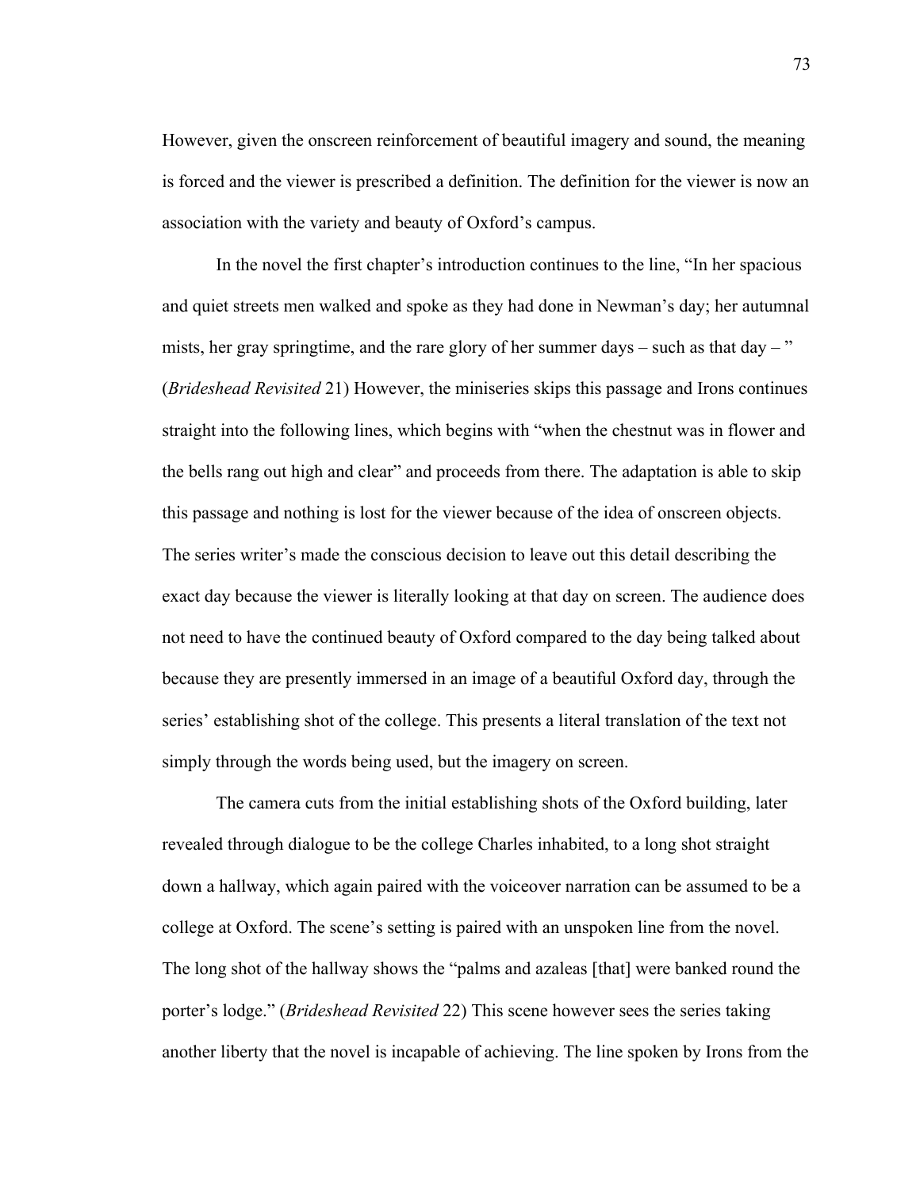However, given the onscreen reinforcement of beautiful imagery and sound, the meaning is forced and the viewer is prescribed a definition. The definition for the viewer is now an association with the variety and beauty of Oxford's campus.

In the novel the first chapter's introduction continues to the line, "In her spacious and quiet streets men walked and spoke as they had done in Newman's day; her autumnal mists, her gray springtime, and the rare glory of her summer days – such as that day – " (*Brideshead Revisited* 21) However, the miniseries skips this passage and Irons continues straight into the following lines, which begins with "when the chestnut was in flower and the bells rang out high and clear" and proceeds from there. The adaptation is able to skip this passage and nothing is lost for the viewer because of the idea of onscreen objects. The series writer's made the conscious decision to leave out this detail describing the exact day because the viewer is literally looking at that day on screen. The audience does not need to have the continued beauty of Oxford compared to the day being talked about because they are presently immersed in an image of a beautiful Oxford day, through the series' establishing shot of the college. This presents a literal translation of the text not simply through the words being used, but the imagery on screen.

The camera cuts from the initial establishing shots of the Oxford building, later revealed through dialogue to be the college Charles inhabited, to a long shot straight down a hallway, which again paired with the voiceover narration can be assumed to be a college at Oxford. The scene's setting is paired with an unspoken line from the novel. The long shot of the hallway shows the "palms and azaleas [that] were banked round the porter's lodge." (*Brideshead Revisited* 22) This scene however sees the series taking another liberty that the novel is incapable of achieving. The line spoken by Irons from the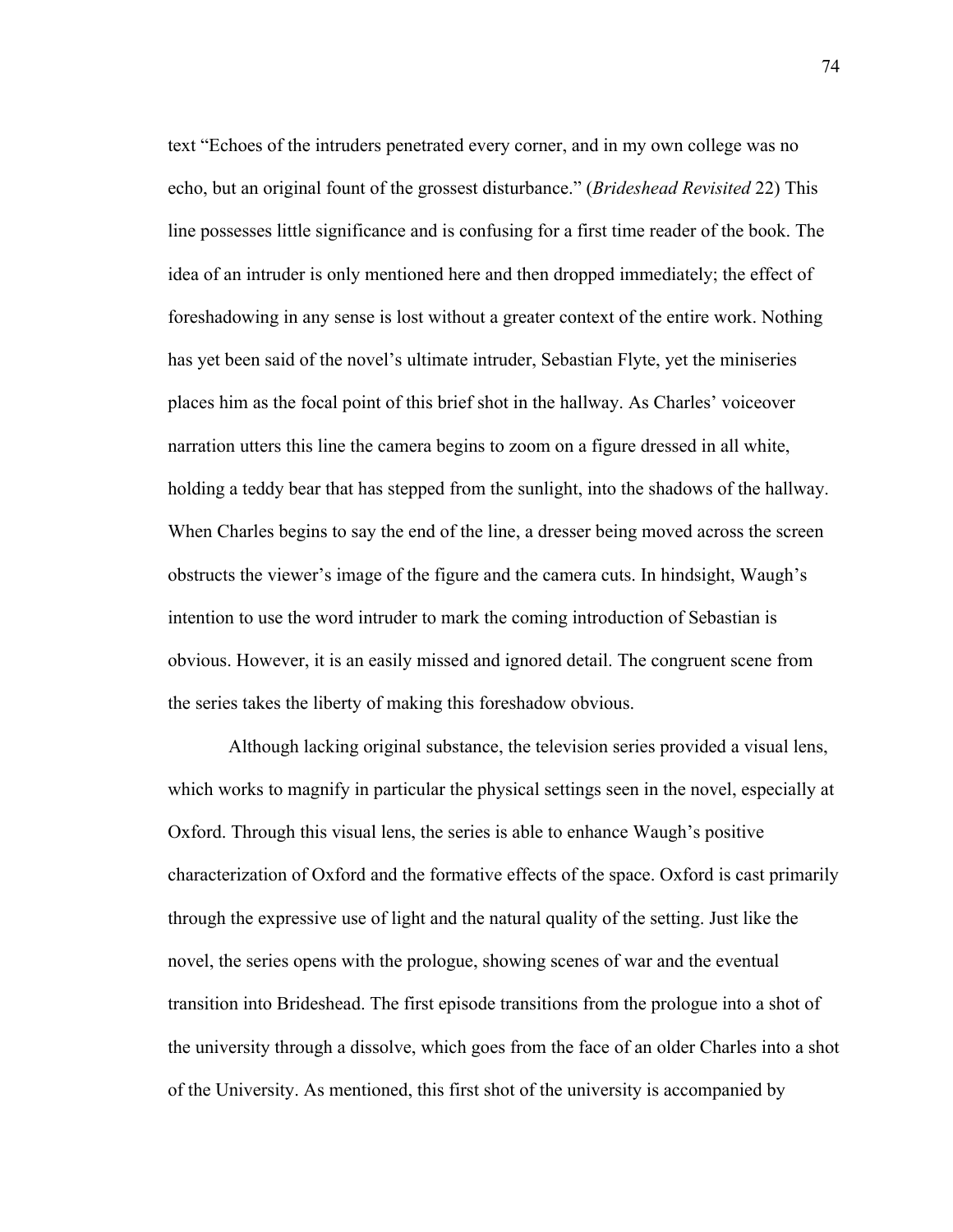text "Echoes of the intruders penetrated every corner, and in my own college was no echo, but an original fount of the grossest disturbance." (*Brideshead Revisited* 22) This line possesses little significance and is confusing for a first time reader of the book. The idea of an intruder is only mentioned here and then dropped immediately; the effect of foreshadowing in any sense is lost without a greater context of the entire work. Nothing has yet been said of the novel's ultimate intruder, Sebastian Flyte, yet the miniseries places him as the focal point of this brief shot in the hallway. As Charles' voiceover narration utters this line the camera begins to zoom on a figure dressed in all white, holding a teddy bear that has stepped from the sunlight, into the shadows of the hallway. When Charles begins to say the end of the line, a dresser being moved across the screen obstructs the viewer's image of the figure and the camera cuts. In hindsight, Waugh's intention to use the word intruder to mark the coming introduction of Sebastian is obvious. However, it is an easily missed and ignored detail. The congruent scene from the series takes the liberty of making this foreshadow obvious.

Although lacking original substance, the television series provided a visual lens, which works to magnify in particular the physical settings seen in the novel, especially at Oxford. Through this visual lens, the series is able to enhance Waugh's positive characterization of Oxford and the formative effects of the space. Oxford is cast primarily through the expressive use of light and the natural quality of the setting. Just like the novel, the series opens with the prologue, showing scenes of war and the eventual transition into Brideshead. The first episode transitions from the prologue into a shot of the university through a dissolve, which goes from the face of an older Charles into a shot of the University. As mentioned, this first shot of the university is accompanied by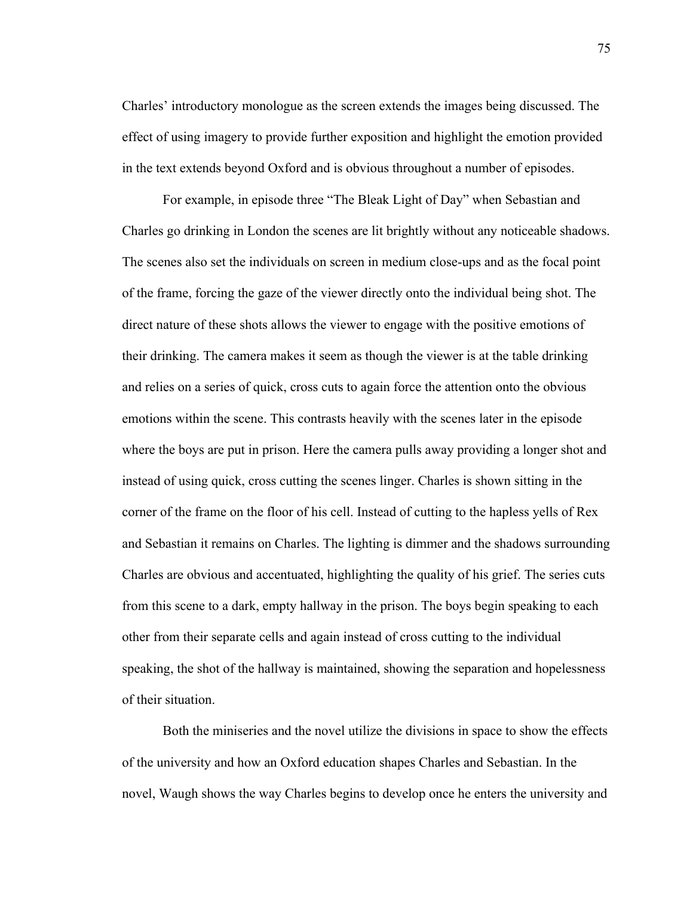Charles' introductory monologue as the screen extends the images being discussed. The effect of using imagery to provide further exposition and highlight the emotion provided in the text extends beyond Oxford and is obvious throughout a number of episodes.

For example, in episode three "The Bleak Light of Day" when Sebastian and Charles go drinking in London the scenes are lit brightly without any noticeable shadows. The scenes also set the individuals on screen in medium close-ups and as the focal point of the frame, forcing the gaze of the viewer directly onto the individual being shot. The direct nature of these shots allows the viewer to engage with the positive emotions of their drinking. The camera makes it seem as though the viewer is at the table drinking and relies on a series of quick, cross cuts to again force the attention onto the obvious emotions within the scene. This contrasts heavily with the scenes later in the episode where the boys are put in prison. Here the camera pulls away providing a longer shot and instead of using quick, cross cutting the scenes linger. Charles is shown sitting in the corner of the frame on the floor of his cell. Instead of cutting to the hapless yells of Rex and Sebastian it remains on Charles. The lighting is dimmer and the shadows surrounding Charles are obvious and accentuated, highlighting the quality of his grief. The series cuts from this scene to a dark, empty hallway in the prison. The boys begin speaking to each other from their separate cells and again instead of cross cutting to the individual speaking, the shot of the hallway is maintained, showing the separation and hopelessness of their situation.

Both the miniseries and the novel utilize the divisions in space to show the effects of the university and how an Oxford education shapes Charles and Sebastian. In the novel, Waugh shows the way Charles begins to develop once he enters the university and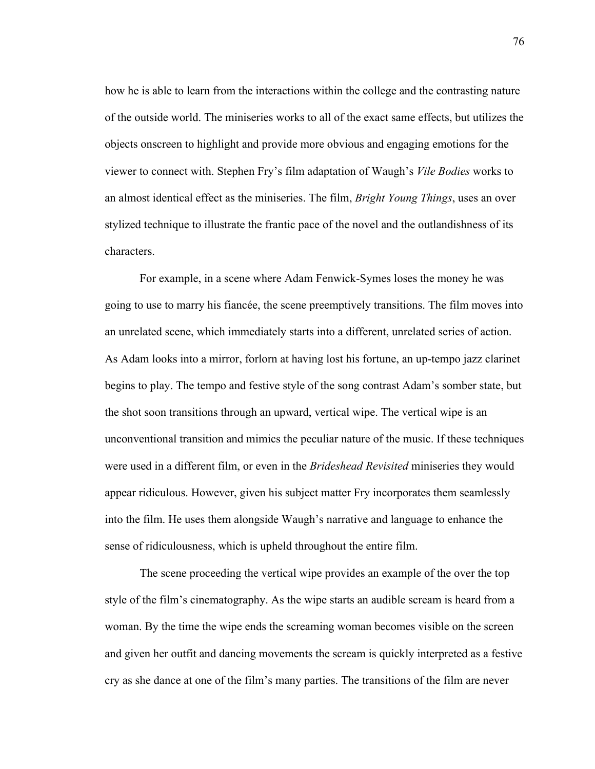how he is able to learn from the interactions within the college and the contrasting nature of the outside world. The miniseries works to all of the exact same effects, but utilizes the objects onscreen to highlight and provide more obvious and engaging emotions for the viewer to connect with. Stephen Fry's film adaptation of Waugh's *Vile Bodies* works to an almost identical effect as the miniseries. The film, *Bright Young Things*, uses an over stylized technique to illustrate the frantic pace of the novel and the outlandishness of its characters.

For example, in a scene where Adam Fenwick-Symes loses the money he was going to use to marry his fiancée, the scene preemptively transitions. The film moves into an unrelated scene, which immediately starts into a different, unrelated series of action. As Adam looks into a mirror, forlorn at having lost his fortune, an up-tempo jazz clarinet begins to play. The tempo and festive style of the song contrast Adam's somber state, but the shot soon transitions through an upward, vertical wipe. The vertical wipe is an unconventional transition and mimics the peculiar nature of the music. If these techniques were used in a different film, or even in the *Brideshead Revisited* miniseries they would appear ridiculous. However, given his subject matter Fry incorporates them seamlessly into the film. He uses them alongside Waugh's narrative and language to enhance the sense of ridiculousness, which is upheld throughout the entire film.

The scene proceeding the vertical wipe provides an example of the over the top style of the film's cinematography. As the wipe starts an audible scream is heard from a woman. By the time the wipe ends the screaming woman becomes visible on the screen and given her outfit and dancing movements the scream is quickly interpreted as a festive cry as she dance at one of the film's many parties. The transitions of the film are never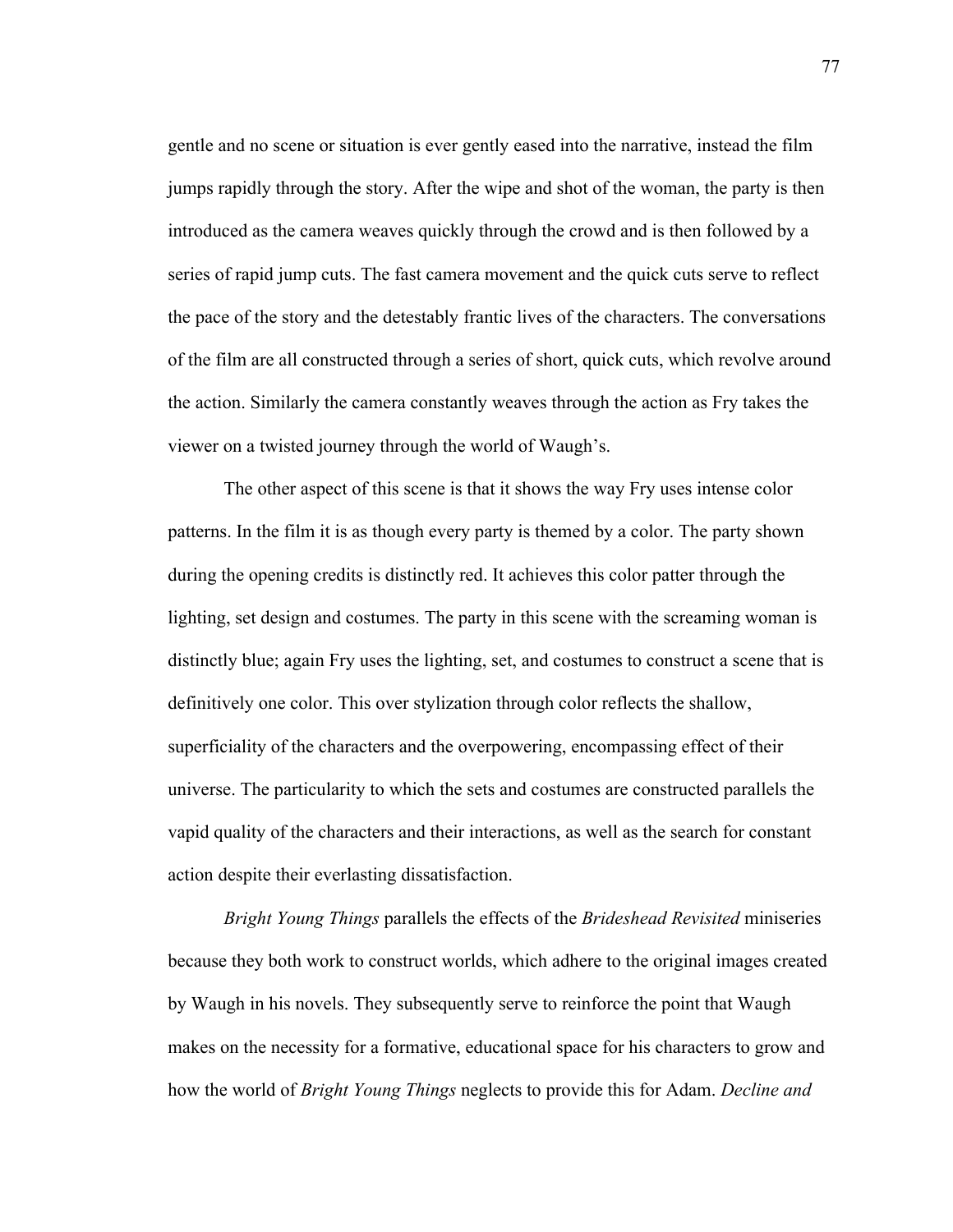gentle and no scene or situation is ever gently eased into the narrative, instead the film jumps rapidly through the story. After the wipe and shot of the woman, the party is then introduced as the camera weaves quickly through the crowd and is then followed by a series of rapid jump cuts. The fast camera movement and the quick cuts serve to reflect the pace of the story and the detestably frantic lives of the characters. The conversations of the film are all constructed through a series of short, quick cuts, which revolve around the action. Similarly the camera constantly weaves through the action as Fry takes the viewer on a twisted journey through the world of Waugh's.

The other aspect of this scene is that it shows the way Fry uses intense color patterns. In the film it is as though every party is themed by a color. The party shown during the opening credits is distinctly red. It achieves this color patter through the lighting, set design and costumes. The party in this scene with the screaming woman is distinctly blue; again Fry uses the lighting, set, and costumes to construct a scene that is definitively one color. This over stylization through color reflects the shallow, superficiality of the characters and the overpowering, encompassing effect of their universe. The particularity to which the sets and costumes are constructed parallels the vapid quality of the characters and their interactions, as well as the search for constant action despite their everlasting dissatisfaction.

*Bright Young Things* parallels the effects of the *Brideshead Revisited* miniseries because they both work to construct worlds, which adhere to the original images created by Waugh in his novels. They subsequently serve to reinforce the point that Waugh makes on the necessity for a formative, educational space for his characters to grow and how the world of *Bright Young Things* neglects to provide this for Adam. *Decline and*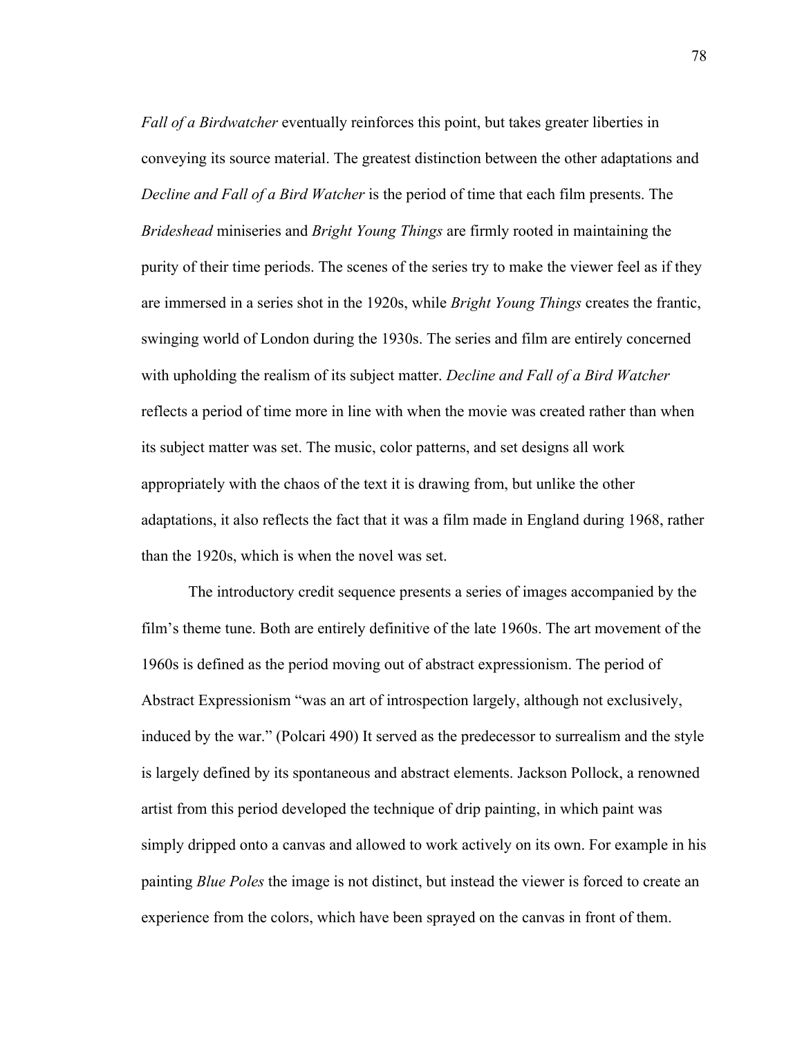*Fall of a Birdwatcher* eventually reinforces this point, but takes greater liberties in conveying its source material. The greatest distinction between the other adaptations and *Decline and Fall of a Bird Watcher* is the period of time that each film presents. The *Brideshead* miniseries and *Bright Young Things* are firmly rooted in maintaining the purity of their time periods. The scenes of the series try to make the viewer feel as if they are immersed in a series shot in the 1920s, while *Bright Young Things* creates the frantic, swinging world of London during the 1930s. The series and film are entirely concerned with upholding the realism of its subject matter. *Decline and Fall of a Bird Watcher* reflects a period of time more in line with when the movie was created rather than when its subject matter was set. The music, color patterns, and set designs all work appropriately with the chaos of the text it is drawing from, but unlike the other adaptations, it also reflects the fact that it was a film made in England during 1968, rather than the 1920s, which is when the novel was set.

The introductory credit sequence presents a series of images accompanied by the film's theme tune. Both are entirely definitive of the late 1960s. The art movement of the 1960s is defined as the period moving out of abstract expressionism. The period of Abstract Expressionism "was an art of introspection largely, although not exclusively, induced by the war." (Polcari 490) It served as the predecessor to surrealism and the style is largely defined by its spontaneous and abstract elements. Jackson Pollock, a renowned artist from this period developed the technique of drip painting, in which paint was simply dripped onto a canvas and allowed to work actively on its own. For example in his painting *Blue Poles* the image is not distinct, but instead the viewer is forced to create an experience from the colors, which have been sprayed on the canvas in front of them.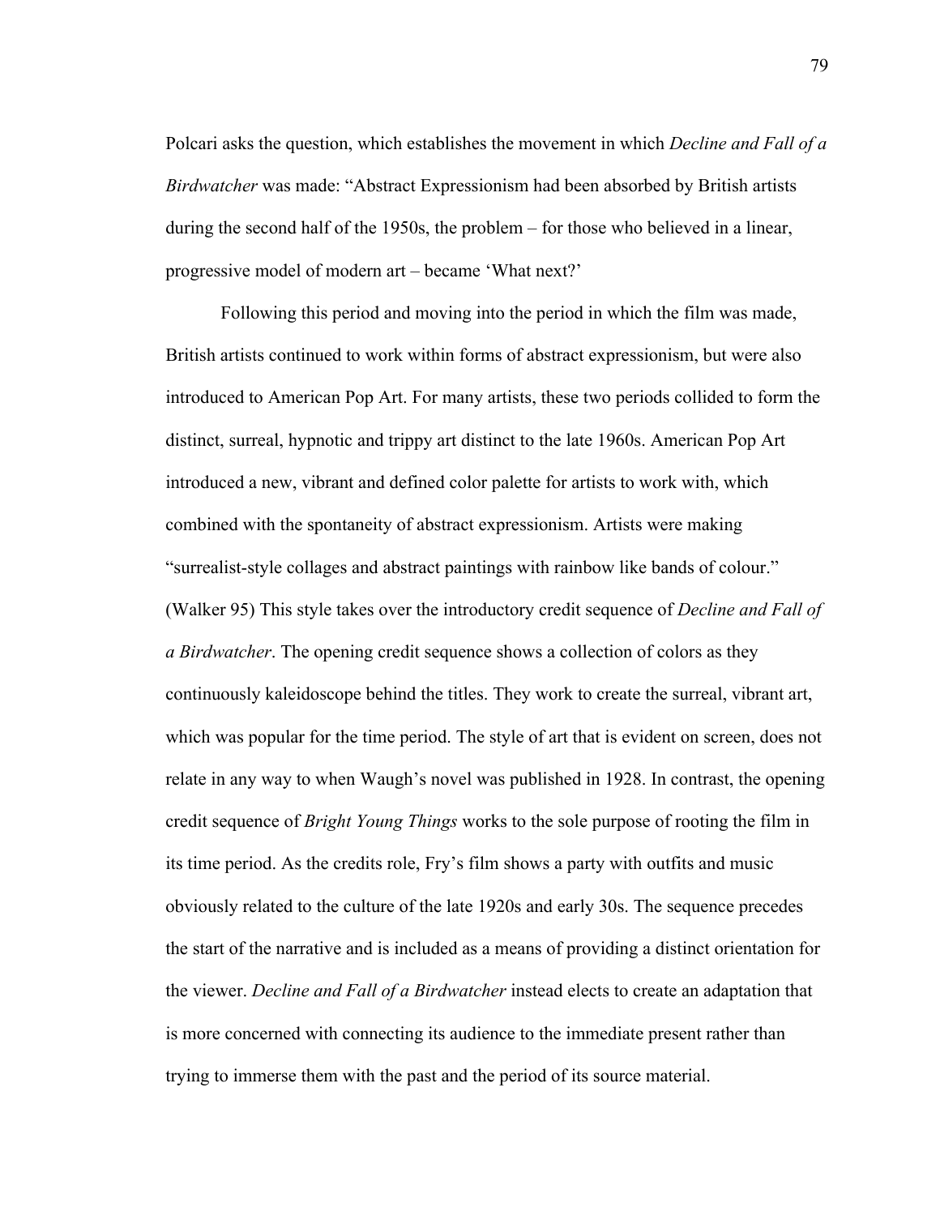Polcari asks the question, which establishes the movement in which *Decline and Fall of a Birdwatcher* was made: "Abstract Expressionism had been absorbed by British artists during the second half of the 1950s, the problem – for those who believed in a linear, progressive model of modern art – became 'What next?'

Following this period and moving into the period in which the film was made, British artists continued to work within forms of abstract expressionism, but were also introduced to American Pop Art. For many artists, these two periods collided to form the distinct, surreal, hypnotic and trippy art distinct to the late 1960s. American Pop Art introduced a new, vibrant and defined color palette for artists to work with, which combined with the spontaneity of abstract expressionism. Artists were making "surrealist-style collages and abstract paintings with rainbow like bands of colour." (Walker 95) This style takes over the introductory credit sequence of *Decline and Fall of a Birdwatcher*. The opening credit sequence shows a collection of colors as they continuously kaleidoscope behind the titles. They work to create the surreal, vibrant art, which was popular for the time period. The style of art that is evident on screen, does not relate in any way to when Waugh's novel was published in 1928. In contrast, the opening credit sequence of *Bright Young Things* works to the sole purpose of rooting the film in its time period. As the credits role, Fry's film shows a party with outfits and music obviously related to the culture of the late 1920s and early 30s. The sequence precedes the start of the narrative and is included as a means of providing a distinct orientation for the viewer. *Decline and Fall of a Birdwatcher* instead elects to create an adaptation that is more concerned with connecting its audience to the immediate present rather than trying to immerse them with the past and the period of its source material.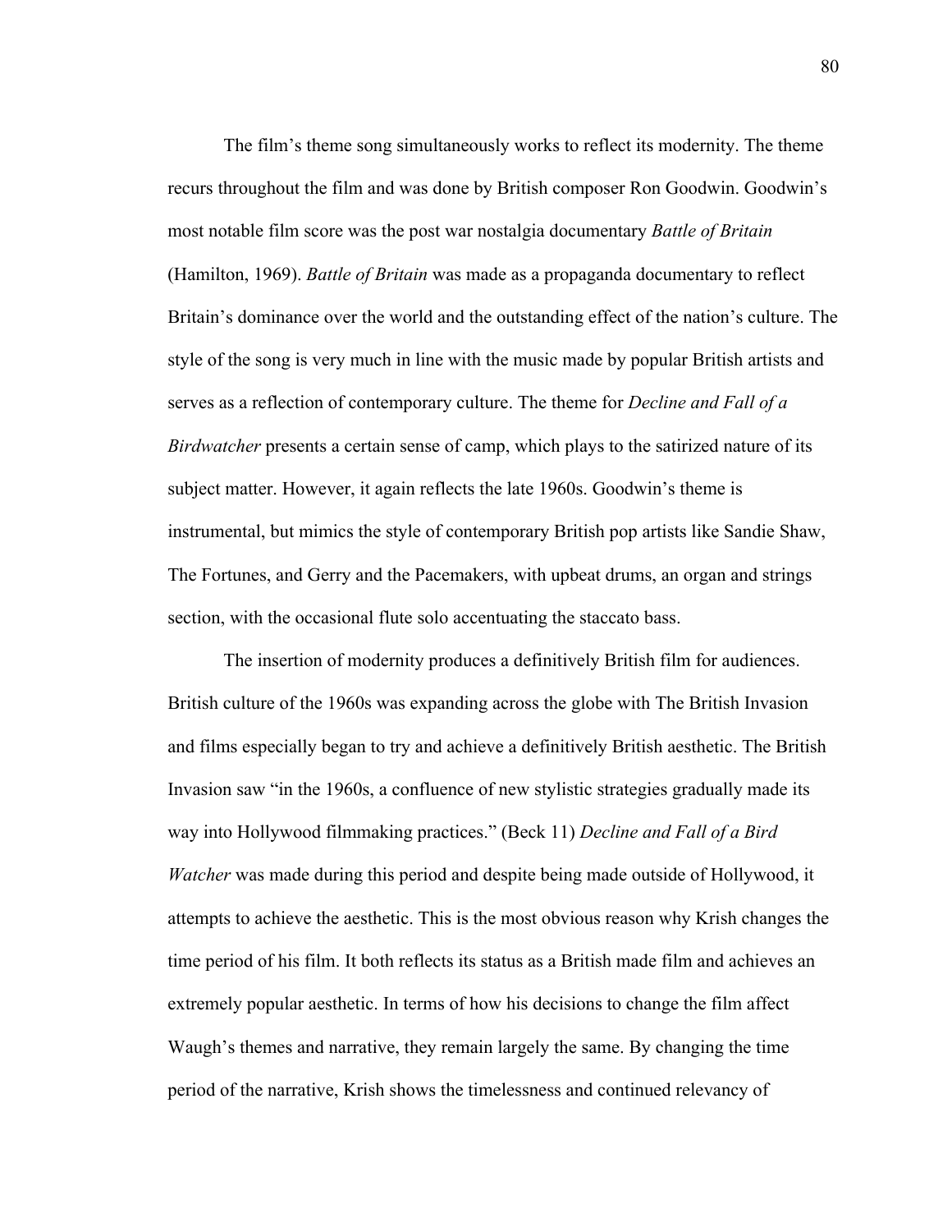The film's theme song simultaneously works to reflect its modernity. The theme recurs throughout the film and was done by British composer Ron Goodwin. Goodwin's most notable film score was the post war nostalgia documentary *Battle of Britain* (Hamilton, 1969). *Battle of Britain* was made as a propaganda documentary to reflect Britain's dominance over the world and the outstanding effect of the nation's culture. The style of the song is very much in line with the music made by popular British artists and serves as a reflection of contemporary culture. The theme for *Decline and Fall of a Birdwatcher* presents a certain sense of camp, which plays to the satirized nature of its subject matter. However, it again reflects the late 1960s. Goodwin's theme is instrumental, but mimics the style of contemporary British pop artists like Sandie Shaw, The Fortunes, and Gerry and the Pacemakers, with upbeat drums, an organ and strings section, with the occasional flute solo accentuating the staccato bass.

The insertion of modernity produces a definitively British film for audiences. British culture of the 1960s was expanding across the globe with The British Invasion and films especially began to try and achieve a definitively British aesthetic. The British Invasion saw "in the 1960s, a confluence of new stylistic strategies gradually made its way into Hollywood filmmaking practices." (Beck 11) *Decline and Fall of a Bird Watcher* was made during this period and despite being made outside of Hollywood, it attempts to achieve the aesthetic. This is the most obvious reason why Krish changes the time period of his film. It both reflects its status as a British made film and achieves an extremely popular aesthetic. In terms of how his decisions to change the film affect Waugh's themes and narrative, they remain largely the same. By changing the time period of the narrative, Krish shows the timelessness and continued relevancy of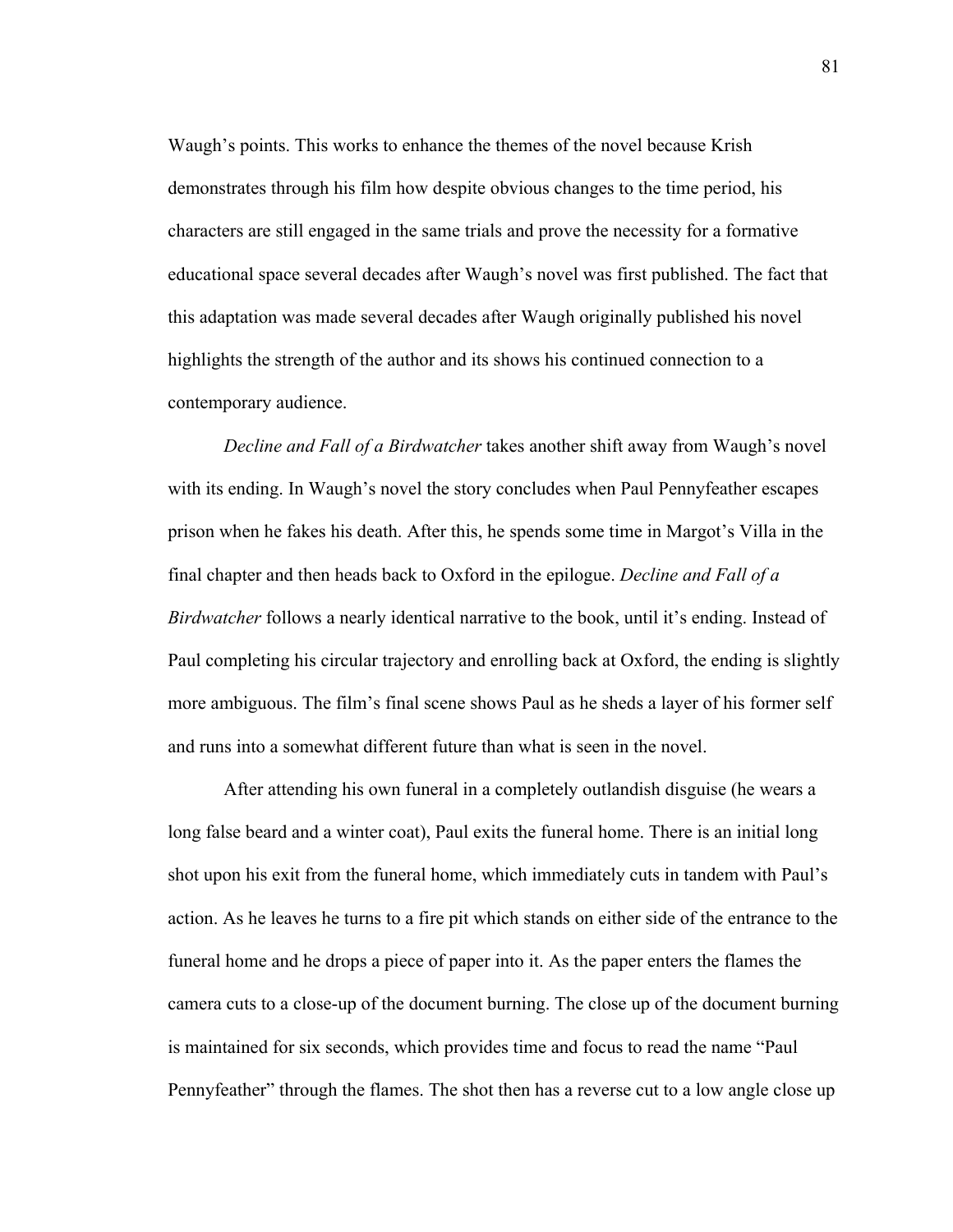Waugh's points. This works to enhance the themes of the novel because Krish demonstrates through his film how despite obvious changes to the time period, his characters are still engaged in the same trials and prove the necessity for a formative educational space several decades after Waugh's novel was first published. The fact that this adaptation was made several decades after Waugh originally published his novel highlights the strength of the author and its shows his continued connection to a contemporary audience.

*Decline and Fall of a Birdwatcher* takes another shift away from Waugh's novel with its ending. In Waugh's novel the story concludes when Paul Pennyfeather escapes prison when he fakes his death. After this, he spends some time in Margot's Villa in the final chapter and then heads back to Oxford in the epilogue. *Decline and Fall of a Birdwatcher* follows a nearly identical narrative to the book, until it's ending. Instead of Paul completing his circular trajectory and enrolling back at Oxford, the ending is slightly more ambiguous. The film's final scene shows Paul as he sheds a layer of his former self and runs into a somewhat different future than what is seen in the novel.

After attending his own funeral in a completely outlandish disguise (he wears a long false beard and a winter coat), Paul exits the funeral home. There is an initial long shot upon his exit from the funeral home, which immediately cuts in tandem with Paul's action. As he leaves he turns to a fire pit which stands on either side of the entrance to the funeral home and he drops a piece of paper into it. As the paper enters the flames the camera cuts to a close-up of the document burning. The close up of the document burning is maintained for six seconds, which provides time and focus to read the name "Paul Pennyfeather" through the flames. The shot then has a reverse cut to a low angle close up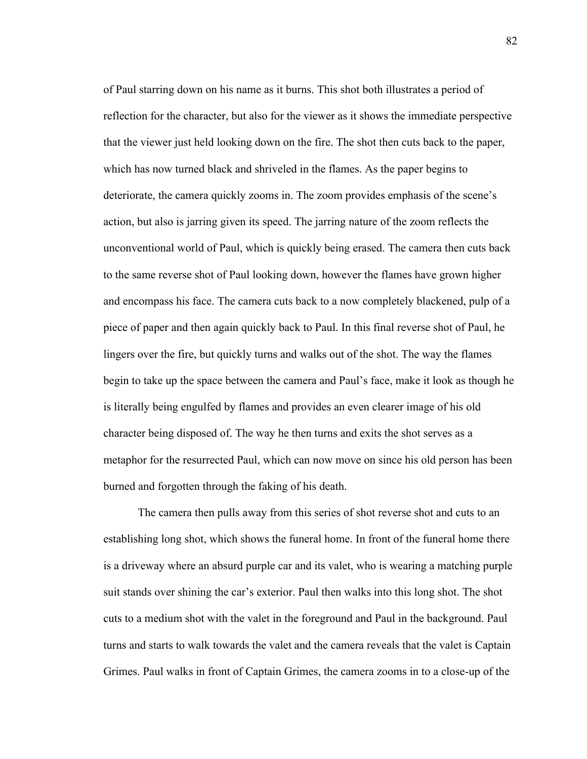of Paul starring down on his name as it burns. This shot both illustrates a period of reflection for the character, but also for the viewer as it shows the immediate perspective that the viewer just held looking down on the fire. The shot then cuts back to the paper, which has now turned black and shriveled in the flames. As the paper begins to deteriorate, the camera quickly zooms in. The zoom provides emphasis of the scene's action, but also is jarring given its speed. The jarring nature of the zoom reflects the unconventional world of Paul, which is quickly being erased. The camera then cuts back to the same reverse shot of Paul looking down, however the flames have grown higher and encompass his face. The camera cuts back to a now completely blackened, pulp of a piece of paper and then again quickly back to Paul. In this final reverse shot of Paul, he lingers over the fire, but quickly turns and walks out of the shot. The way the flames begin to take up the space between the camera and Paul's face, make it look as though he is literally being engulfed by flames and provides an even clearer image of his old character being disposed of. The way he then turns and exits the shot serves as a metaphor for the resurrected Paul, which can now move on since his old person has been burned and forgotten through the faking of his death.

The camera then pulls away from this series of shot reverse shot and cuts to an establishing long shot, which shows the funeral home. In front of the funeral home there is a driveway where an absurd purple car and its valet, who is wearing a matching purple suit stands over shining the car's exterior. Paul then walks into this long shot. The shot cuts to a medium shot with the valet in the foreground and Paul in the background. Paul turns and starts to walk towards the valet and the camera reveals that the valet is Captain Grimes. Paul walks in front of Captain Grimes, the camera zooms in to a close-up of the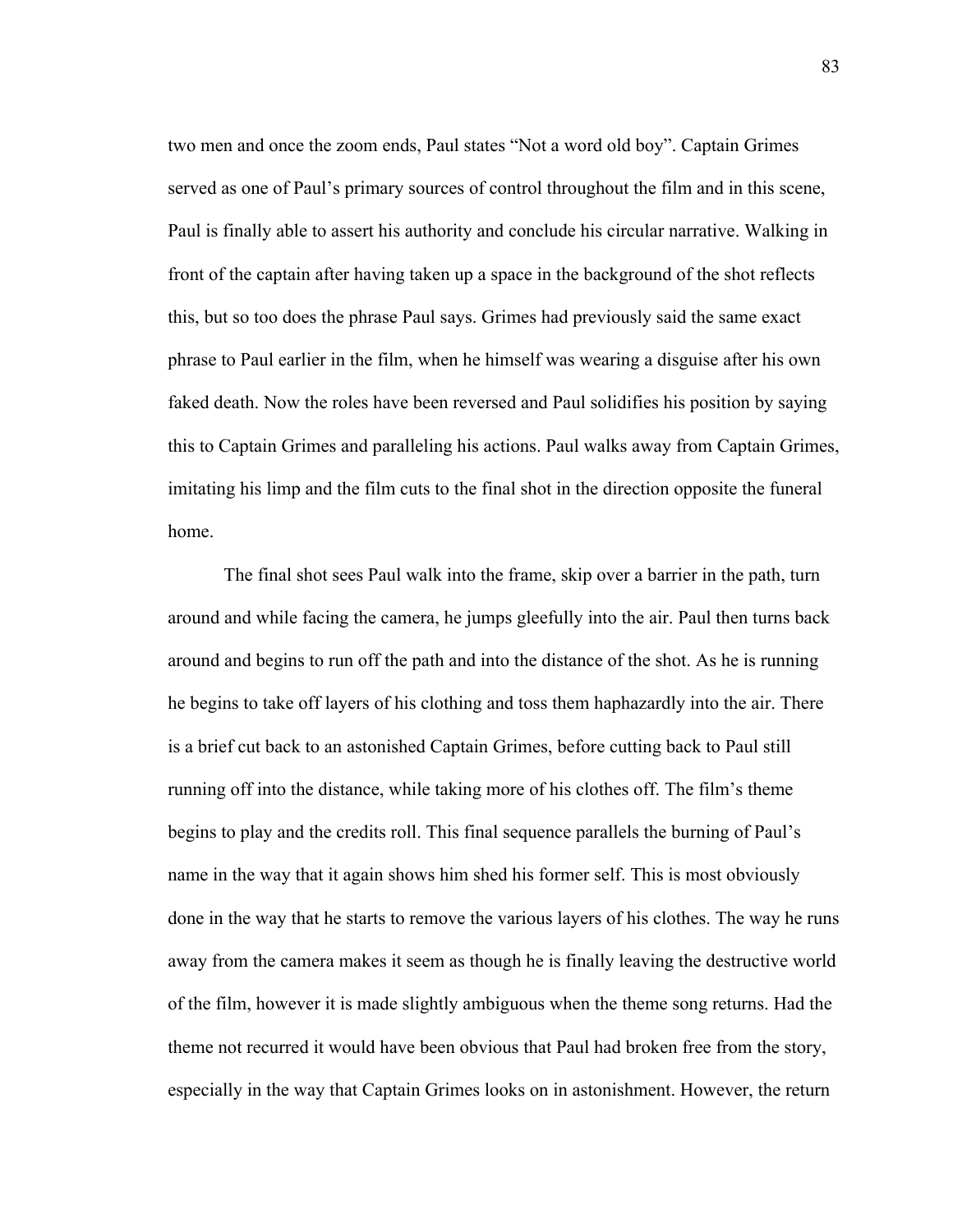two men and once the zoom ends, Paul states "Not a word old boy". Captain Grimes served as one of Paul's primary sources of control throughout the film and in this scene, Paul is finally able to assert his authority and conclude his circular narrative. Walking in front of the captain after having taken up a space in the background of the shot reflects this, but so too does the phrase Paul says. Grimes had previously said the same exact phrase to Paul earlier in the film, when he himself was wearing a disguise after his own faked death. Now the roles have been reversed and Paul solidifies his position by saying this to Captain Grimes and paralleling his actions. Paul walks away from Captain Grimes, imitating his limp and the film cuts to the final shot in the direction opposite the funeral home.

The final shot sees Paul walk into the frame, skip over a barrier in the path, turn around and while facing the camera, he jumps gleefully into the air. Paul then turns back around and begins to run off the path and into the distance of the shot. As he is running he begins to take off layers of his clothing and toss them haphazardly into the air. There is a brief cut back to an astonished Captain Grimes, before cutting back to Paul still running off into the distance, while taking more of his clothes off. The film's theme begins to play and the credits roll. This final sequence parallels the burning of Paul's name in the way that it again shows him shed his former self. This is most obviously done in the way that he starts to remove the various layers of his clothes. The way he runs away from the camera makes it seem as though he is finally leaving the destructive world of the film, however it is made slightly ambiguous when the theme song returns. Had the theme not recurred it would have been obvious that Paul had broken free from the story, especially in the way that Captain Grimes looks on in astonishment. However, the return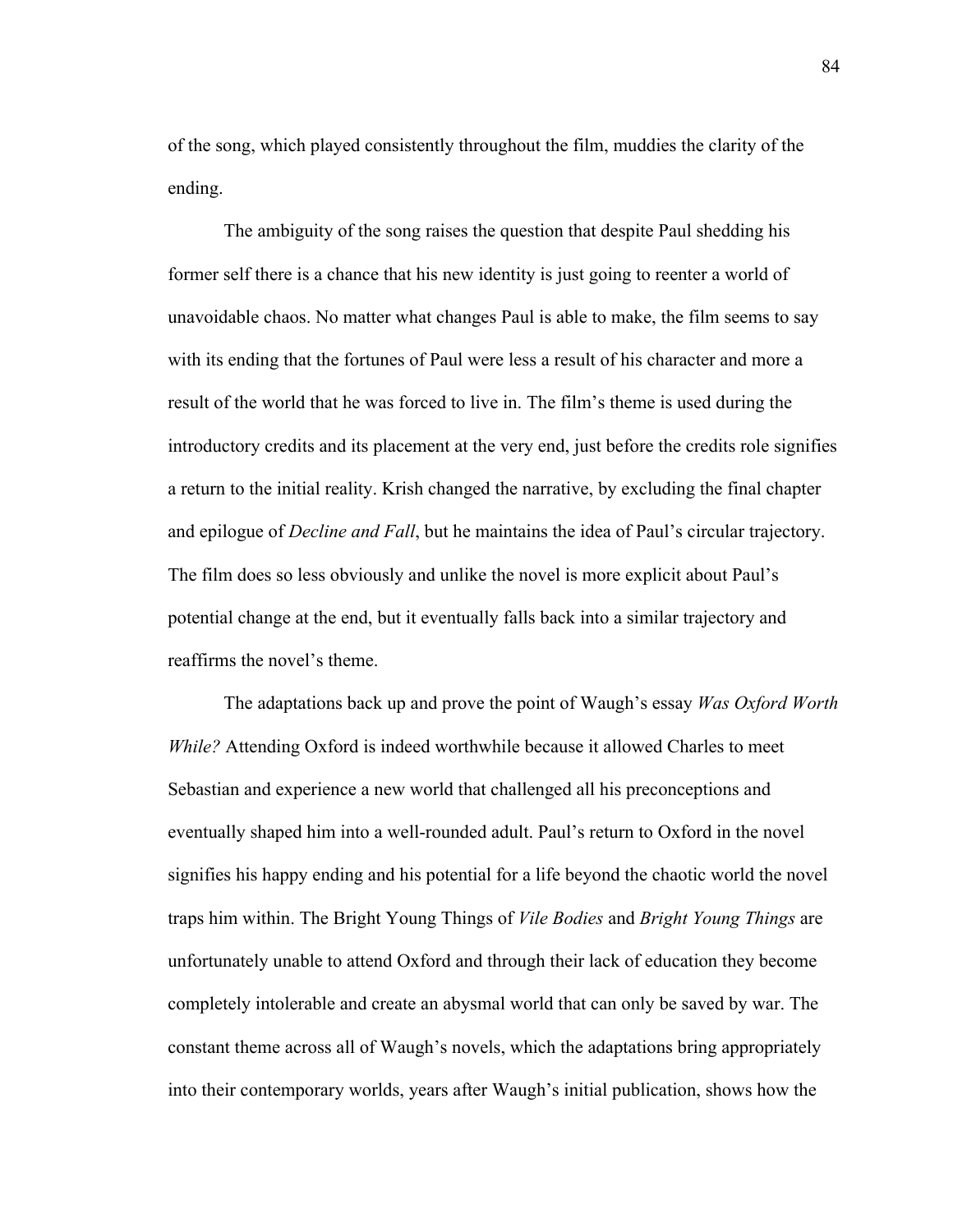of the song, which played consistently throughout the film, muddies the clarity of the ending.

The ambiguity of the song raises the question that despite Paul shedding his former self there is a chance that his new identity is just going to reenter a world of unavoidable chaos. No matter what changes Paul is able to make, the film seems to say with its ending that the fortunes of Paul were less a result of his character and more a result of the world that he was forced to live in. The film's theme is used during the introductory credits and its placement at the very end, just before the credits role signifies a return to the initial reality. Krish changed the narrative, by excluding the final chapter and epilogue of *Decline and Fall*, but he maintains the idea of Paul's circular trajectory. The film does so less obviously and unlike the novel is more explicit about Paul's potential change at the end, but it eventually falls back into a similar trajectory and reaffirms the novel's theme.

The adaptations back up and prove the point of Waugh's essay *Was Oxford Worth While?* Attending Oxford is indeed worthwhile because it allowed Charles to meet Sebastian and experience a new world that challenged all his preconceptions and eventually shaped him into a well-rounded adult. Paul's return to Oxford in the novel signifies his happy ending and his potential for a life beyond the chaotic world the novel traps him within. The Bright Young Things of *Vile Bodies* and *Bright Young Things* are unfortunately unable to attend Oxford and through their lack of education they become completely intolerable and create an abysmal world that can only be saved by war. The constant theme across all of Waugh's novels, which the adaptations bring appropriately into their contemporary worlds, years after Waugh's initial publication, shows how the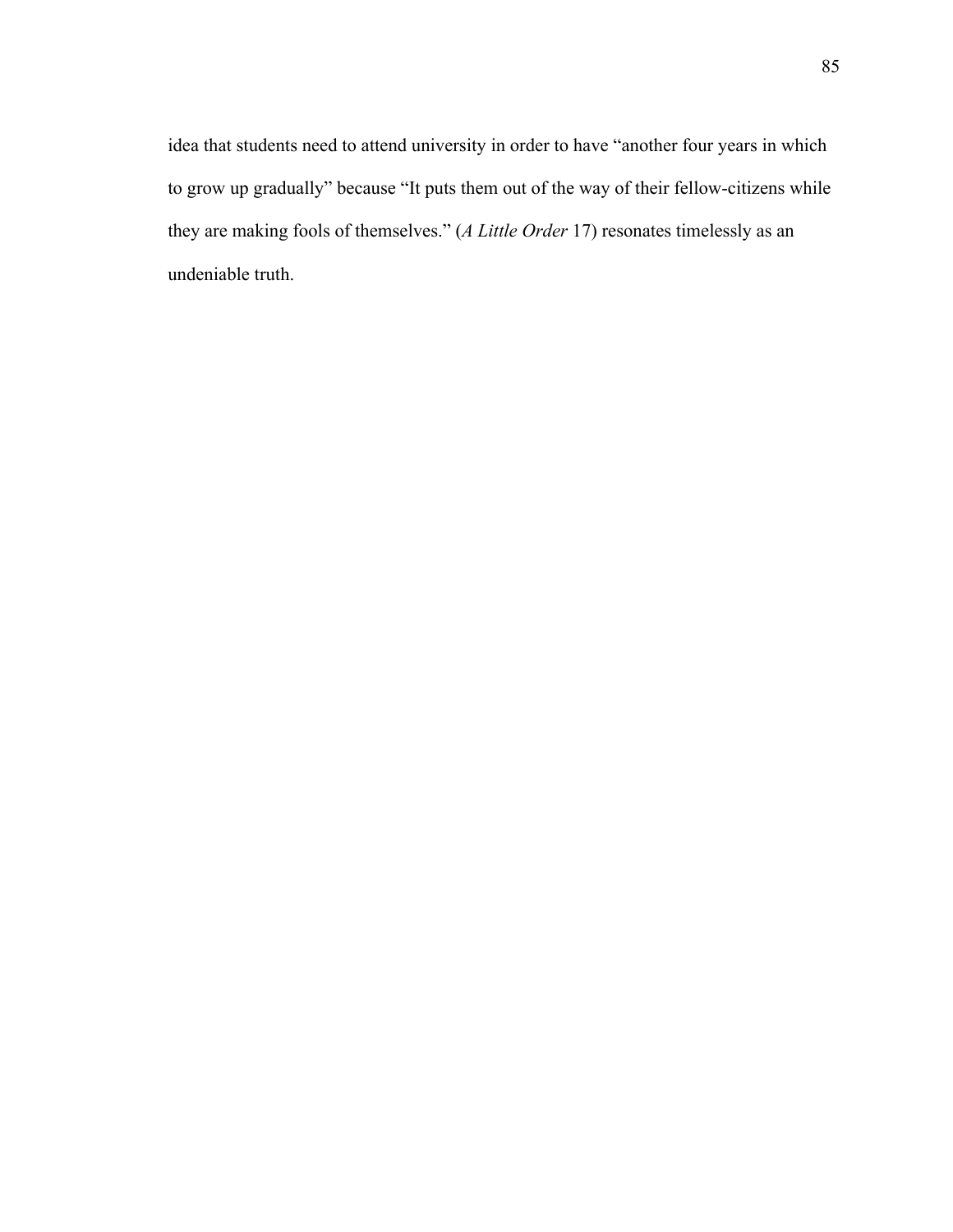idea that students need to attend university in order to have "another four years in which to grow up gradually" because "It puts them out of the way of their fellow-citizens while they are making fools of themselves." (*A Little Order* 17) resonates timelessly as an undeniable truth.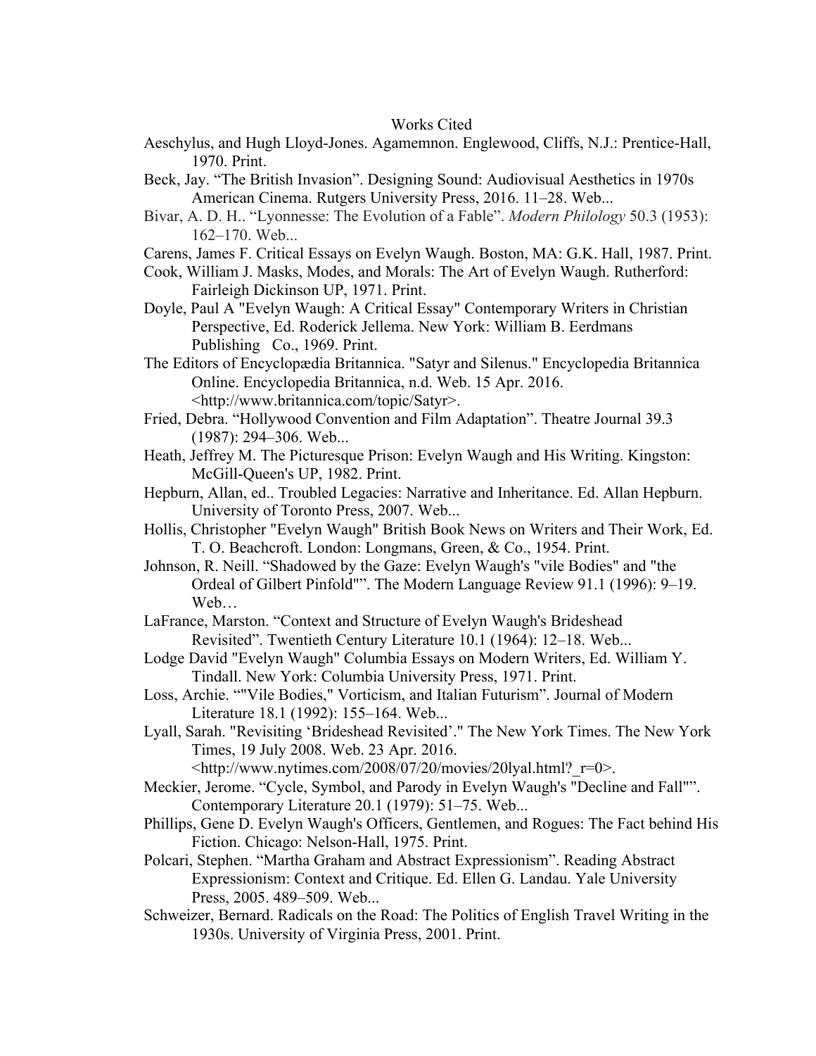Works Cited

Aeschylus, and Hugh Lloyd-Jones. Agamemnon. Englewood, Cliffs, N.J.: Prentice-Hall, 1970. Print.

Beck, Jay. "The British Invasion". Designing Sound: Audiovisual Aesthetics in 1970s American Cinema. Rutgers University Press, 2016. 11–28. Web...

Bivar, A. D. H.. "Lyonnesse: The Evolution of a Fable". *Modern Philology* 50.3 (1953): 162–170. Web...

Carens, James F. Critical Essays on Evelyn Waugh. Boston, MA: G.K. Hall, 1987. Print.

Cook, William J. Masks, Modes, and Morals: The Art of Evelyn Waugh. Rutherford: Fairleigh Dickinson UP, 1971. Print.

Doyle, Paul A "Evelyn Waugh: A Critical Essay" Contemporary Writers in Christian Perspective, Ed. Roderick Jellema. New York: William B. Eerdmans Publishing Co., 1969. Print.

The Editors of Encyclopædia Britannica. "Satyr and Silenus." Encyclopedia Britannica Online. Encyclopedia Britannica, n.d. Web. 15 Apr. 2016. <http://www.britannica.com/topic/Satyr>.

Fried, Debra. "Hollywood Convention and Film Adaptation". Theatre Journal 39.3 (1987): 294–306. Web...

Heath, Jeffrey M. The Picturesque Prison: Evelyn Waugh and His Writing. Kingston: McGill-Queen's UP, 1982. Print.

Hepburn, Allan, ed.. Troubled Legacies: Narrative and Inheritance. Ed. Allan Hepburn. University of Toronto Press, 2007. Web...

Hollis, Christopher "Evelyn Waugh" British Book News on Writers and Their Work, Ed. T. O. Beachcroft. London: Longmans, Green, & Co., 1954. Print.

Johnson, R. Neill. "Shadowed by the Gaze: Evelyn Waugh's "vile Bodies" and "the Ordeal of Gilbert Pinfold"". The Modern Language Review 91.1 (1996): 9–19. Web…

LaFrance, Marston. "Context and Structure of Evelyn Waugh's Brideshead Revisited". Twentieth Century Literature 10.1 (1964): 12–18. Web...

Lodge David "Evelyn Waugh" Columbia Essays on Modern Writers, Ed. William Y. Tindall. New York: Columbia University Press, 1971. Print.

Loss, Archie. ""Vile Bodies," Vorticism, and Italian Futurism". Journal of Modern Literature 18.1 (1992): 155–164. Web...

Lyall, Sarah. "Revisiting 'Brideshead Revisited'." The New York Times. The New York Times, 19 July 2008. Web. 23 Apr. 2016. <http://www.nytimes.com/2008/07/20/movies/20lyall.html?_r=0>.

Meckier, Jerome. "Cycle, Symbol, and Parody in Evelyn Waugh's "Decline and Fall"". Contemporary Literature 20.1 (1979): 51–75. Web...

Phillips, Gene D. Evelyn Waugh's Officers, Gentlemen, and Rogues: The Fact behind His Fiction. Chicago: Nelson-Hall, 1975. Print.

Polcari, Stephen. "Martha Graham and Abstract Expressionism". Reading Abstract Expressionism: Context and Critique. Ed. Ellen G. Landau. Yale University Press, 2005. 489–509. Web...

Schweizer, Bernard. Radicals on the Road: The Politics of English Travel Writing in the 1930s. University of Virginia Press, 2001. Print.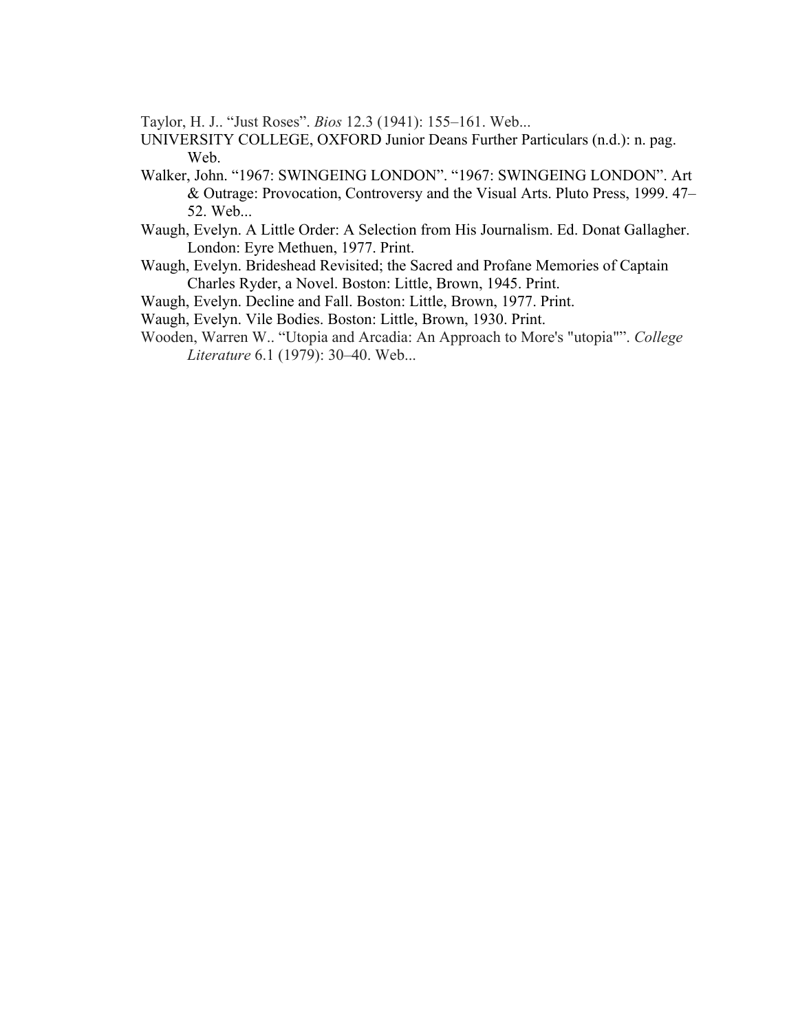Taylor, H. J.. “Just Roses”. *Bios* 12.3 (1941): 155–161. Web...

UNIVERSITY COLLEGE, OXFORD Junior Deans Further Particulars (n.d.): n. pag. Web.

Walker, John. “1967: SWINGEING LONDON”. “1967: SWINGEING LONDON”. Art & Outrage: Provocation, Controversy and the Visual Arts. Pluto Press, 1999. 47–52. Web...

Waugh, Evelyn. A Little Order: A Selection from His Journalism. Ed. Donat Gallagher. London: Eyre Methuen, 1977. Print.

Waugh, Evelyn. Brideshead Revisited; the Sacred and Profane Memories of Captain Charles Ryder, a Novel. Boston: Little, Brown, 1945. Print.

Waugh, Evelyn. Decline and Fall. Boston: Little, Brown, 1977. Print.

Waugh, Evelyn. Vile Bodies. Boston: Little, Brown, 1930. Print.

Wooden, Warren W.. “Utopia and Arcadia: An Approach to More's "utopia"”. *College Literature* 6.1 (1979): 30–40. Web...